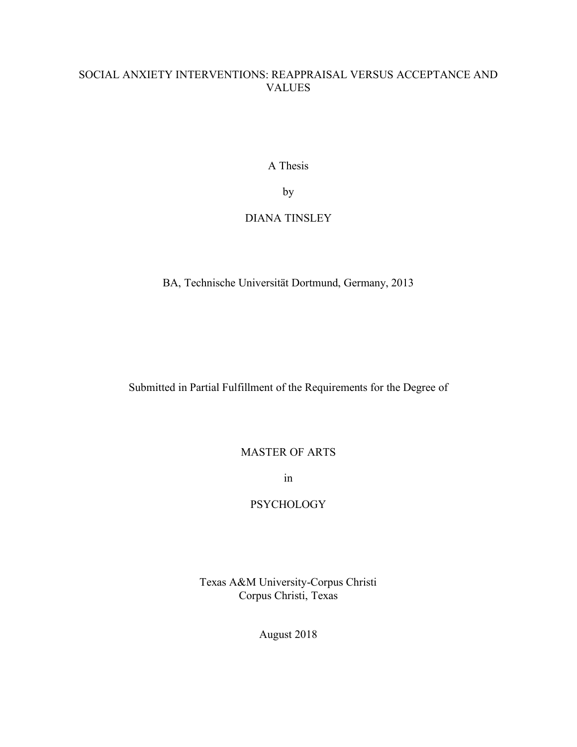# SOCIAL ANXIETY INTERVENTIONS: REAPPRAISAL VERSUS ACCEPTANCE AND VALUES

A Thesis

by

DIANA TINSLEY

BA, Technische Universität Dortmund, Germany, 2013

Submitted in Partial Fulfillment of the Requirements for the Degree of

MASTER OF ARTS

in

PSYCHOLOGY

Texas A&M University-Corpus Christi
Corpus Christi, Texas

August 2018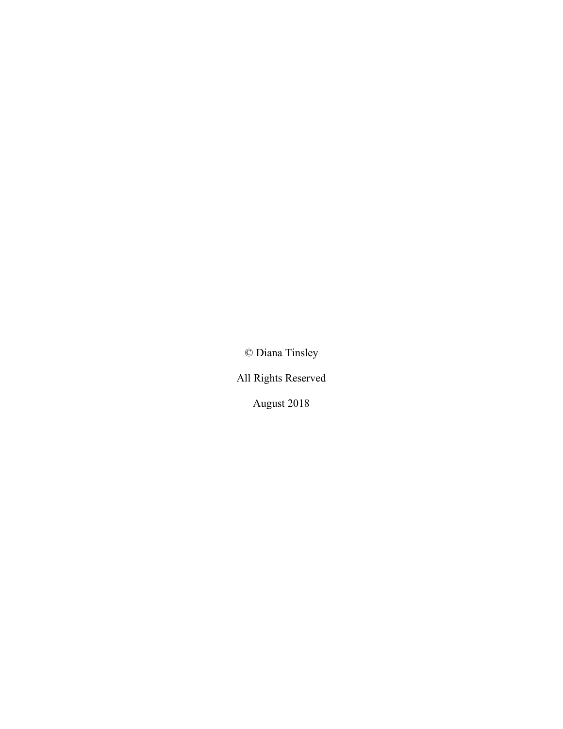© Diana Tinsley

All Rights Reserved

August 2018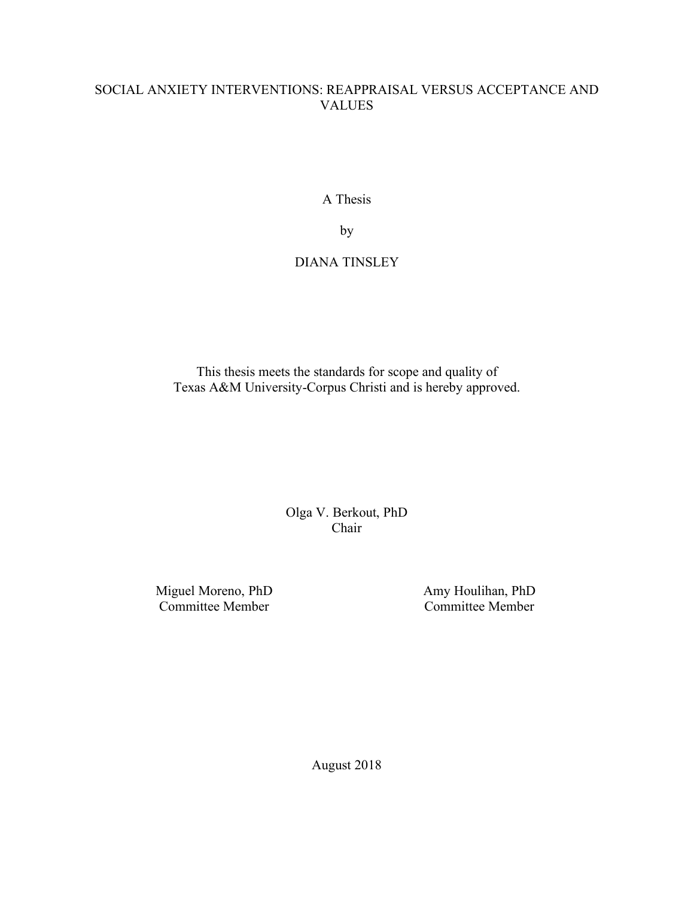SOCIAL ANXIETY INTERVENTIONS: REAPPRAISAL VERSUS ACCEPTANCE AND VALUES

A Thesis

by

DIANA TINSLEY

This thesis meets the standards for scope and quality of
Texas A&M University-Corpus Christi and is hereby approved.

Olga V. Berkout, PhD
Chair

Miguel Moreno, PhD
Committee Member

Amy Houlihan, PhD
Committee Member

August 2018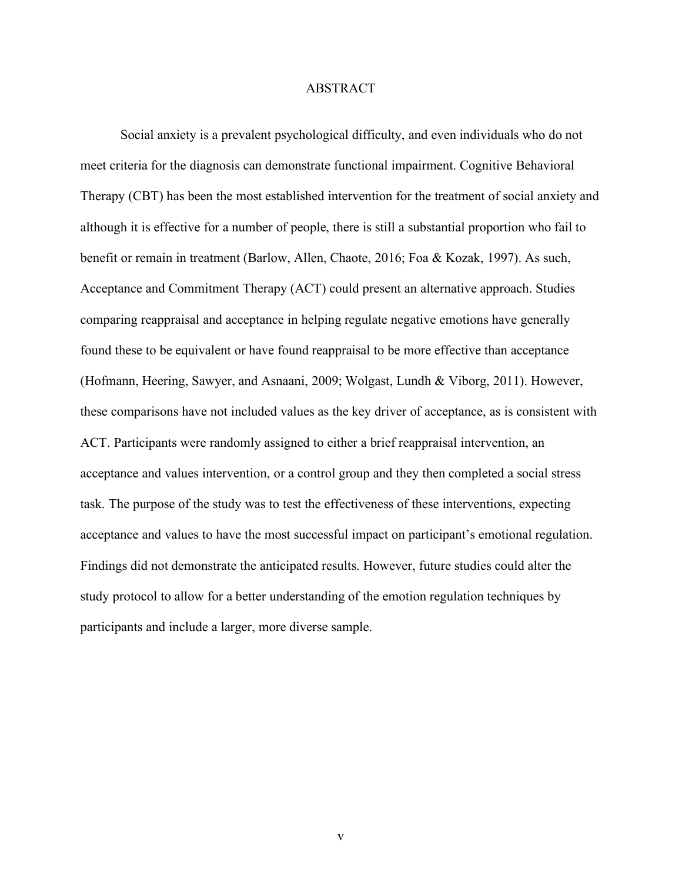# ABSTRACT

Social anxiety is a prevalent psychological difficulty, and even individuals who do not meet criteria for the diagnosis can demonstrate functional impairment. Cognitive Behavioral Therapy (CBT) has been the most established intervention for the treatment of social anxiety and although it is effective for a number of people, there is still a substantial proportion who fail to benefit or remain in treatment (Barlow, Allen, Chaote, 2016; Foa & Kozak, 1997). As such, Acceptance and Commitment Therapy (ACT) could present an alternative approach. Studies comparing reappraisal and acceptance in helping regulate negative emotions have generally found these to be equivalent or have found reappraisal to be more effective than acceptance (Hofmann, Heering, Sawyer, and Asnaani, 2009; Wolgast, Lundh & Viborg, 2011). However, these comparisons have not included values as the key driver of acceptance, as is consistent with ACT. Participants were randomly assigned to either a brief reappraisal intervention, an acceptance and values intervention, or a control group and they then completed a social stress task. The purpose of the study was to test the effectiveness of these interventions, expecting acceptance and values to have the most successful impact on participant's emotional regulation. Findings did not demonstrate the anticipated results. However, future studies could alter the study protocol to allow for a better understanding of the emotion regulation techniques by participants and include a larger, more diverse sample.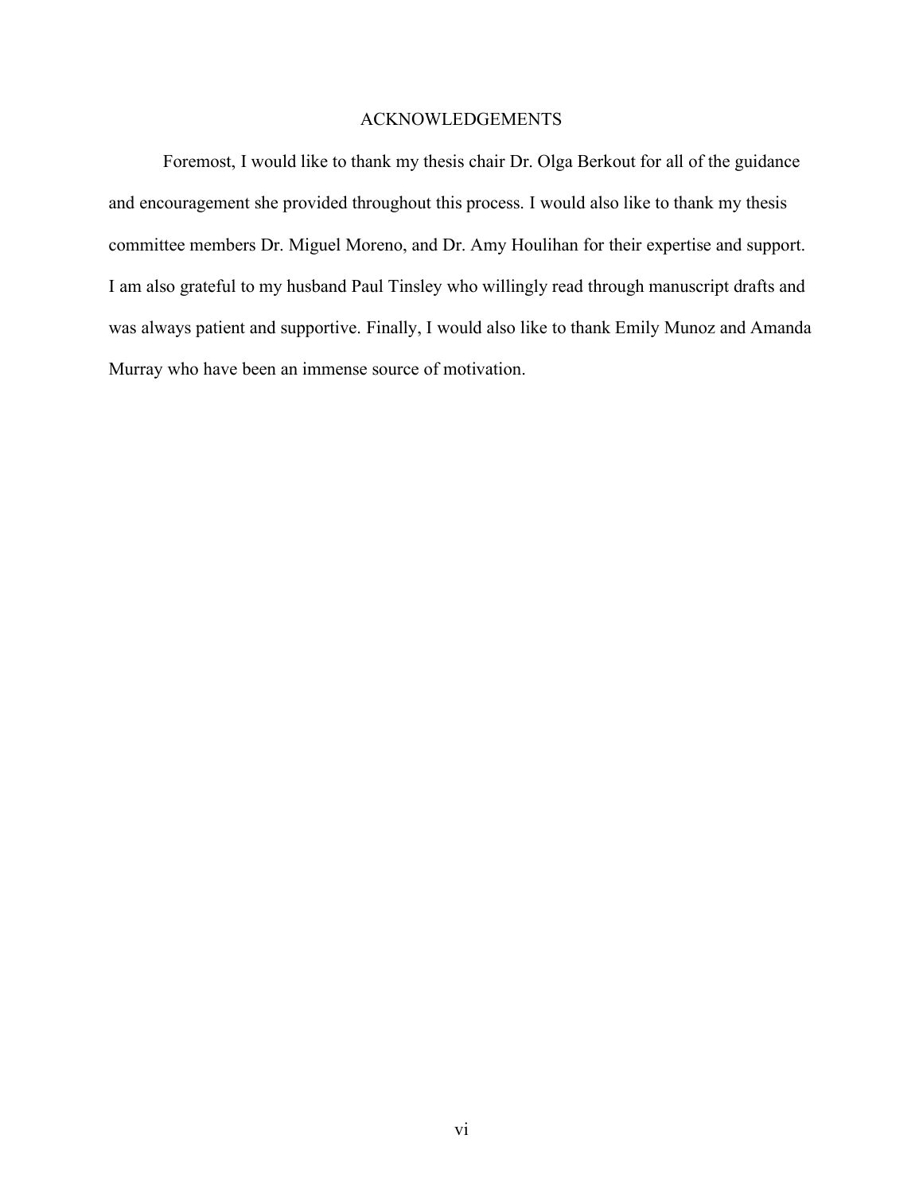# ACKNOWLEDGEMENTS

Foremost, I would like to thank my thesis chair Dr. Olga Berkout for all of the guidance and encouragement she provided throughout this process. I would also like to thank my thesis committee members Dr. Miguel Moreno, and Dr. Amy Houlihan for their expertise and support. I am also grateful to my husband Paul Tinsley who willingly read through manuscript drafts and was always patient and supportive. Finally, I would also like to thank Emily Munoz and Amanda Murray who have been an immense source of motivation.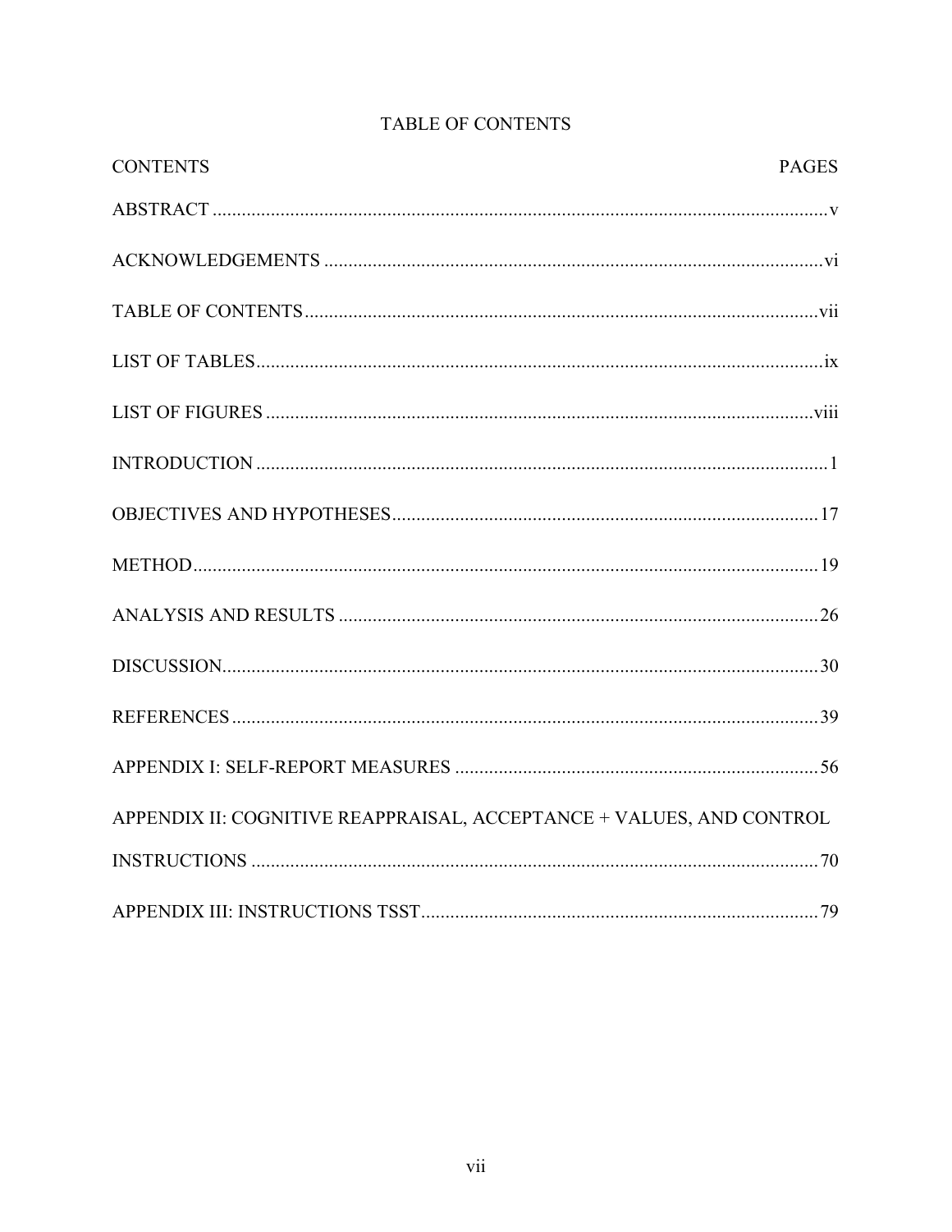# TABLE OF CONTENTS

| CONTENTS | PAGES |
|---|---|
| ABSTRACT | v |
| ACKNOWLEDGEMENTS | vi |
| TABLE OF CONTENTS | vii |
| LIST OF TABLES | ix |
| LIST OF FIGURES | viii |
| INTRODUCTION | 1 |
| OBJECTIVES AND HYPOTHESES | 17 |
| METHOD | 19 |
| ANALYSIS AND RESULTS | 26 |
| DISCUSSION | 30 |
| REFERENCES | 39 |
| APPENDIX I: SELF-REPORT MEASURES | 56 |
| APPENDIX II: COGNITIVE REAPPRAISAL, ACCEPTANCE + VALUES, AND CONTROL INSTRUCTIONS | 70 |
| APPENDIX III: INSTRUCTIONS TSST | 79 |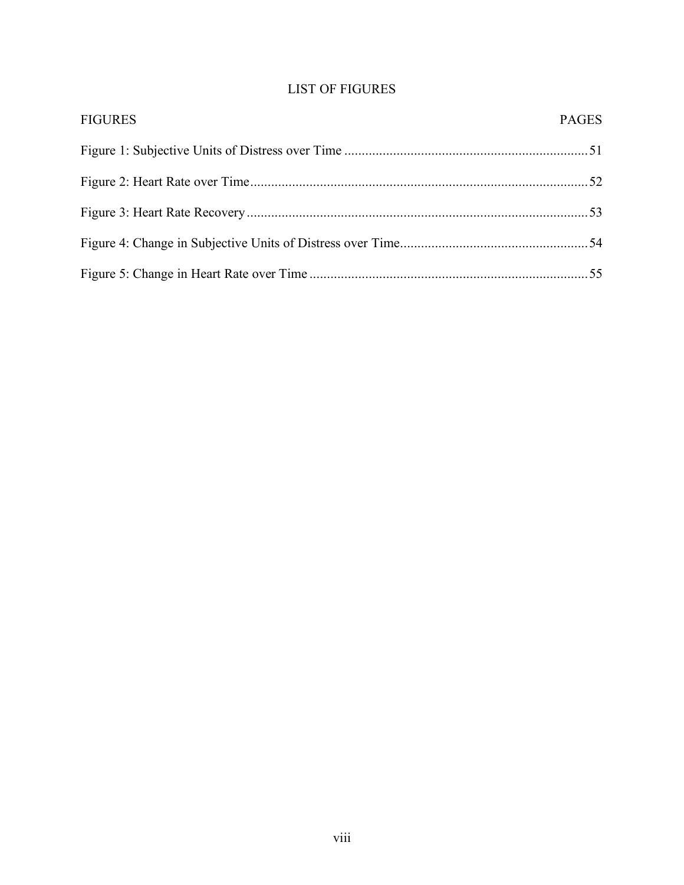# LIST OF FIGURES

| FIGURES | PAGES |
| --- | --- |
| Figure 1: Subjective Units of Distress over Time | 51 |
| Figure 2: Heart Rate over Time | 52 |
| Figure 3: Heart Rate Recovery | 53 |
| Figure 4: Change in Subjective Units of Distress over Time | 54 |
| Figure 5: Change in Heart Rate over Time | 55 |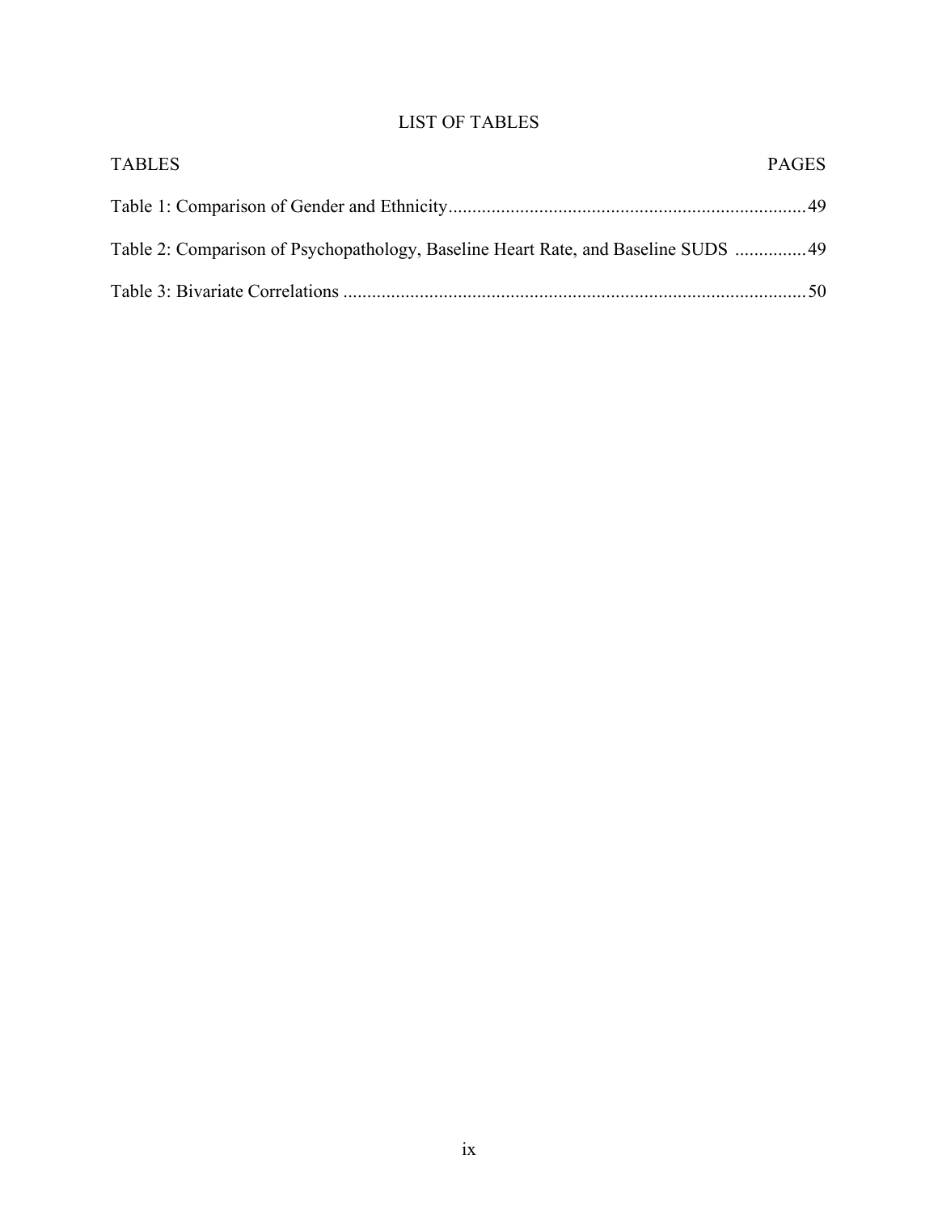# LIST OF TABLES

| TABLES | PAGES |
| --- | --- |
| Table 1: Comparison of Gender and Ethnicity | 49 |
| Table 2: Comparison of Psychopathology, Baseline Heart Rate, and Baseline SUDS | 49 |
| Table 3: Bivariate Correlations | 50 |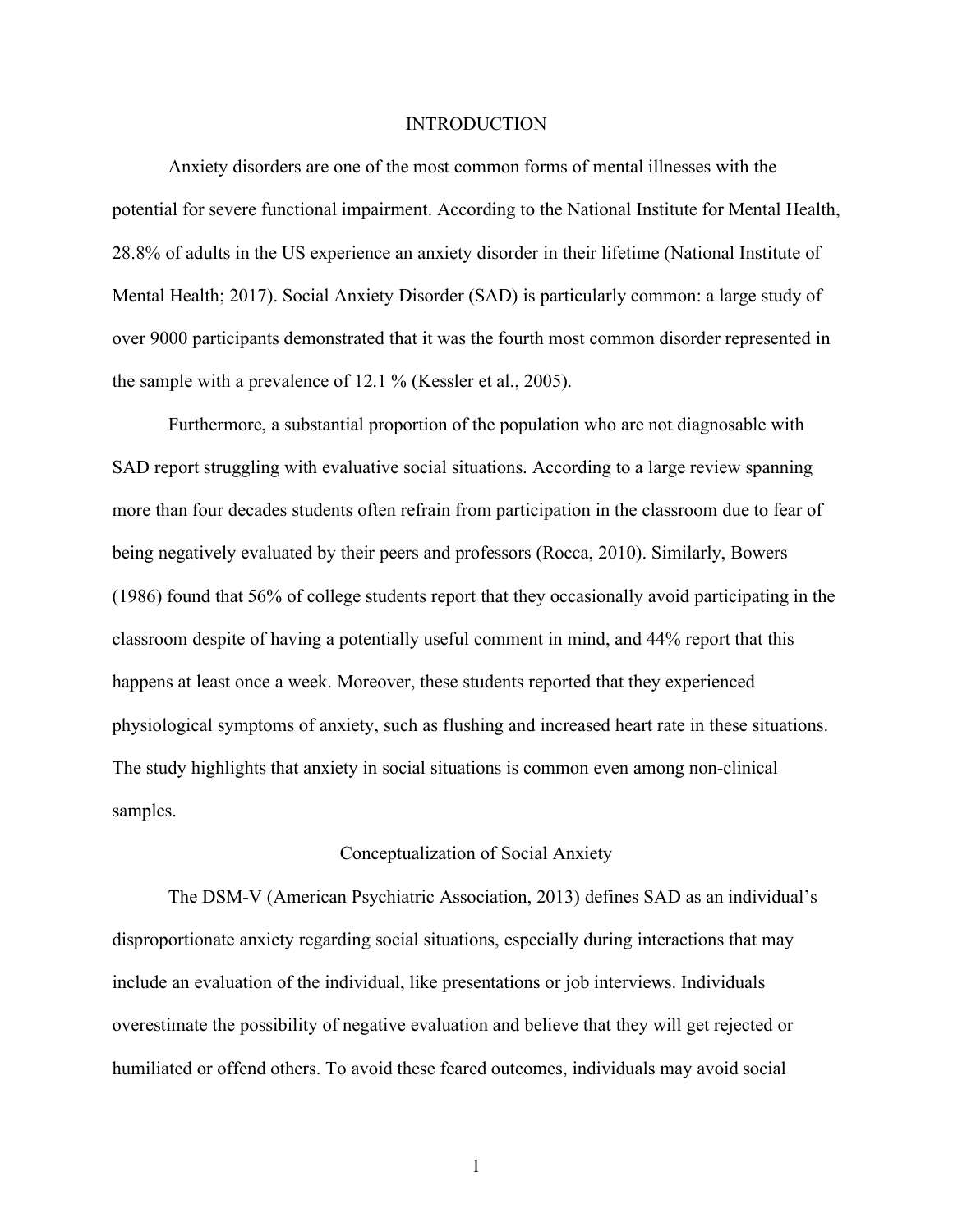# INTRODUCTION

Anxiety disorders are one of the most common forms of mental illnesses with the potential for severe functional impairment. According to the National Institute for Mental Health, 28.8% of adults in the US experience an anxiety disorder in their lifetime (National Institute of Mental Health; 2017). Social Anxiety Disorder (SAD) is particularly common: a large study of over 9000 participants demonstrated that it was the fourth most common disorder represented in the sample with a prevalence of 12.1 % (Kessler et al., 2005).

Furthermore, a substantial proportion of the population who are not diagnosable with SAD report struggling with evaluative social situations. According to a large review spanning more than four decades students often refrain from participation in the classroom due to fear of being negatively evaluated by their peers and professors (Rocca, 2010). Similarly, Bowers (1986) found that 56% of college students report that they occasionally avoid participating in the classroom despite of having a potentially useful comment in mind, and 44% report that this happens at least once a week. Moreover, these students reported that they experienced physiological symptoms of anxiety, such as flushing and increased heart rate in these situations. The study highlights that anxiety in social situations is common even among non-clinical samples.

## Conceptualization of Social Anxiety

The DSM-V (American Psychiatric Association, 2013) defines SAD as an individual's disproportionate anxiety regarding social situations, especially during interactions that may include an evaluation of the individual, like presentations or job interviews. Individuals overestimate the possibility of negative evaluation and believe that they will get rejected or humiliated or offend others. To avoid these feared outcomes, individuals may avoid social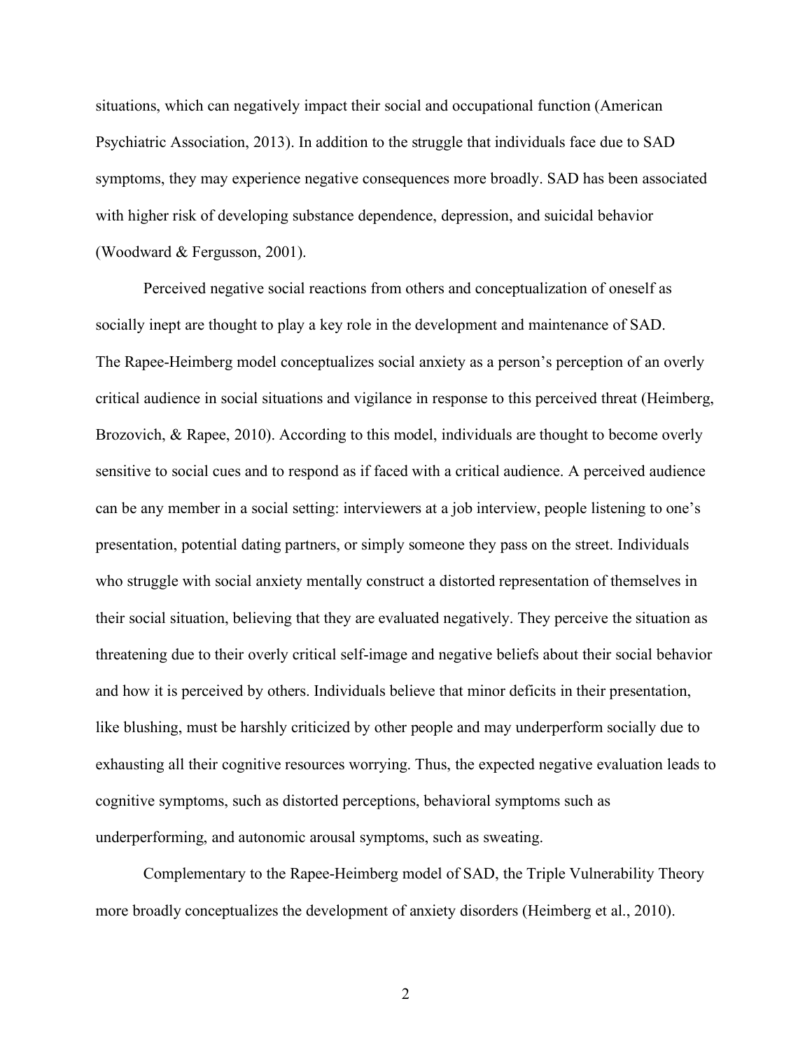situations, which can negatively impact their social and occupational function (American Psychiatric Association, 2013). In addition to the struggle that individuals face due to SAD symptoms, they may experience negative consequences more broadly. SAD has been associated with higher risk of developing substance dependence, depression, and suicidal behavior (Woodward & Fergusson, 2001).

Perceived negative social reactions from others and conceptualization of oneself as socially inept are thought to play a key role in the development and maintenance of SAD. The Rapee-Heimberg model conceptualizes social anxiety as a person's perception of an overly critical audience in social situations and vigilance in response to this perceived threat (Heimberg, Brozovich, & Rapee, 2010). According to this model, individuals are thought to become overly sensitive to social cues and to respond as if faced with a critical audience. A perceived audience can be any member in a social setting: interviewers at a job interview, people listening to one's presentation, potential dating partners, or simply someone they pass on the street. Individuals who struggle with social anxiety mentally construct a distorted representation of themselves in their social situation, believing that they are evaluated negatively. They perceive the situation as threatening due to their overly critical self-image and negative beliefs about their social behavior and how it is perceived by others. Individuals believe that minor deficits in their presentation, like blushing, must be harshly criticized by other people and may underperform socially due to exhausting all their cognitive resources worrying. Thus, the expected negative evaluation leads to cognitive symptoms, such as distorted perceptions, behavioral symptoms such as underperforming, and autonomic arousal symptoms, such as sweating.

Complementary to the Rapee-Heimberg model of SAD, the Triple Vulnerability Theory more broadly conceptualizes the development of anxiety disorders (Heimberg et al., 2010).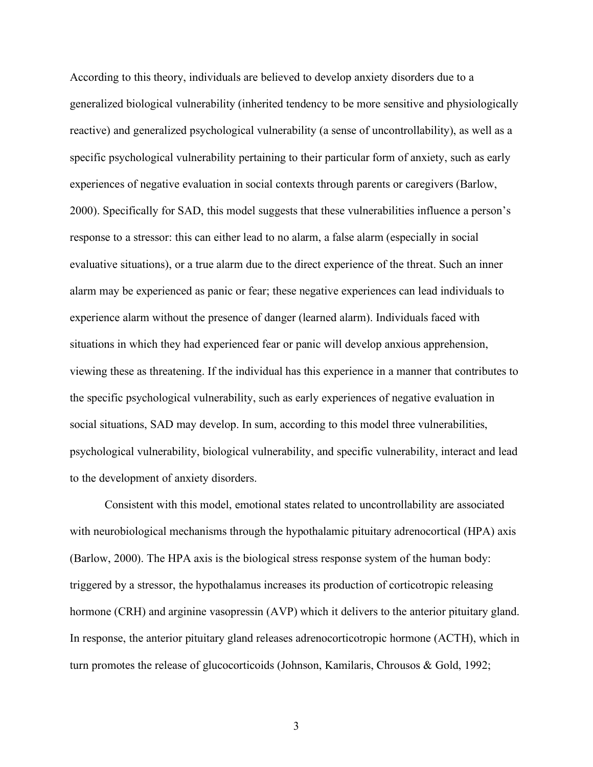According to this theory, individuals are believed to develop anxiety disorders due to a generalized biological vulnerability (inherited tendency to be more sensitive and physiologically reactive) and generalized psychological vulnerability (a sense of uncontrollability), as well as a specific psychological vulnerability pertaining to their particular form of anxiety, such as early experiences of negative evaluation in social contexts through parents or caregivers (Barlow, 2000). Specifically for SAD, this model suggests that these vulnerabilities influence a person's response to a stressor: this can either lead to no alarm, a false alarm (especially in social evaluative situations), or a true alarm due to the direct experience of the threat. Such an inner alarm may be experienced as panic or fear; these negative experiences can lead individuals to experience alarm without the presence of danger (learned alarm). Individuals faced with situations in which they had experienced fear or panic will develop anxious apprehension, viewing these as threatening. If the individual has this experience in a manner that contributes to the specific psychological vulnerability, such as early experiences of negative evaluation in social situations, SAD may develop. In sum, according to this model three vulnerabilities, psychological vulnerability, biological vulnerability, and specific vulnerability, interact and lead to the development of anxiety disorders.

Consistent with this model, emotional states related to uncontrollability are associated with neurobiological mechanisms through the hypothalamic pituitary adrenocortical (HPA) axis (Barlow, 2000). The HPA axis is the biological stress response system of the human body: triggered by a stressor, the hypothalamus increases its production of corticotropic releasing hormone (CRH) and arginine vasopressin (AVP) which it delivers to the anterior pituitary gland. In response, the anterior pituitary gland releases adrenocorticotropic hormone (ACTH), which in turn promotes the release of glucocorticoids (Johnson, Kamilaris, Chrousos & Gold, 1992;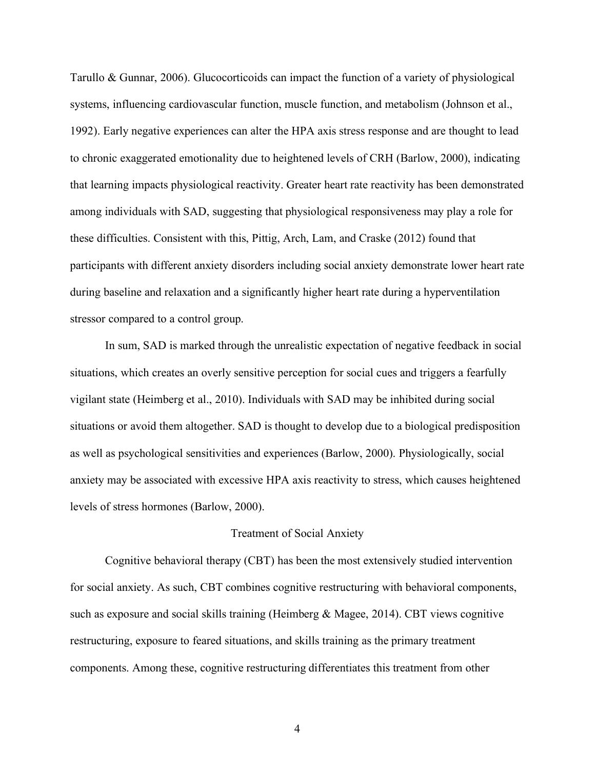Tarullo & Gunnar, 2006). Glucocorticoids can impact the function of a variety of physiological systems, influencing cardiovascular function, muscle function, and metabolism (Johnson et al., 1992). Early negative experiences can alter the HPA axis stress response and are thought to lead to chronic exaggerated emotionality due to heightened levels of CRH (Barlow, 2000), indicating that learning impacts physiological reactivity. Greater heart rate reactivity has been demonstrated among individuals with SAD, suggesting that physiological responsiveness may play a role for these difficulties. Consistent with this, Pittig, Arch, Lam, and Craske (2012) found that participants with different anxiety disorders including social anxiety demonstrate lower heart rate during baseline and relaxation and a significantly higher heart rate during a hyperventilation stressor compared to a control group.

In sum, SAD is marked through the unrealistic expectation of negative feedback in social situations, which creates an overly sensitive perception for social cues and triggers a fearfully vigilant state (Heimberg et al., 2010). Individuals with SAD may be inhibited during social situations or avoid them altogether. SAD is thought to develop due to a biological predisposition as well as psychological sensitivities and experiences (Barlow, 2000). Physiologically, social anxiety may be associated with excessive HPA axis reactivity to stress, which causes heightened levels of stress hormones (Barlow, 2000).

## Treatment of Social Anxiety

Cognitive behavioral therapy (CBT) has been the most extensively studied intervention for social anxiety. As such, CBT combines cognitive restructuring with behavioral components, such as exposure and social skills training (Heimberg & Magee, 2014). CBT views cognitive restructuring, exposure to feared situations, and skills training as the primary treatment components. Among these, cognitive restructuring differentiates this treatment from other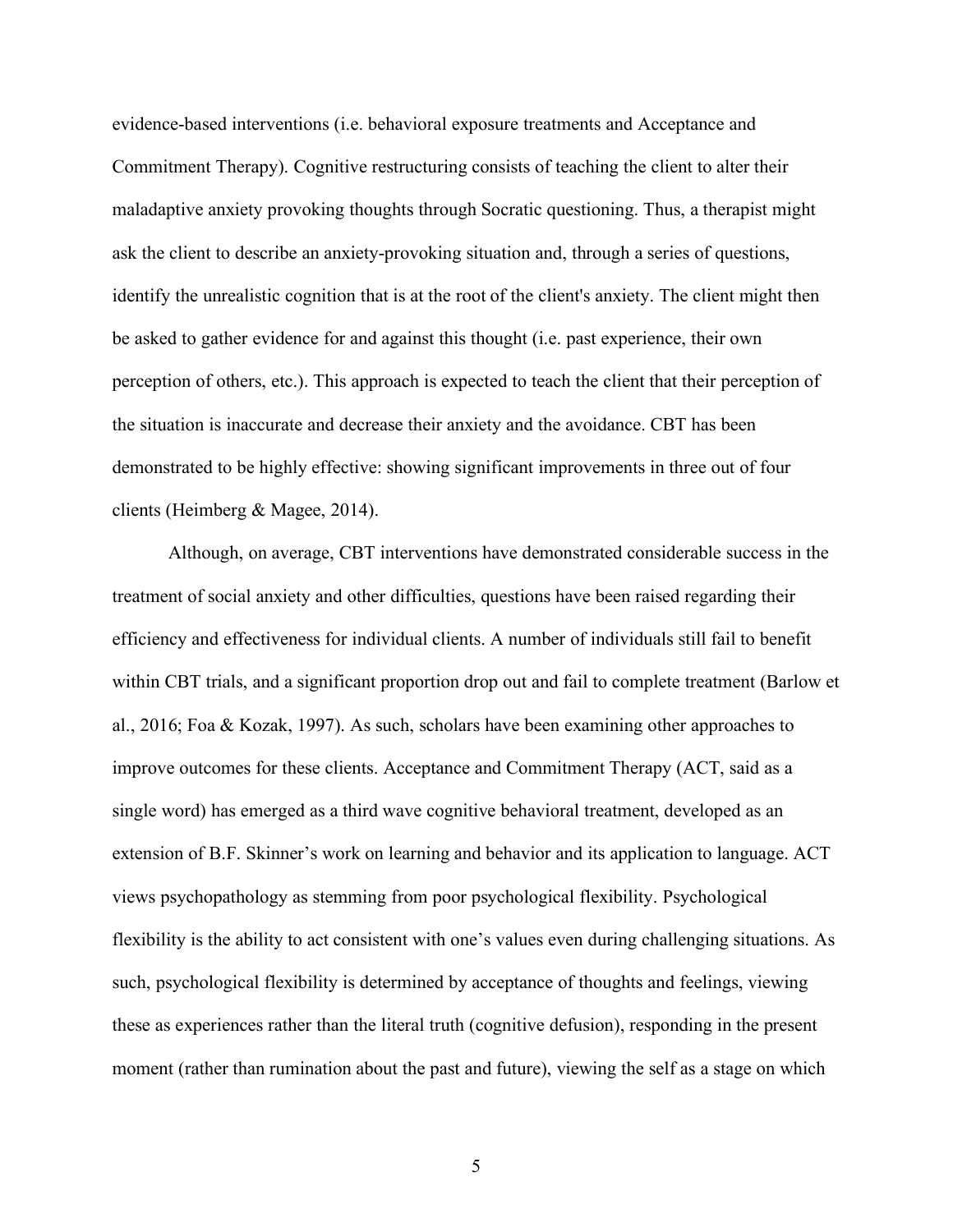evidence-based interventions (i.e. behavioral exposure treatments and Acceptance and Commitment Therapy). Cognitive restructuring consists of teaching the client to alter their maladaptive anxiety provoking thoughts through Socratic questioning. Thus, a therapist might ask the client to describe an anxiety-provoking situation and, through a series of questions, identify the unrealistic cognition that is at the root of the client's anxiety. The client might then be asked to gather evidence for and against this thought (i.e. past experience, their own perception of others, etc.). This approach is expected to teach the client that their perception of the situation is inaccurate and decrease their anxiety and the avoidance. CBT has been demonstrated to be highly effective: showing significant improvements in three out of four clients (Heimberg & Magee, 2014).

Although, on average, CBT interventions have demonstrated considerable success in the treatment of social anxiety and other difficulties, questions have been raised regarding their efficiency and effectiveness for individual clients. A number of individuals still fail to benefit within CBT trials, and a significant proportion drop out and fail to complete treatment (Barlow et al., 2016; Foa & Kozak, 1997). As such, scholars have been examining other approaches to improve outcomes for these clients. Acceptance and Commitment Therapy (ACT, said as a single word) has emerged as a third wave cognitive behavioral treatment, developed as an extension of B.F. Skinner's work on learning and behavior and its application to language. ACT views psychopathology as stemming from poor psychological flexibility. Psychological flexibility is the ability to act consistent with one's values even during challenging situations. As such, psychological flexibility is determined by acceptance of thoughts and feelings, viewing these as experiences rather than the literal truth (cognitive defusion), responding in the present moment (rather than rumination about the past and future), viewing the self as a stage on which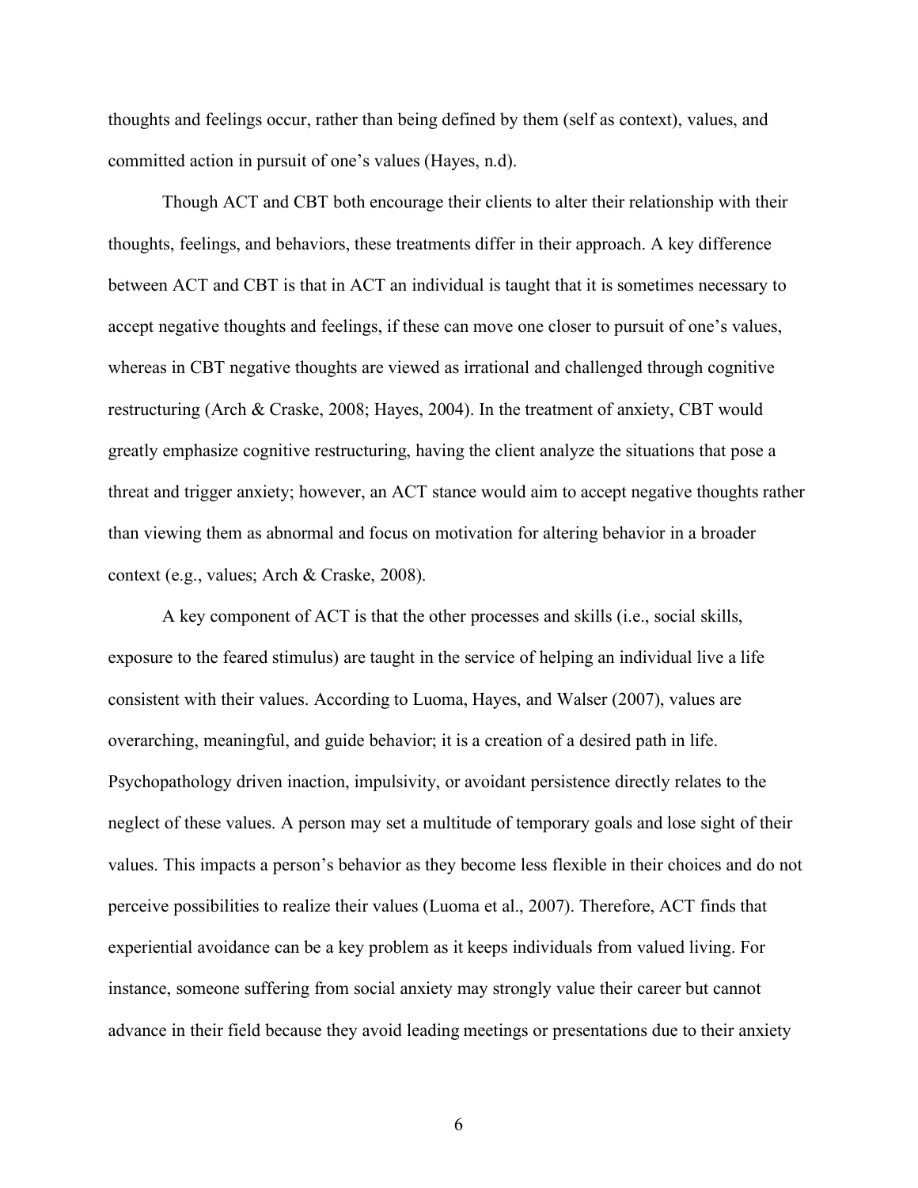thoughts and feelings occur, rather than being defined by them (self as context), values, and committed action in pursuit of one's values (Hayes, n.d).

Though ACT and CBT both encourage their clients to alter their relationship with their thoughts, feelings, and behaviors, these treatments differ in their approach. A key difference between ACT and CBT is that in ACT an individual is taught that it is sometimes necessary to accept negative thoughts and feelings, if these can move one closer to pursuit of one's values, whereas in CBT negative thoughts are viewed as irrational and challenged through cognitive restructuring (Arch & Craske, 2008; Hayes, 2004). In the treatment of anxiety, CBT would greatly emphasize cognitive restructuring, having the client analyze the situations that pose a threat and trigger anxiety; however, an ACT stance would aim to accept negative thoughts rather than viewing them as abnormal and focus on motivation for altering behavior in a broader context (e.g., values; Arch & Craske, 2008).

A key component of ACT is that the other processes and skills (i.e., social skills, exposure to the feared stimulus) are taught in the service of helping an individual live a life consistent with their values. According to Luoma, Hayes, and Walser (2007), values are overarching, meaningful, and guide behavior; it is a creation of a desired path in life. Psychopathology driven inaction, impulsivity, or avoidant persistence directly relates to the neglect of these values. A person may set a multitude of temporary goals and lose sight of their values. This impacts a person's behavior as they become less flexible in their choices and do not perceive possibilities to realize their values (Luoma et al., 2007). Therefore, ACT finds that experiential avoidance can be a key problem as it keeps individuals from valued living. For instance, someone suffering from social anxiety may strongly value their career but cannot advance in their field because they avoid leading meetings or presentations due to their anxiety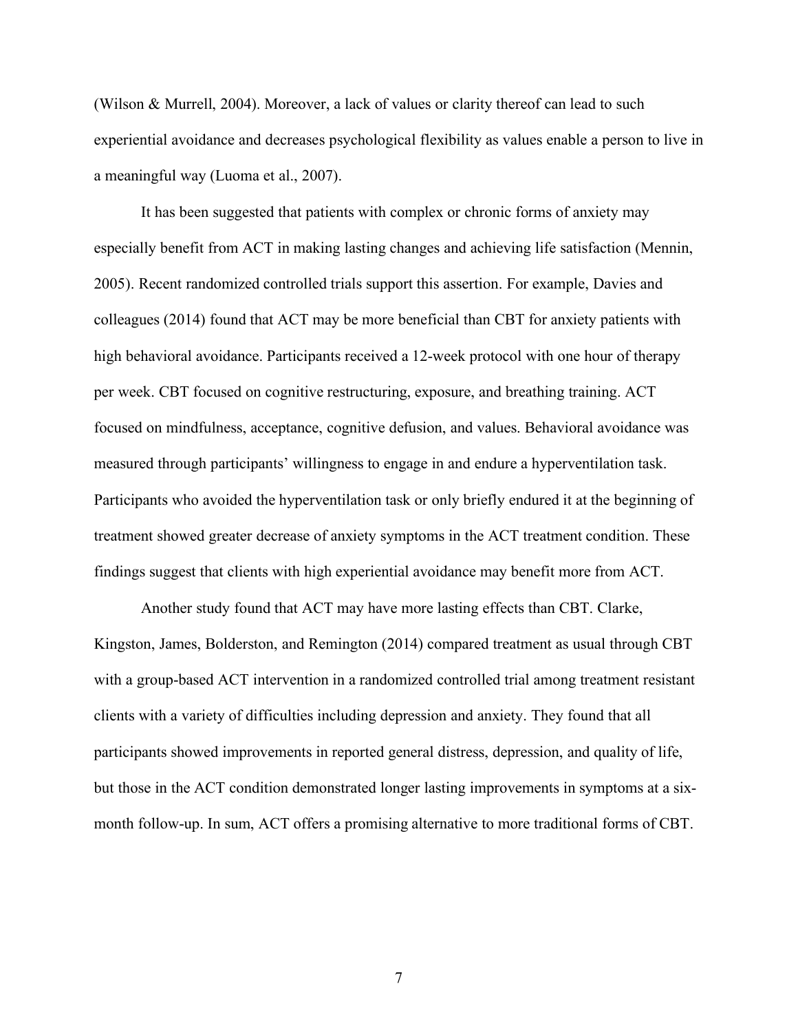(Wilson & Murrell, 2004). Moreover, a lack of values or clarity thereof can lead to such experiential avoidance and decreases psychological flexibility as values enable a person to live in a meaningful way (Luoma et al., 2007).

It has been suggested that patients with complex or chronic forms of anxiety may especially benefit from ACT in making lasting changes and achieving life satisfaction (Mennin, 2005). Recent randomized controlled trials support this assertion. For example, Davies and colleagues (2014) found that ACT may be more beneficial than CBT for anxiety patients with high behavioral avoidance. Participants received a 12-week protocol with one hour of therapy per week. CBT focused on cognitive restructuring, exposure, and breathing training. ACT focused on mindfulness, acceptance, cognitive defusion, and values. Behavioral avoidance was measured through participants' willingness to engage in and endure a hyperventilation task. Participants who avoided the hyperventilation task or only briefly endured it at the beginning of treatment showed greater decrease of anxiety symptoms in the ACT treatment condition. These findings suggest that clients with high experiential avoidance may benefit more from ACT.

Another study found that ACT may have more lasting effects than CBT. Clarke, Kingston, James, Bolderston, and Remington (2014) compared treatment as usual through CBT with a group-based ACT intervention in a randomized controlled trial among treatment resistant clients with a variety of difficulties including depression and anxiety. They found that all participants showed improvements in reported general distress, depression, and quality of life, but those in the ACT condition demonstrated longer lasting improvements in symptoms at a six-month follow-up. In sum, ACT offers a promising alternative to more traditional forms of CBT.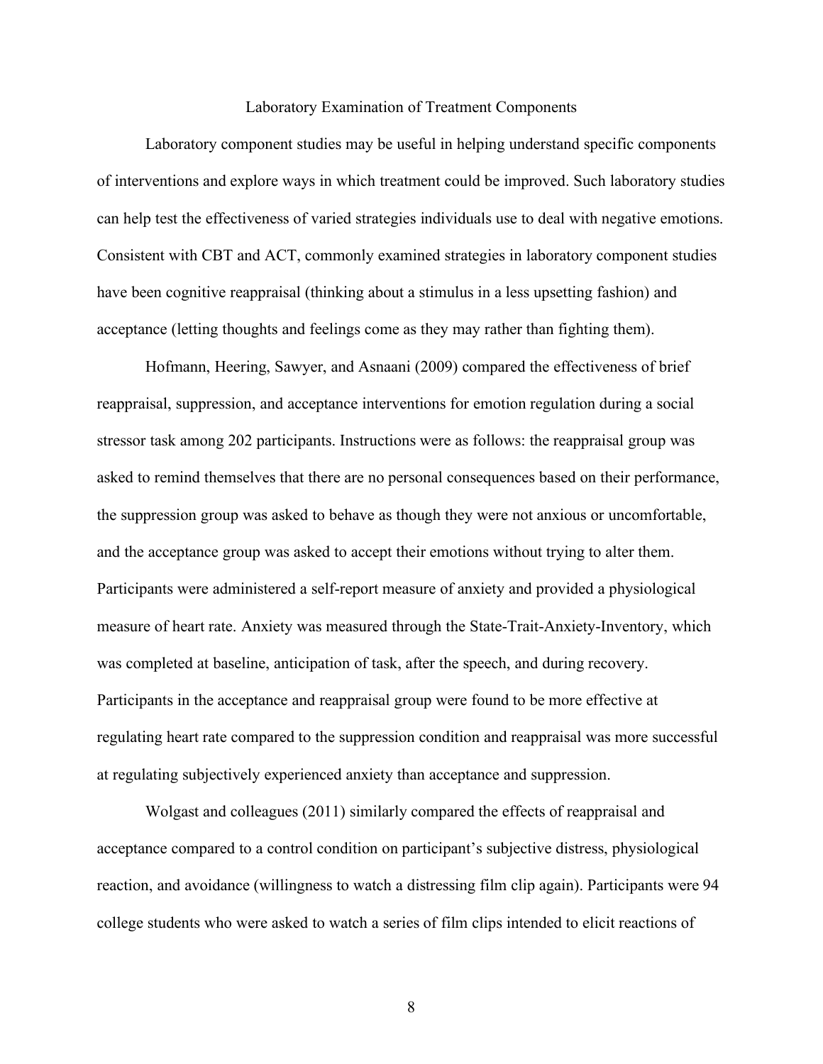## Laboratory Examination of Treatment Components

Laboratory component studies may be useful in helping understand specific components of interventions and explore ways in which treatment could be improved. Such laboratory studies can help test the effectiveness of varied strategies individuals use to deal with negative emotions. Consistent with CBT and ACT, commonly examined strategies in laboratory component studies have been cognitive reappraisal (thinking about a stimulus in a less upsetting fashion) and acceptance (letting thoughts and feelings come as they may rather than fighting them).

Hofmann, Heering, Sawyer, and Asnaani (2009) compared the effectiveness of brief reappraisal, suppression, and acceptance interventions for emotion regulation during a social stressor task among 202 participants. Instructions were as follows: the reappraisal group was asked to remind themselves that there are no personal consequences based on their performance, the suppression group was asked to behave as though they were not anxious or uncomfortable, and the acceptance group was asked to accept their emotions without trying to alter them. Participants were administered a self-report measure of anxiety and provided a physiological measure of heart rate. Anxiety was measured through the State-Trait-Anxiety-Inventory, which was completed at baseline, anticipation of task, after the speech, and during recovery. Participants in the acceptance and reappraisal group were found to be more effective at regulating heart rate compared to the suppression condition and reappraisal was more successful at regulating subjectively experienced anxiety than acceptance and suppression.

Wolgast and colleagues (2011) similarly compared the effects of reappraisal and acceptance compared to a control condition on participant's subjective distress, physiological reaction, and avoidance (willingness to watch a distressing film clip again). Participants were 94 college students who were asked to watch a series of film clips intended to elicit reactions of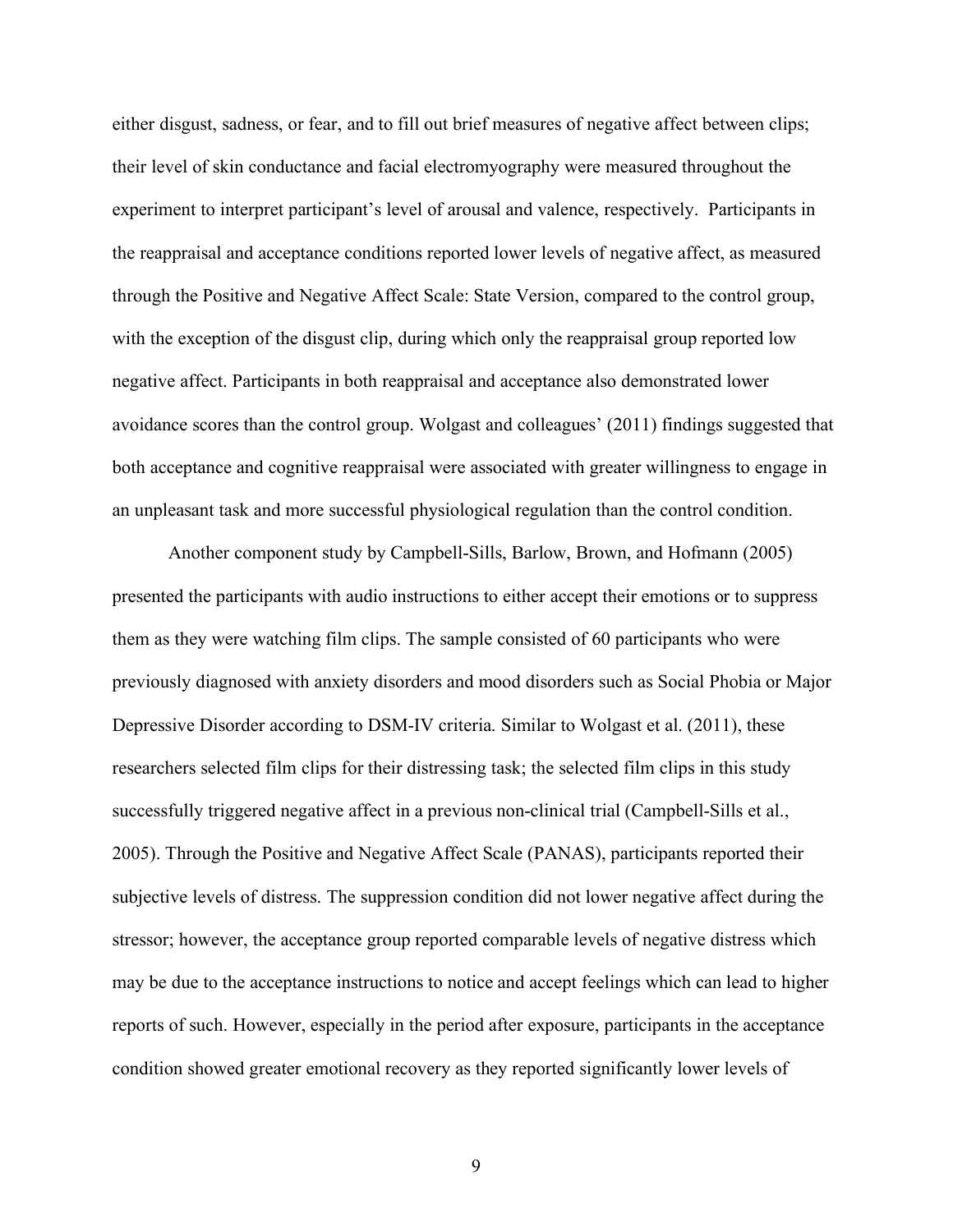either disgust, sadness, or fear, and to fill out brief measures of negative affect between clips; their level of skin conductance and facial electromyography were measured throughout the experiment to interpret participant's level of arousal and valence, respectively. Participants in the reappraisal and acceptance conditions reported lower levels of negative affect, as measured through the Positive and Negative Affect Scale: State Version, compared to the control group, with the exception of the disgust clip, during which only the reappraisal group reported low negative affect. Participants in both reappraisal and acceptance also demonstrated lower avoidance scores than the control group. Wolgast and colleagues' (2011) findings suggested that both acceptance and cognitive reappraisal were associated with greater willingness to engage in an unpleasant task and more successful physiological regulation than the control condition.

Another component study by Campbell-Sills, Barlow, Brown, and Hofmann (2005) presented the participants with audio instructions to either accept their emotions or to suppress them as they were watching film clips. The sample consisted of 60 participants who were previously diagnosed with anxiety disorders and mood disorders such as Social Phobia or Major Depressive Disorder according to DSM-IV criteria. Similar to Wolgast et al. (2011), these researchers selected film clips for their distressing task; the selected film clips in this study successfully triggered negative affect in a previous non-clinical trial (Campbell-Sills et al., 2005). Through the Positive and Negative Affect Scale (PANAS), participants reported their subjective levels of distress. The suppression condition did not lower negative affect during the stressor; however, the acceptance group reported comparable levels of negative distress which may be due to the acceptance instructions to notice and accept feelings which can lead to higher reports of such. However, especially in the period after exposure, participants in the acceptance condition showed greater emotional recovery as they reported significantly lower levels of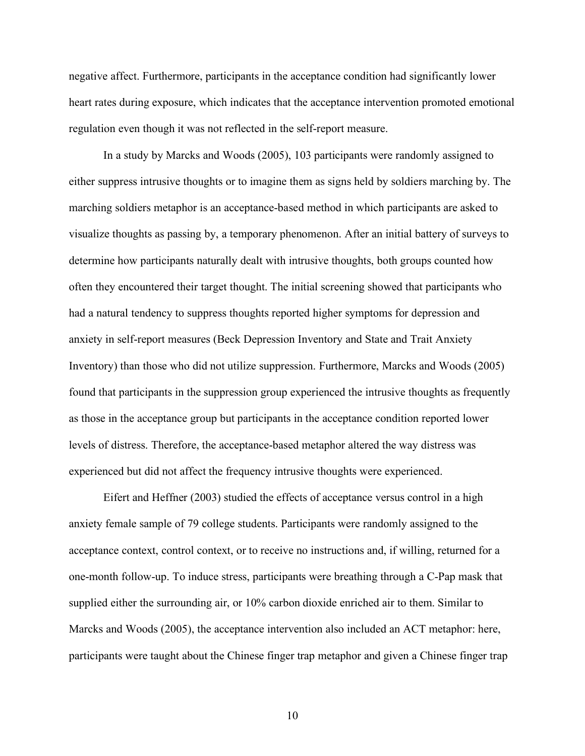negative affect. Furthermore, participants in the acceptance condition had significantly lower heart rates during exposure, which indicates that the acceptance intervention promoted emotional regulation even though it was not reflected in the self-report measure.

In a study by Marcks and Woods (2005), 103 participants were randomly assigned to either suppress intrusive thoughts or to imagine them as signs held by soldiers marching by. The marching soldiers metaphor is an acceptance-based method in which participants are asked to visualize thoughts as passing by, a temporary phenomenon. After an initial battery of surveys to determine how participants naturally dealt with intrusive thoughts, both groups counted how often they encountered their target thought. The initial screening showed that participants who had a natural tendency to suppress thoughts reported higher symptoms for depression and anxiety in self-report measures (Beck Depression Inventory and State and Trait Anxiety Inventory) than those who did not utilize suppression. Furthermore, Marcks and Woods (2005) found that participants in the suppression group experienced the intrusive thoughts as frequently as those in the acceptance group but participants in the acceptance condition reported lower levels of distress. Therefore, the acceptance-based metaphor altered the way distress was experienced but did not affect the frequency intrusive thoughts were experienced.

Eifert and Heffner (2003) studied the effects of acceptance versus control in a high anxiety female sample of 79 college students. Participants were randomly assigned to the acceptance context, control context, or to receive no instructions and, if willing, returned for a one-month follow-up. To induce stress, participants were breathing through a C-Pap mask that supplied either the surrounding air, or 10% carbon dioxide enriched air to them. Similar to Marcks and Woods (2005), the acceptance intervention also included an ACT metaphor: here, participants were taught about the Chinese finger trap metaphor and given a Chinese finger trap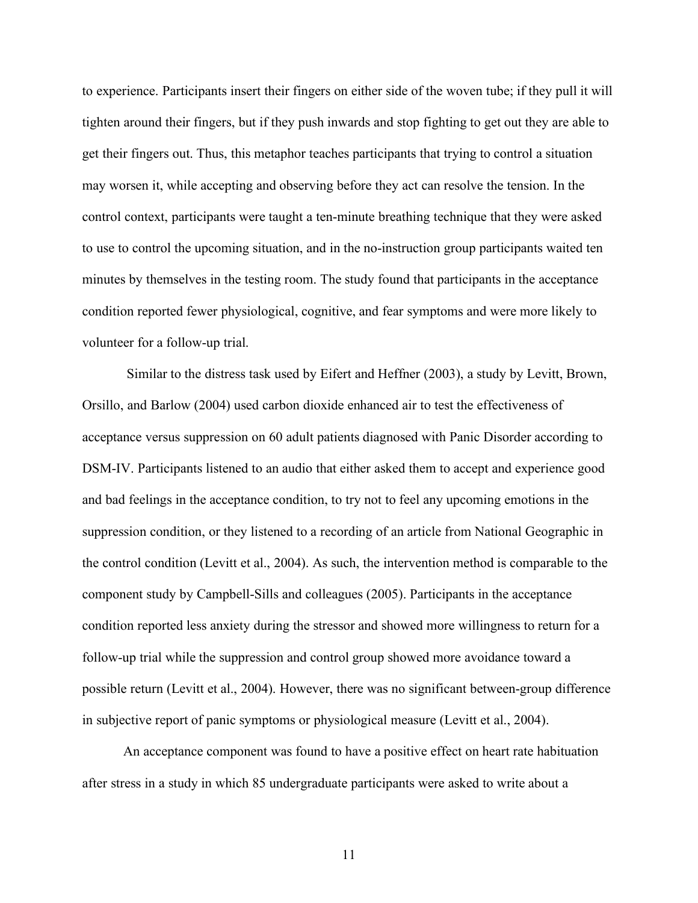to experience. Participants insert their fingers on either side of the woven tube; if they pull it will tighten around their fingers, but if they push inwards and stop fighting to get out they are able to get their fingers out. Thus, this metaphor teaches participants that trying to control a situation may worsen it, while accepting and observing before they act can resolve the tension. In the control context, participants were taught a ten-minute breathing technique that they were asked to use to control the upcoming situation, and in the no-instruction group participants waited ten minutes by themselves in the testing room. The study found that participants in the acceptance condition reported fewer physiological, cognitive, and fear symptoms and were more likely to volunteer for a follow-up trial.

Similar to the distress task used by Eifert and Heffner (2003), a study by Levitt, Brown, Orsillo, and Barlow (2004) used carbon dioxide enhanced air to test the effectiveness of acceptance versus suppression on 60 adult patients diagnosed with Panic Disorder according to DSM-IV. Participants listened to an audio that either asked them to accept and experience good and bad feelings in the acceptance condition, to try not to feel any upcoming emotions in the suppression condition, or they listened to a recording of an article from National Geographic in the control condition (Levitt et al., 2004). As such, the intervention method is comparable to the component study by Campbell-Sills and colleagues (2005). Participants in the acceptance condition reported less anxiety during the stressor and showed more willingness to return for a follow-up trial while the suppression and control group showed more avoidance toward a possible return (Levitt et al., 2004). However, there was no significant between-group difference in subjective report of panic symptoms or physiological measure (Levitt et al., 2004).

An acceptance component was found to have a positive effect on heart rate habituation after stress in a study in which 85 undergraduate participants were asked to write about a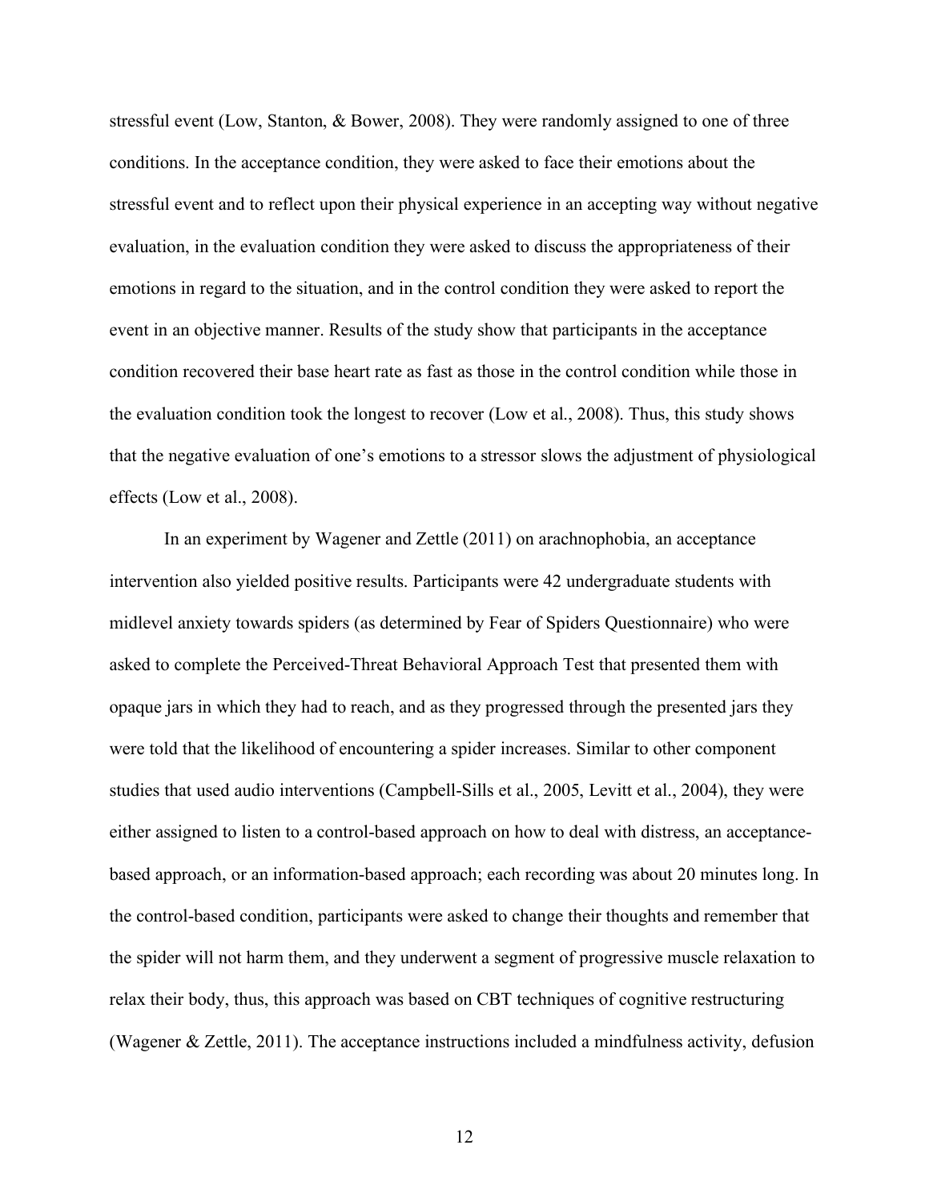stressful event (Low, Stanton, & Bower, 2008). They were randomly assigned to one of three conditions. In the acceptance condition, they were asked to face their emotions about the stressful event and to reflect upon their physical experience in an accepting way without negative evaluation, in the evaluation condition they were asked to discuss the appropriateness of their emotions in regard to the situation, and in the control condition they were asked to report the event in an objective manner. Results of the study show that participants in the acceptance condition recovered their base heart rate as fast as those in the control condition while those in the evaluation condition took the longest to recover (Low et al., 2008). Thus, this study shows that the negative evaluation of one's emotions to a stressor slows the adjustment of physiological effects (Low et al., 2008).

In an experiment by Wagener and Zettle (2011) on arachnophobia, an acceptance intervention also yielded positive results. Participants were 42 undergraduate students with midlevel anxiety towards spiders (as determined by Fear of Spiders Questionnaire) who were asked to complete the Perceived-Threat Behavioral Approach Test that presented them with opaque jars in which they had to reach, and as they progressed through the presented jars they were told that the likelihood of encountering a spider increases. Similar to other component studies that used audio interventions (Campbell-Sills et al., 2005, Levitt et al., 2004), they were either assigned to listen to a control-based approach on how to deal with distress, an acceptance-based approach, or an information-based approach; each recording was about 20 minutes long. In the control-based condition, participants were asked to change their thoughts and remember that the spider will not harm them, and they underwent a segment of progressive muscle relaxation to relax their body, thus, this approach was based on CBT techniques of cognitive restructuring (Wagener & Zettle, 2011). The acceptance instructions included a mindfulness activity, defusion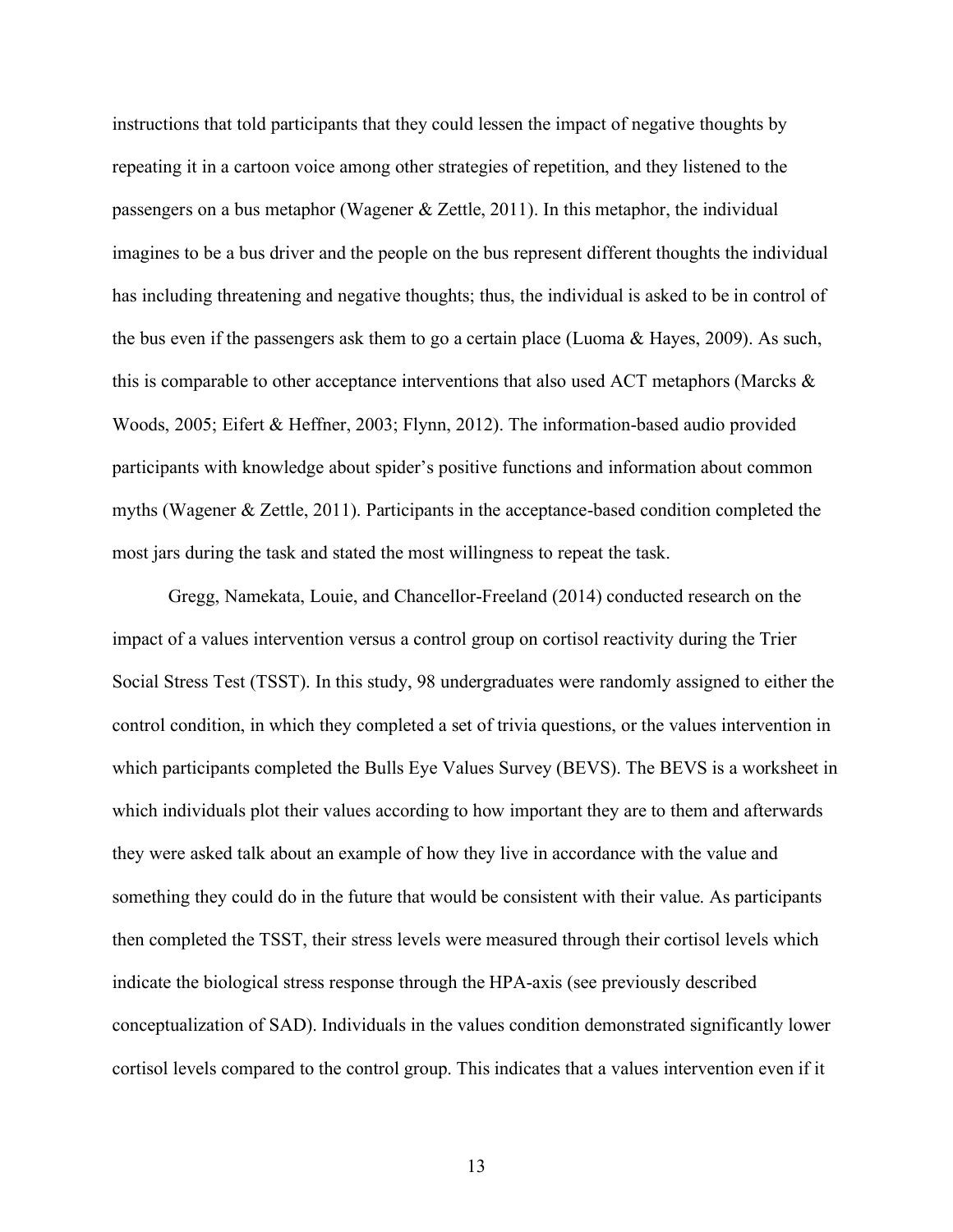instructions that told participants that they could lessen the impact of negative thoughts by repeating it in a cartoon voice among other strategies of repetition, and they listened to the passengers on a bus metaphor (Wagener & Zettle, 2011). In this metaphor, the individual imagines to be a bus driver and the people on the bus represent different thoughts the individual has including threatening and negative thoughts; thus, the individual is asked to be in control of the bus even if the passengers ask them to go a certain place (Luoma & Hayes, 2009). As such, this is comparable to other acceptance interventions that also used ACT metaphors (Marcks & Woods, 2005; Eifert & Heffner, 2003; Flynn, 2012). The information-based audio provided participants with knowledge about spider's positive functions and information about common myths (Wagener & Zettle, 2011). Participants in the acceptance-based condition completed the most jars during the task and stated the most willingness to repeat the task.

Gregg, Namekata, Louie, and Chancellor-Freeland (2014) conducted research on the impact of a values intervention versus a control group on cortisol reactivity during the Trier Social Stress Test (TSST). In this study, 98 undergraduates were randomly assigned to either the control condition, in which they completed a set of trivia questions, or the values intervention in which participants completed the Bulls Eye Values Survey (BEVS). The BEVS is a worksheet in which individuals plot their values according to how important they are to them and afterwards they were asked talk about an example of how they live in accordance with the value and something they could do in the future that would be consistent with their value. As participants then completed the TSST, their stress levels were measured through their cortisol levels which indicate the biological stress response through the HPA-axis (see previously described conceptualization of SAD). Individuals in the values condition demonstrated significantly lower cortisol levels compared to the control group. This indicates that a values intervention even if it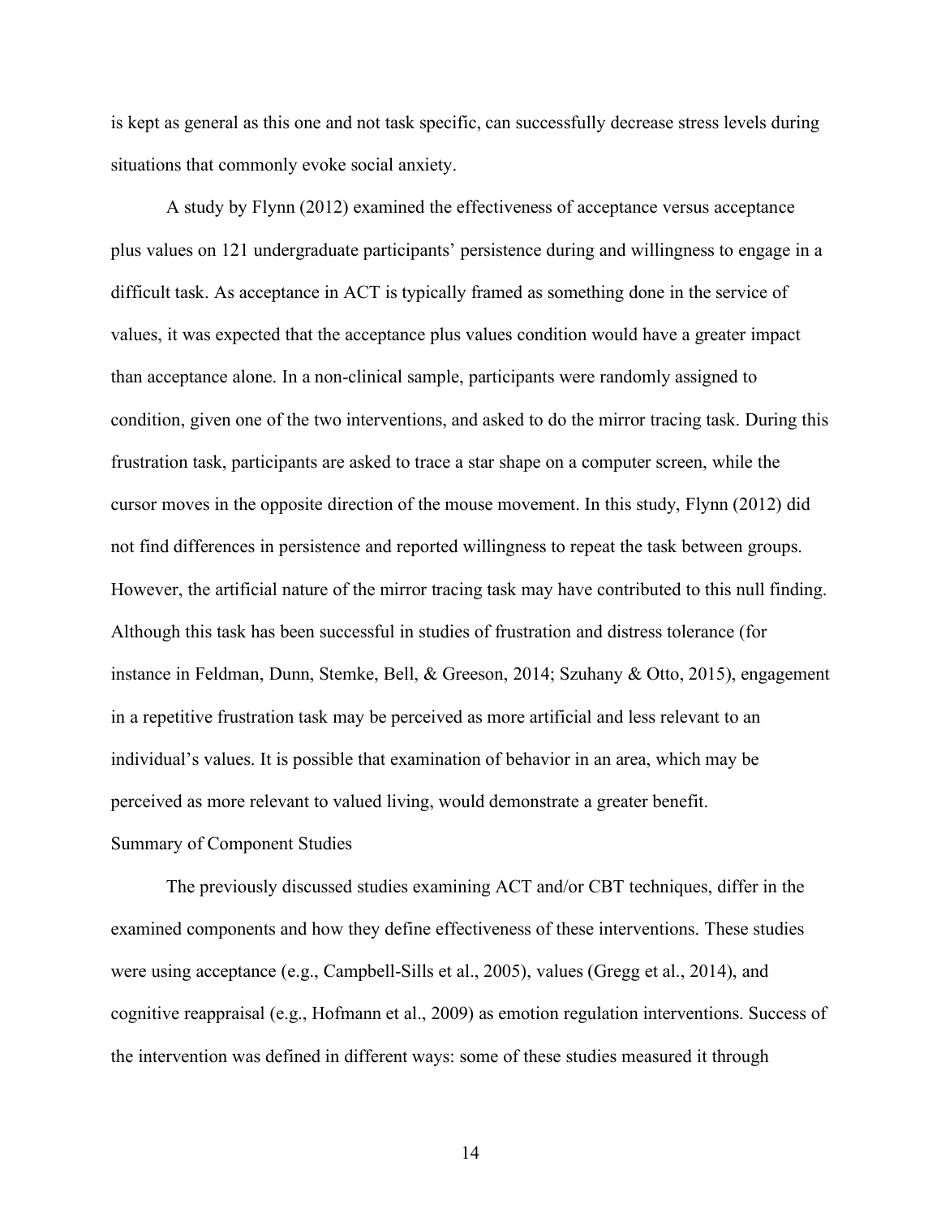is kept as general as this one and not task specific, can successfully decrease stress levels during situations that commonly evoke social anxiety.

A study by Flynn (2012) examined the effectiveness of acceptance versus acceptance plus values on 121 undergraduate participants' persistence during and willingness to engage in a difficult task. As acceptance in ACT is typically framed as something done in the service of values, it was expected that the acceptance plus values condition would have a greater impact than acceptance alone. In a non-clinical sample, participants were randomly assigned to condition, given one of the two interventions, and asked to do the mirror tracing task. During this frustration task, participants are asked to trace a star shape on a computer screen, while the cursor moves in the opposite direction of the mouse movement. In this study, Flynn (2012) did not find differences in persistence and reported willingness to repeat the task between groups. However, the artificial nature of the mirror tracing task may have contributed to this null finding. Although this task has been successful in studies of frustration and distress tolerance (for instance in Feldman, Dunn, Stemke, Bell, & Greeson, 2014; Szuhany & Otto, 2015), engagement in a repetitive frustration task may be perceived as more artificial and less relevant to an individual's values. It is possible that examination of behavior in an area, which may be perceived as more relevant to valued living, would demonstrate a greater benefit.

## Summary of Component Studies

The previously discussed studies examining ACT and/or CBT techniques, differ in the examined components and how they define effectiveness of these interventions. These studies were using acceptance (e.g., Campbell-Sills et al., 2005), values (Gregg et al., 2014), and cognitive reappraisal (e.g., Hofmann et al., 2009) as emotion regulation interventions. Success of the intervention was defined in different ways: some of these studies measured it through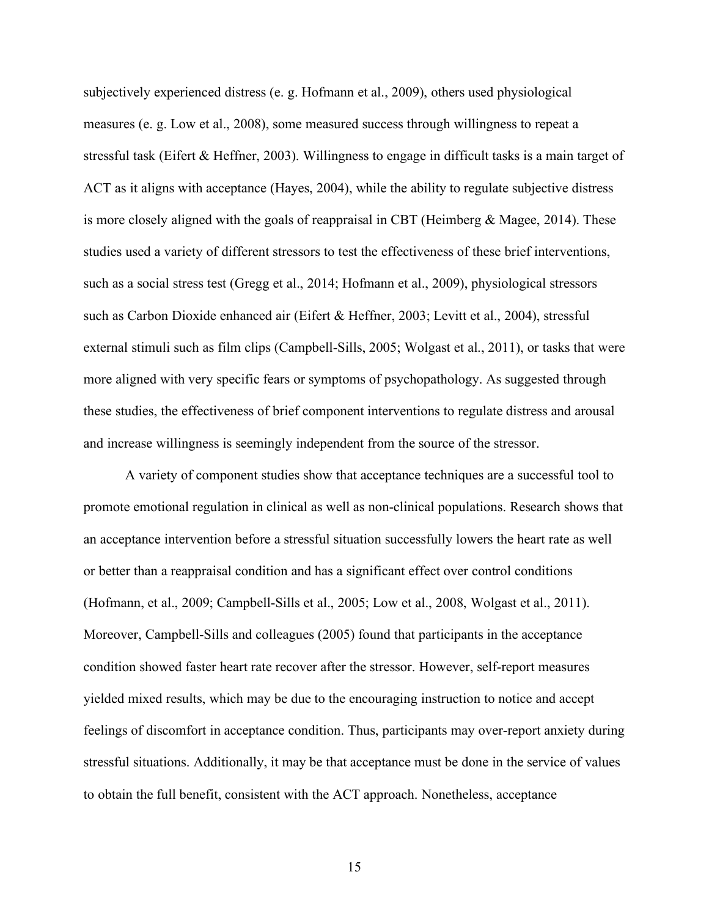subjectively experienced distress (e. g. Hofmann et al., 2009), others used physiological measures (e. g. Low et al., 2008), some measured success through willingness to repeat a stressful task (Eifert & Heffner, 2003). Willingness to engage in difficult tasks is a main target of ACT as it aligns with acceptance (Hayes, 2004), while the ability to regulate subjective distress is more closely aligned with the goals of reappraisal in CBT (Heimberg & Magee, 2014). These studies used a variety of different stressors to test the effectiveness of these brief interventions, such as a social stress test (Gregg et al., 2014; Hofmann et al., 2009), physiological stressors such as Carbon Dioxide enhanced air (Eifert & Heffner, 2003; Levitt et al., 2004), stressful external stimuli such as film clips (Campbell-Sills, 2005; Wolgast et al., 2011), or tasks that were more aligned with very specific fears or symptoms of psychopathology. As suggested through these studies, the effectiveness of brief component interventions to regulate distress and arousal and increase willingness is seemingly independent from the source of the stressor.

A variety of component studies show that acceptance techniques are a successful tool to promote emotional regulation in clinical as well as non-clinical populations. Research shows that an acceptance intervention before a stressful situation successfully lowers the heart rate as well or better than a reappraisal condition and has a significant effect over control conditions (Hofmann, et al., 2009; Campbell-Sills et al., 2005; Low et al., 2008, Wolgast et al., 2011). Moreover, Campbell-Sills and colleagues (2005) found that participants in the acceptance condition showed faster heart rate recover after the stressor. However, self-report measures yielded mixed results, which may be due to the encouraging instruction to notice and accept feelings of discomfort in acceptance condition. Thus, participants may over-report anxiety during stressful situations. Additionally, it may be that acceptance must be done in the service of values to obtain the full benefit, consistent with the ACT approach. Nonetheless, acceptance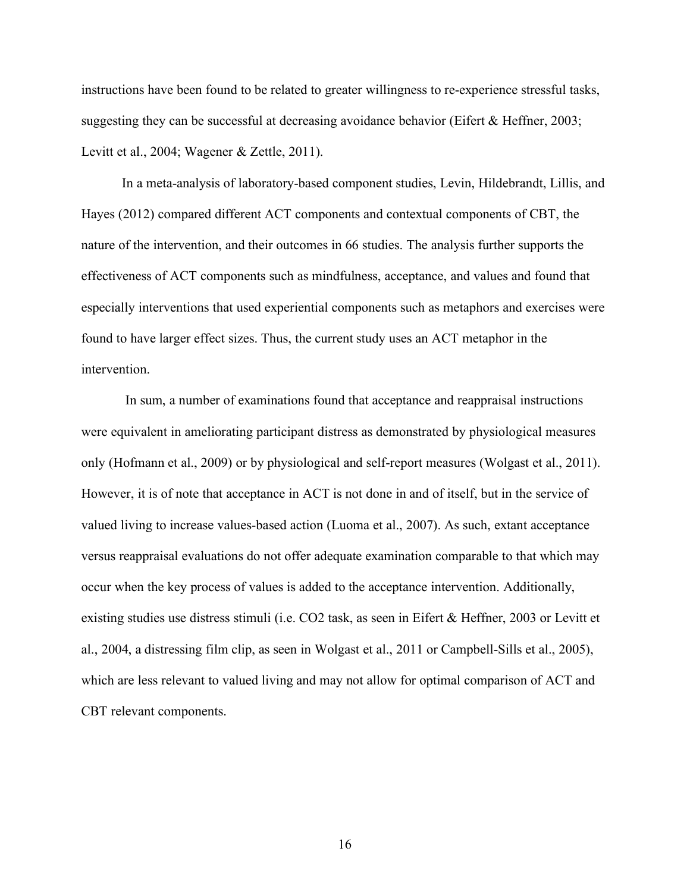instructions have been found to be related to greater willingness to re-experience stressful tasks, suggesting they can be successful at decreasing avoidance behavior (Eifert & Heffner, 2003; Levitt et al., 2004; Wagener & Zettle, 2011).

In a meta-analysis of laboratory-based component studies, Levin, Hildebrandt, Lillis, and Hayes (2012) compared different ACT components and contextual components of CBT, the nature of the intervention, and their outcomes in 66 studies. The analysis further supports the effectiveness of ACT components such as mindfulness, acceptance, and values and found that especially interventions that used experiential components such as metaphors and exercises were found to have larger effect sizes. Thus, the current study uses an ACT metaphor in the intervention.

In sum, a number of examinations found that acceptance and reappraisal instructions were equivalent in ameliorating participant distress as demonstrated by physiological measures only (Hofmann et al., 2009) or by physiological and self-report measures (Wolgast et al., 2011). However, it is of note that acceptance in ACT is not done in and of itself, but in the service of valued living to increase values-based action (Luoma et al., 2007). As such, extant acceptance versus reappraisal evaluations do not offer adequate examination comparable to that which may occur when the key process of values is added to the acceptance intervention. Additionally, existing studies use distress stimuli (i.e. $CO_2$ task, as seen in Eifert & Heffner, 2003 or Levitt et al., 2004, a distressing film clip, as seen in Wolgast et al., 2011 or Campbell-Sills et al., 2005), which are less relevant to valued living and may not allow for optimal comparison of ACT and CBT relevant components.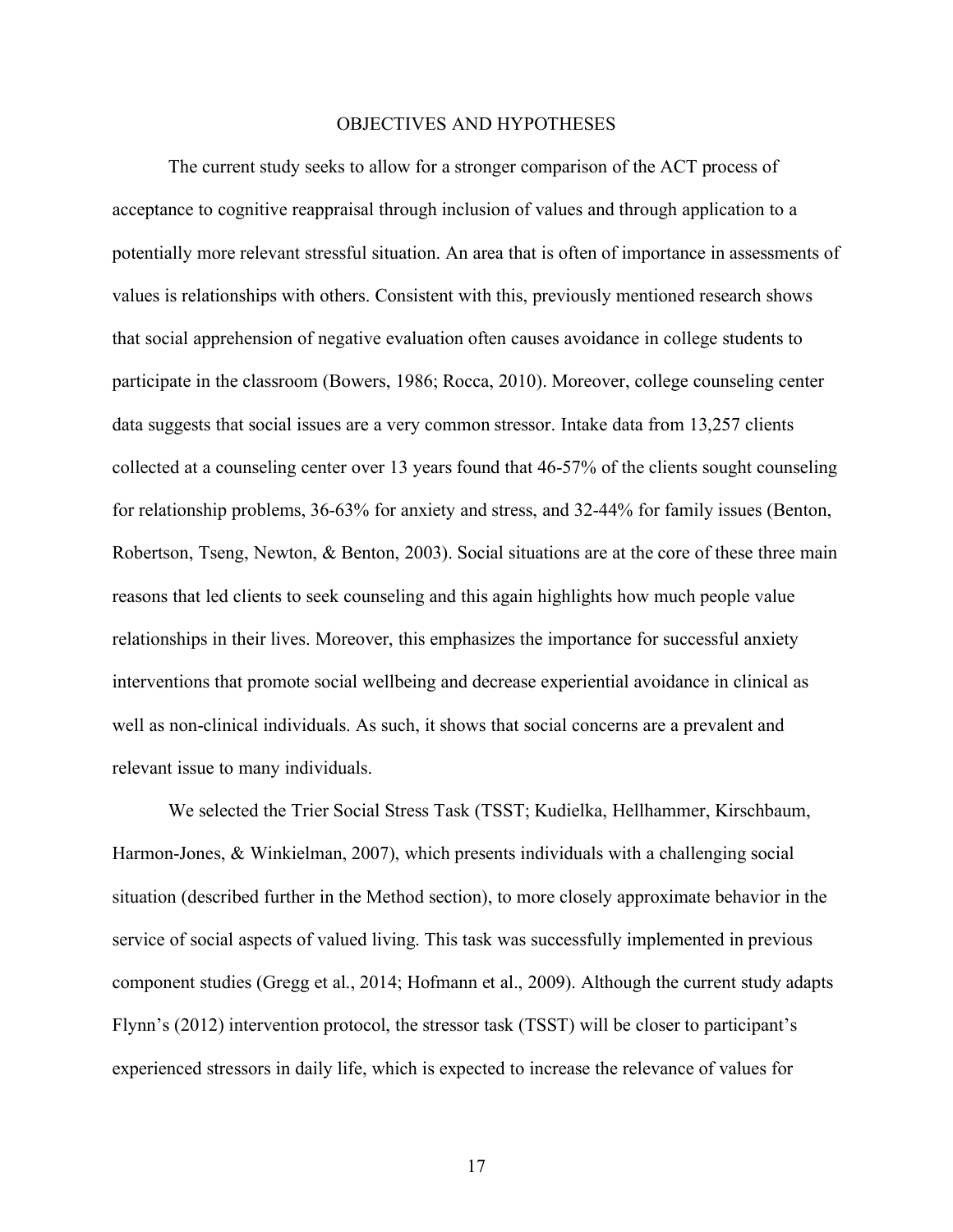# OBJECTIVES AND HYPOTHESES

The current study seeks to allow for a stronger comparison of the ACT process of acceptance to cognitive reappraisal through inclusion of values and through application to a potentially more relevant stressful situation. An area that is often of importance in assessments of values is relationships with others. Consistent with this, previously mentioned research shows that social apprehension of negative evaluation often causes avoidance in college students to participate in the classroom (Bowers, 1986; Rocca, 2010). Moreover, college counseling center data suggests that social issues are a very common stressor. Intake data from 13,257 clients collected at a counseling center over 13 years found that 46-57% of the clients sought counseling for relationship problems, 36-63% for anxiety and stress, and 32-44% for family issues (Benton, Robertson, Tseng, Newton, & Benton, 2003). Social situations are at the core of these three main reasons that led clients to seek counseling and this again highlights how much people value relationships in their lives. Moreover, this emphasizes the importance for successful anxiety interventions that promote social wellbeing and decrease experiential avoidance in clinical as well as non-clinical individuals. As such, it shows that social concerns are a prevalent and relevant issue to many individuals.

We selected the Trier Social Stress Task (TSST; Kudielka, Hellhammer, Kirschbaum, Harmon-Jones, & Winkielman, 2007), which presents individuals with a challenging social situation (described further in the Method section), to more closely approximate behavior in the service of social aspects of valued living. This task was successfully implemented in previous component studies (Gregg et al., 2014; Hofmann et al., 2009). Although the current study adapts Flynn's (2012) intervention protocol, the stressor task (TSST) will be closer to participant's experienced stressors in daily life, which is expected to increase the relevance of values for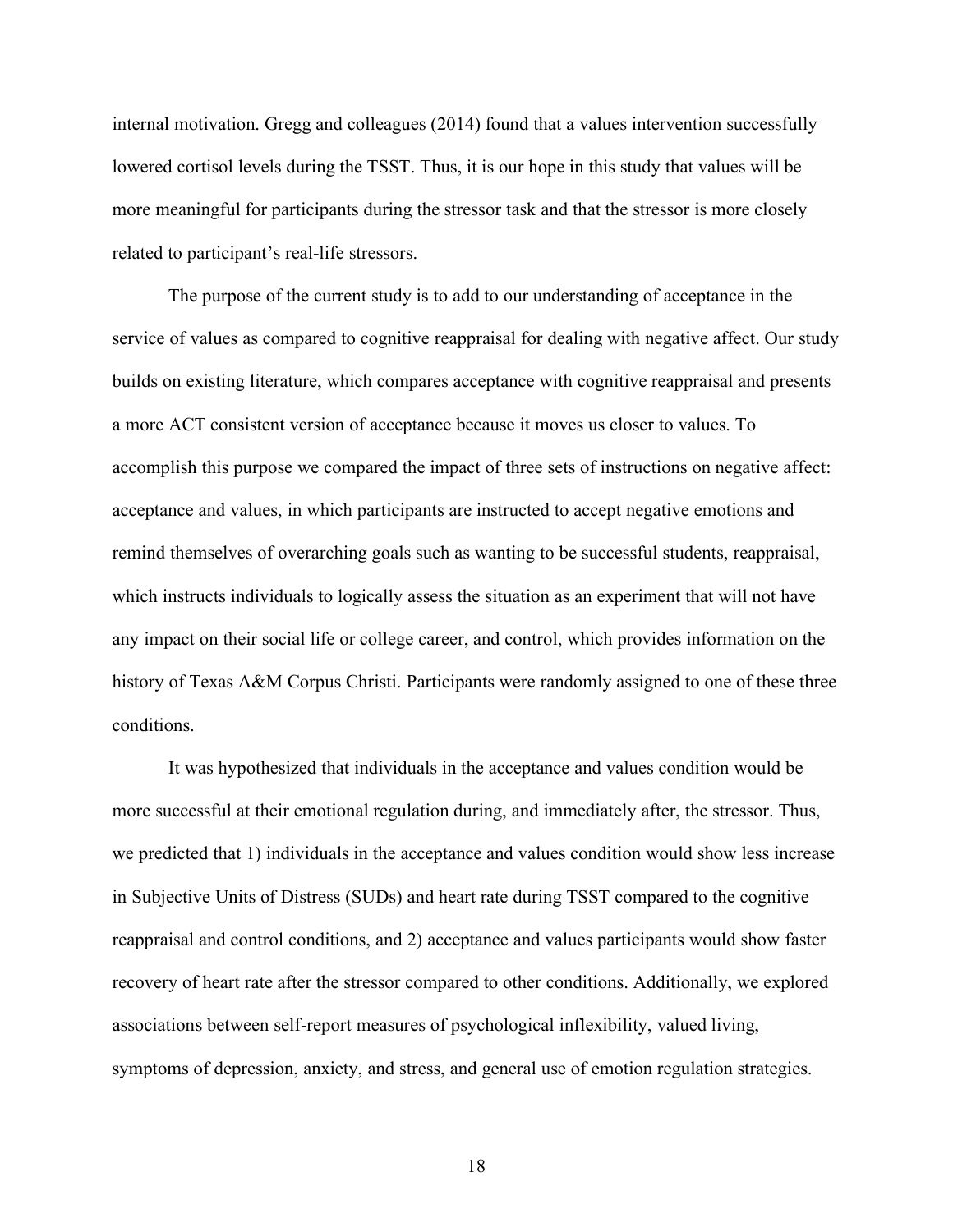internal motivation. Gregg and colleagues (2014) found that a values intervention successfully lowered cortisol levels during the TSST. Thus, it is our hope in this study that values will be more meaningful for participants during the stressor task and that the stressor is more closely related to participant's real-life stressors.

The purpose of the current study is to add to our understanding of acceptance in the service of values as compared to cognitive reappraisal for dealing with negative affect. Our study builds on existing literature, which compares acceptance with cognitive reappraisal and presents a more ACT consistent version of acceptance because it moves us closer to values. To accomplish this purpose we compared the impact of three sets of instructions on negative affect: acceptance and values, in which participants are instructed to accept negative emotions and remind themselves of overarching goals such as wanting to be successful students, reappraisal, which instructs individuals to logically assess the situation as an experiment that will not have any impact on their social life or college career, and control, which provides information on the history of Texas A&M Corpus Christi. Participants were randomly assigned to one of these three conditions.

It was hypothesized that individuals in the acceptance and values condition would be more successful at their emotional regulation during, and immediately after, the stressor. Thus, we predicted that 1) individuals in the acceptance and values condition would show less increase in Subjective Units of Distress (SUDs) and heart rate during TSST compared to the cognitive reappraisal and control conditions, and 2) acceptance and values participants would show faster recovery of heart rate after the stressor compared to other conditions. Additionally, we explored associations between self-report measures of psychological inflexibility, valued living, symptoms of depression, anxiety, and stress, and general use of emotion regulation strategies.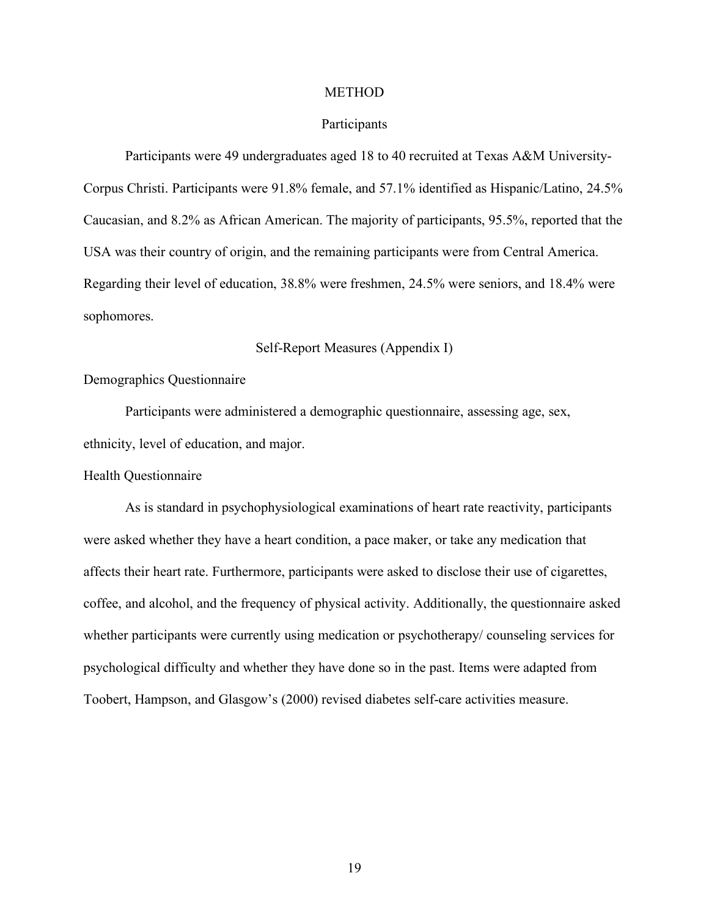# METHOD

## Participants

Participants were 49 undergraduates aged 18 to 40 recruited at Texas A&M University-Corpus Christi. Participants were 91.8% female, and 57.1% identified as Hispanic/Latino, 24.5% Caucasian, and 8.2% as African American. The majority of participants, 95.5%, reported that the USA was their country of origin, and the remaining participants were from Central America. Regarding their level of education, 38.8% were freshmen, 24.5% were seniors, and 18.4% were sophomores.

## Self-Report Measures (Appendix I)

### Demographics Questionnaire

Participants were administered a demographic questionnaire, assessing age, sex, ethnicity, level of education, and major.

### Health Questionnaire

As is standard in psychophysiological examinations of heart rate reactivity, participants were asked whether they have a heart condition, a pace maker, or take any medication that affects their heart rate. Furthermore, participants were asked to disclose their use of cigarettes, coffee, and alcohol, and the frequency of physical activity. Additionally, the questionnaire asked whether participants were currently using medication or psychotherapy/ counseling services for psychological difficulty and whether they have done so in the past. Items were adapted from Toobert, Hampson, and Glasgow's (2000) revised diabetes self-care activities measure.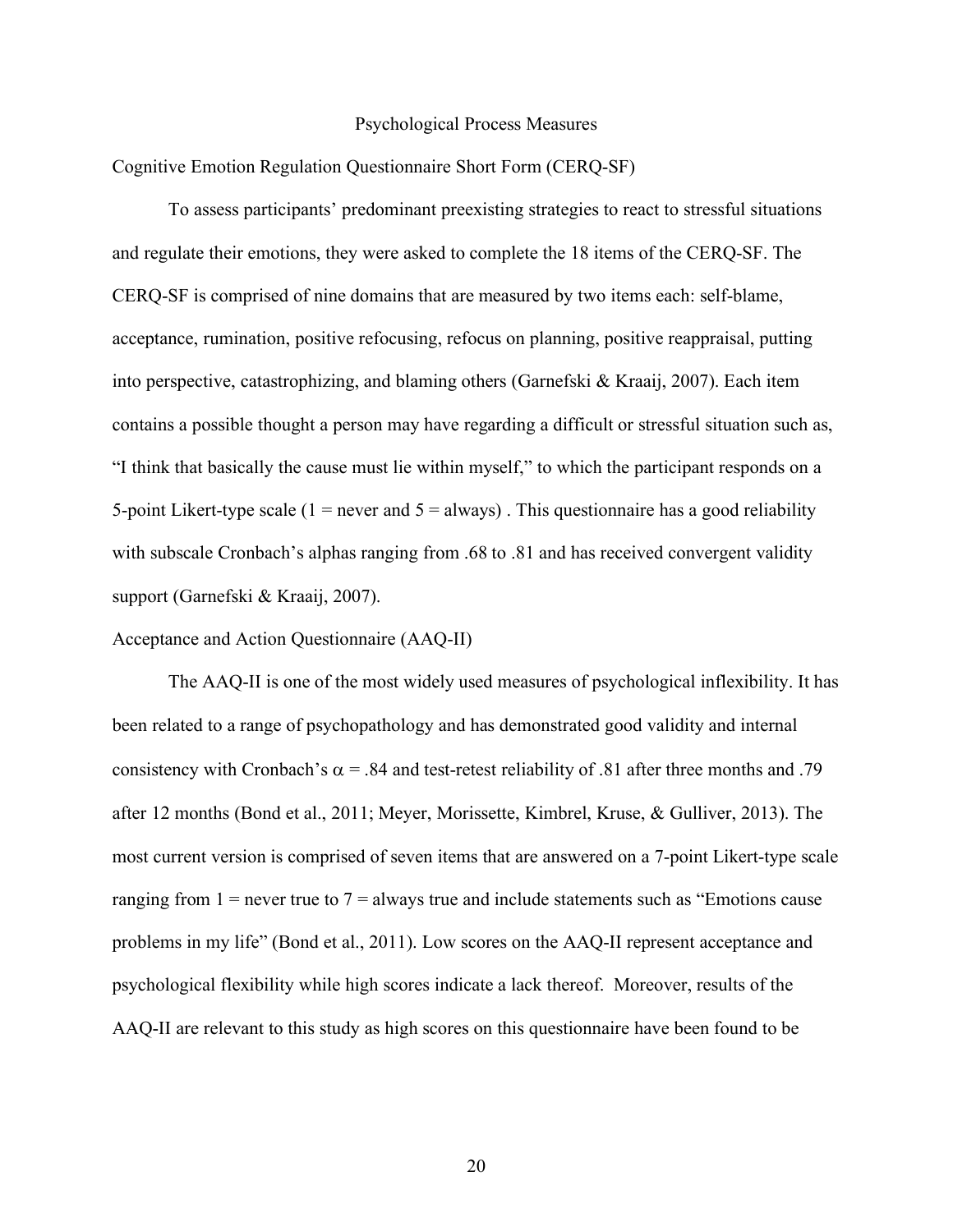# Psychological Process Measures

## Cognitive Emotion Regulation Questionnaire Short Form (CERQ-SF)

To assess participants' predominant preexisting strategies to react to stressful situations and regulate their emotions, they were asked to complete the 18 items of the CERQ-SF. The CERQ-SF is comprised of nine domains that are measured by two items each: self-blame, acceptance, rumination, positive refocusing, refocus on planning, positive reappraisal, putting into perspective, catastrophizing, and blaming others (Garnefski & Kraaij, 2007). Each item contains a possible thought a person may have regarding a difficult or stressful situation such as, "I think that basically the cause must lie within myself," to which the participant responds on a 5-point Likert-type scale (1 = never and 5 = always) . This questionnaire has a good reliability with subscale Cronbach's alphas ranging from .68 to .81 and has received convergent validity support (Garnefski & Kraaij, 2007).

## Acceptance and Action Questionnaire (AAQ-II)

The AAQ-II is one of the most widely used measures of psychological inflexibility. It has been related to a range of psychopathology and has demonstrated good validity and internal consistency with Cronbach's $\alpha = .84$ and test-retest reliability of .81 after three months and .79 after 12 months (Bond et al., 2011; Meyer, Morissette, Kimbrel, Kruse, & Gulliver, 2013). The most current version is comprised of seven items that are answered on a 7-point Likert-type scale ranging from 1 = never true to 7 = always true and include statements such as "Emotions cause problems in my life" (Bond et al., 2011). Low scores on the AAQ-II represent acceptance and psychological flexibility while high scores indicate a lack thereof. Moreover, results of the AAQ-II are relevant to this study as high scores on this questionnaire have been found to be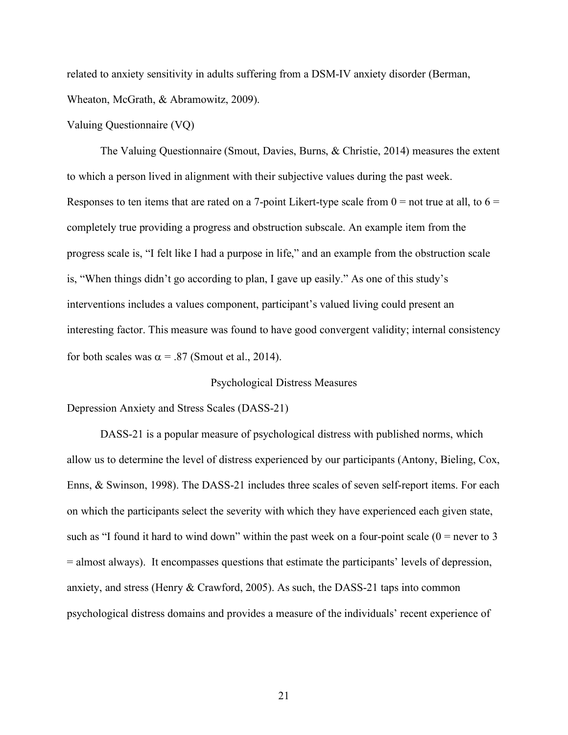related to anxiety sensitivity in adults suffering from a DSM-IV anxiety disorder (Berman, Wheaton, McGrath, & Abramowitz, 2009).

### Valuing Questionnaire (VQ)

The Valuing Questionnaire (Smout, Davies, Burns, & Christie, 2014) measures the extent to which a person lived in alignment with their subjective values during the past week. Responses to ten items that are rated on a 7-point Likert-type scale from 0 = not true at all, to 6 = completely true providing a progress and obstruction subscale. An example item from the progress scale is, "I felt like I had a purpose in life," and an example from the obstruction scale is, "When things didn't go according to plan, I gave up easily." As one of this study's interventions includes a values component, participant's valued living could present an interesting factor. This measure was found to have good convergent validity; internal consistency for both scales was $\alpha = .87$ (Smout et al., 2014).

## Psychological Distress Measures

### Depression Anxiety and Stress Scales (DASS-21)

DASS-21 is a popular measure of psychological distress with published norms, which allow us to determine the level of distress experienced by our participants (Antony, Bieling, Cox, Enns, & Swinson, 1998). The DASS-21 includes three scales of seven self-report items. For each on which the participants select the severity with which they have experienced each given state, such as "I found it hard to wind down" within the past week on a four-point scale (0 = never to 3 = almost always). It encompasses questions that estimate the participants' levels of depression, anxiety, and stress (Henry & Crawford, 2005). As such, the DASS-21 taps into common psychological distress domains and provides a measure of the individuals' recent experience of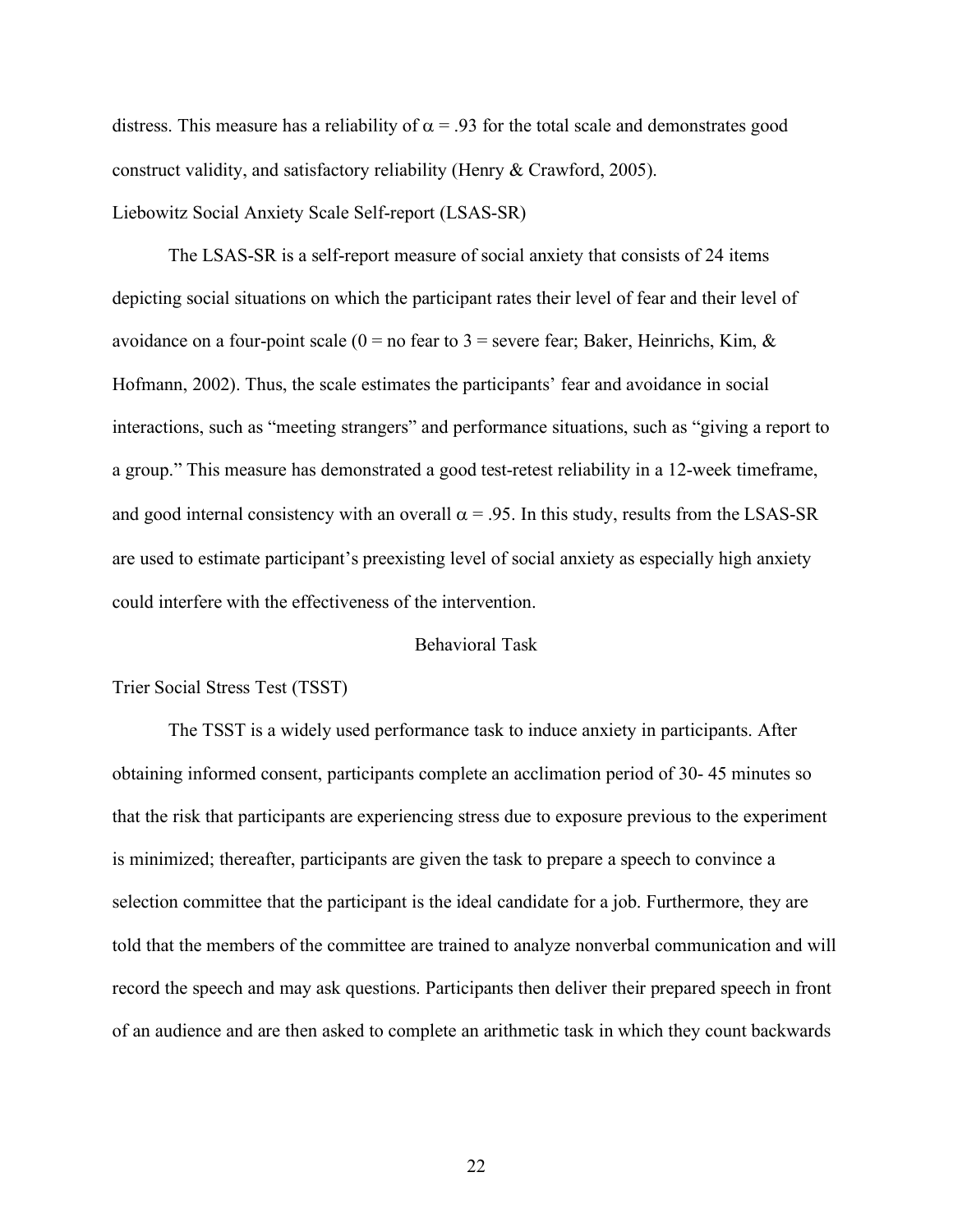distress. This measure has a reliability of $\alpha = .93$ for the total scale and demonstrates good construct validity, and satisfactory reliability (Henry & Crawford, 2005).

Liebowitz Social Anxiety Scale Self-report (LSAS-SR)

The LSAS-SR is a self-report measure of social anxiety that consists of 24 items depicting social situations on which the participant rates their level of fear and their level of avoidance on a four-point scale (0 = no fear to 3 = severe fear; Baker, Heinrichs, Kim, & Hofmann, 2002). Thus, the scale estimates the participants' fear and avoidance in social interactions, such as "meeting strangers" and performance situations, such as "giving a report to a group." This measure has demonstrated a good test-retest reliability in a 12-week timeframe, and good internal consistency with an overall $\alpha = .95$. In this study, results from the LSAS-SR are used to estimate participant's preexisting level of social anxiety as especially high anxiety could interfere with the effectiveness of the intervention.

## Behavioral Task

Trier Social Stress Test (TSST)

The TSST is a widely used performance task to induce anxiety in participants. After obtaining informed consent, participants complete an acclimation period of 30- 45 minutes so that the risk that participants are experiencing stress due to exposure previous to the experiment is minimized; thereafter, participants are given the task to prepare a speech to convince a selection committee that the participant is the ideal candidate for a job. Furthermore, they are told that the members of the committee are trained to analyze nonverbal communication and will record the speech and may ask questions. Participants then deliver their prepared speech in front of an audience and are then asked to complete an arithmetic task in which they count backwards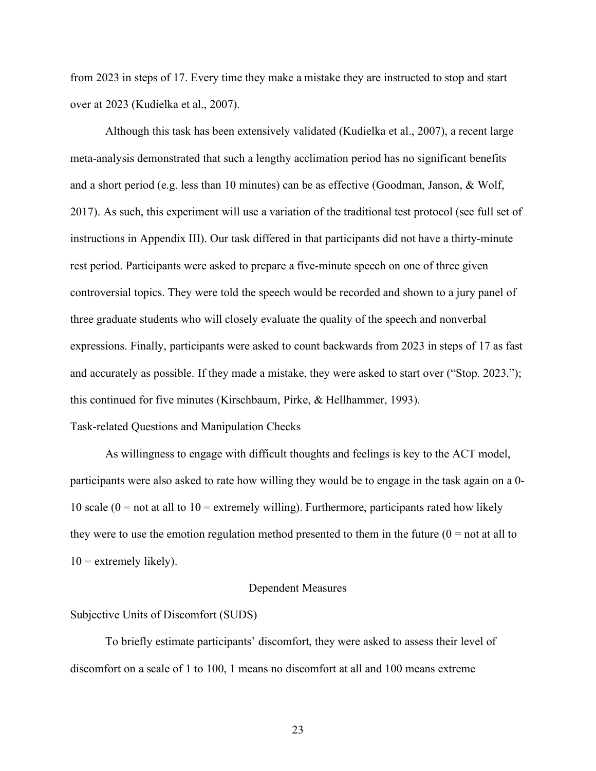from 2023 in steps of 17. Every time they make a mistake they are instructed to stop and start over at 2023 (Kudielka et al., 2007).

Although this task has been extensively validated (Kudielka et al., 2007), a recent large meta-analysis demonstrated that such a lengthy acclimation period has no significant benefits and a short period (e.g. less than 10 minutes) can be as effective (Goodman, Janson, & Wolf, 2017). As such, this experiment will use a variation of the traditional test protocol (see full set of instructions in Appendix III). Our task differed in that participants did not have a thirty-minute rest period. Participants were asked to prepare a five-minute speech on one of three given controversial topics. They were told the speech would be recorded and shown to a jury panel of three graduate students who will closely evaluate the quality of the speech and nonverbal expressions. Finally, participants were asked to count backwards from 2023 in steps of 17 as fast and accurately as possible. If they made a mistake, they were asked to start over ("Stop. 2023."); this continued for five minutes (Kirschbaum, Pirke, & Hellhammer, 1993).

### Task-related Questions and Manipulation Checks

As willingness to engage with difficult thoughts and feelings is key to the ACT model, participants were also asked to rate how willing they would be to engage in the task again on a 0-10 scale (0 = not at all to 10 = extremely willing). Furthermore, participants rated how likely they were to use the emotion regulation method presented to them in the future (0 = not at all to 10 = extremely likely).

## Dependent Measures

### Subjective Units of Discomfort (SUDS)

To briefly estimate participants' discomfort, they were asked to assess their level of discomfort on a scale of 1 to 100, 1 means no discomfort at all and 100 means extreme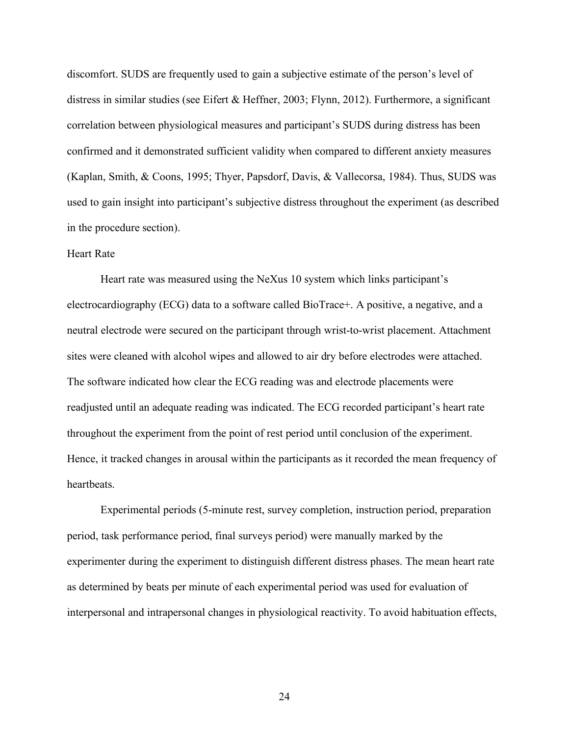discomfort. SUDS are frequently used to gain a subjective estimate of the person's level of distress in similar studies (see Eifert & Heffner, 2003; Flynn, 2012). Furthermore, a significant correlation between physiological measures and participant's SUDS during distress has been confirmed and it demonstrated sufficient validity when compared to different anxiety measures (Kaplan, Smith, & Coons, 1995; Thyer, Papsdorf, Davis, & Vallecorsa, 1984). Thus, SUDS was used to gain insight into participant's subjective distress throughout the experiment (as described in the procedure section).

### Heart Rate

Heart rate was measured using the NeXus 10 system which links participant's electrocardiography (ECG) data to a software called BioTrace+. A positive, a negative, and a neutral electrode were secured on the participant through wrist-to-wrist placement. Attachment sites were cleaned with alcohol wipes and allowed to air dry before electrodes were attached. The software indicated how clear the ECG reading was and electrode placements were readjusted until an adequate reading was indicated. The ECG recorded participant's heart rate throughout the experiment from the point of rest period until conclusion of the experiment. Hence, it tracked changes in arousal within the participants as it recorded the mean frequency of heartbeats.

Experimental periods (5-minute rest, survey completion, instruction period, preparation period, task performance period, final surveys period) were manually marked by the experimenter during the experiment to distinguish different distress phases. The mean heart rate as determined by beats per minute of each experimental period was used for evaluation of interpersonal and intrapersonal changes in physiological reactivity. To avoid habituation effects,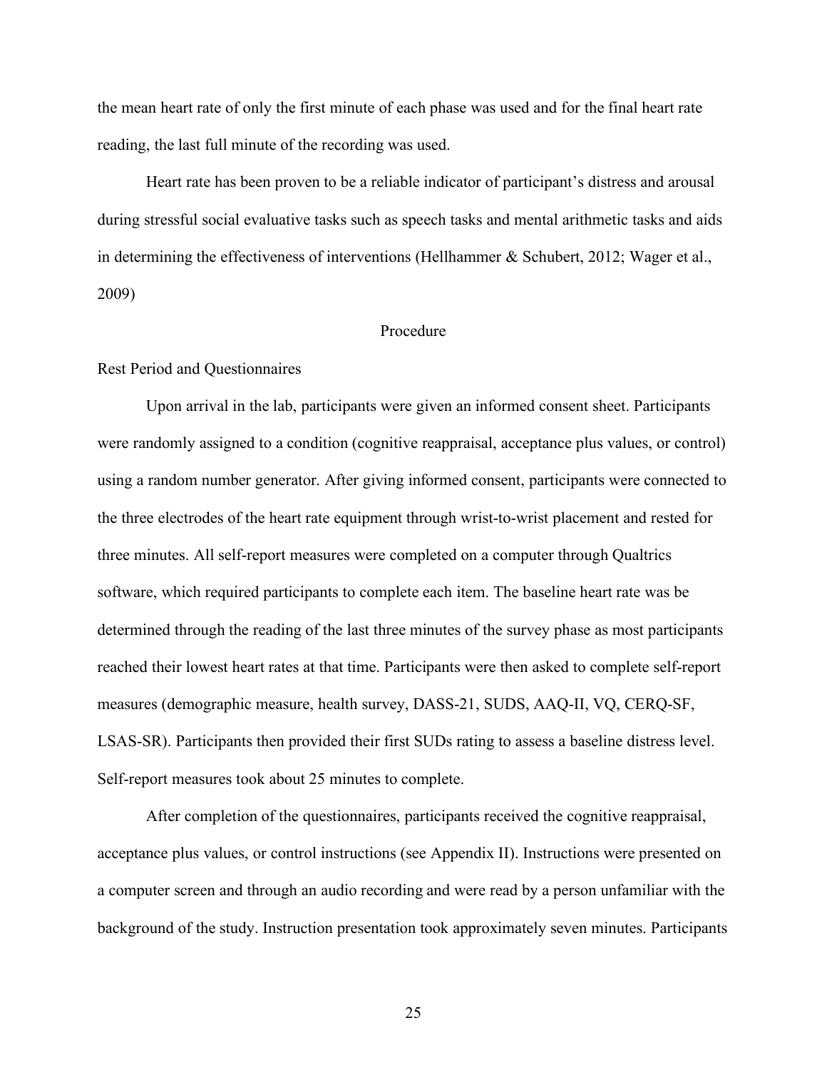the mean heart rate of only the first minute of each phase was used and for the final heart rate reading, the last full minute of the recording was used.

Heart rate has been proven to be a reliable indicator of participant's distress and arousal during stressful social evaluative tasks such as speech tasks and mental arithmetic tasks and aids in determining the effectiveness of interventions (Hellhammer & Schubert, 2012; Wager et al., 2009)

## Procedure

### Rest Period and Questionnaires

Upon arrival in the lab, participants were given an informed consent sheet. Participants were randomly assigned to a condition (cognitive reappraisal, acceptance plus values, or control) using a random number generator. After giving informed consent, participants were connected to the three electrodes of the heart rate equipment through wrist-to-wrist placement and rested for three minutes. All self-report measures were completed on a computer through Qualtrics software, which required participants to complete each item. The baseline heart rate was be determined through the reading of the last three minutes of the survey phase as most participants reached their lowest heart rates at that time. Participants were then asked to complete self-report measures (demographic measure, health survey, DASS-21, SUDS, AAQ-II, VQ, CERQ-SF, LSAS-SR). Participants then provided their first SUDs rating to assess a baseline distress level. Self-report measures took about 25 minutes to complete.

After completion of the questionnaires, participants received the cognitive reappraisal, acceptance plus values, or control instructions (see Appendix II). Instructions were presented on a computer screen and through an audio recording and were read by a person unfamiliar with the background of the study. Instruction presentation took approximately seven minutes. Participants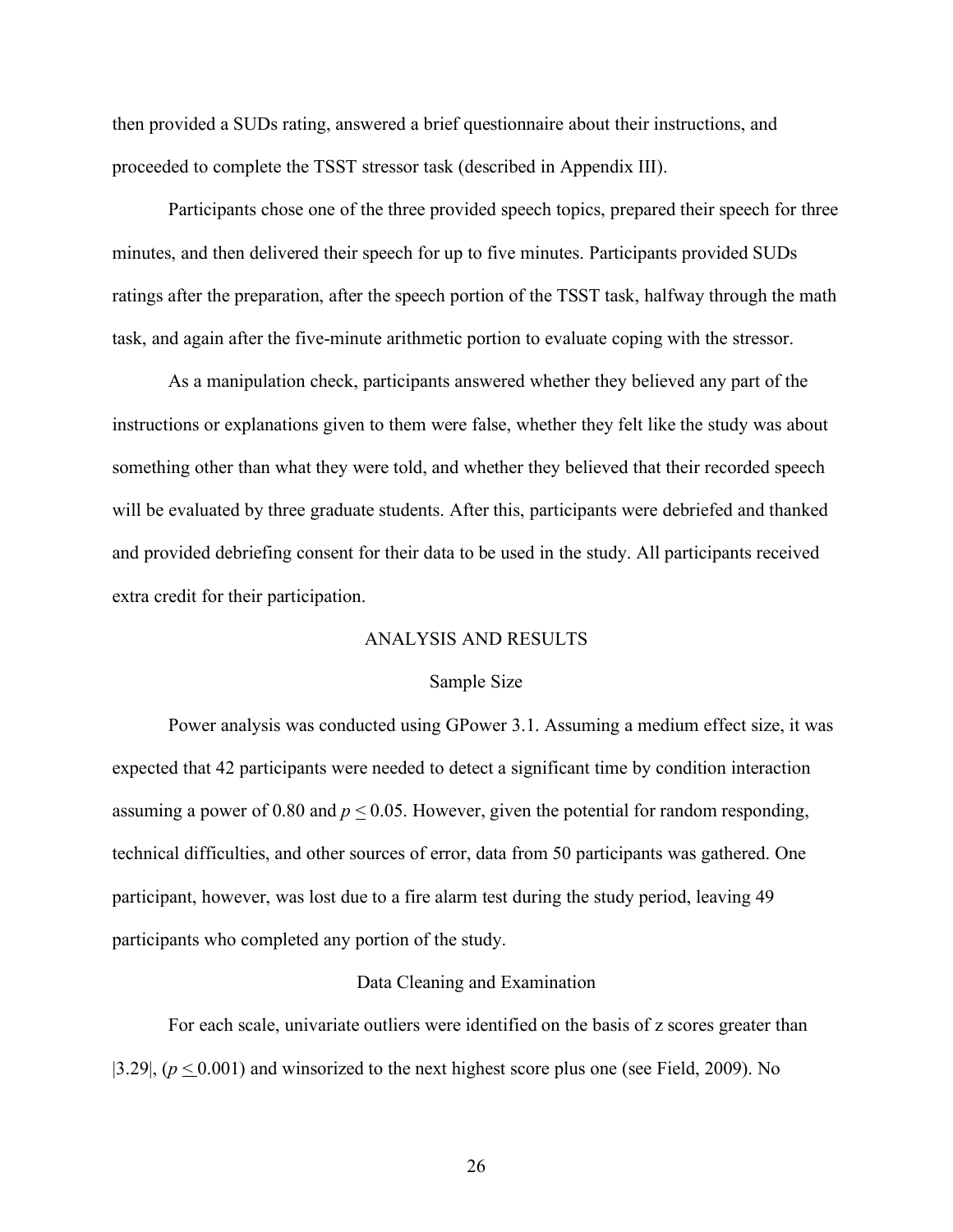then provided a SUDs rating, answered a brief questionnaire about their instructions, and proceeded to complete the TSST stressor task (described in Appendix III).

Participants chose one of the three provided speech topics, prepared their speech for three minutes, and then delivered their speech for up to five minutes. Participants provided SUDs ratings after the preparation, after the speech portion of the TSST task, halfway through the math task, and again after the five-minute arithmetic portion to evaluate coping with the stressor.

As a manipulation check, participants answered whether they believed any part of the instructions or explanations given to them were false, whether they felt like the study was about something other than what they were told, and whether they believed that their recorded speech will be evaluated by three graduate students. After this, participants were debriefed and thanked and provided debriefing consent for their data to be used in the study. All participants received extra credit for their participation.

## ANALYSIS AND RESULTS

### Sample Size

Power analysis was conducted using GPower 3.1. Assuming a medium effect size, it was expected that 42 participants were needed to detect a significant time by condition interaction assuming a power of 0.80 and $p \leq 0.05$. However, given the potential for random responding, technical difficulties, and other sources of error, data from 50 participants was gathered. One participant, however, was lost due to a fire alarm test during the study period, leaving 49 participants who completed any portion of the study.

### Data Cleaning and Examination

For each scale, univariate outliers were identified on the basis of z scores greater than $|3.29|$, ($p \leq 0.001$) and winsorized to the next highest score plus one (see Field, 2009). No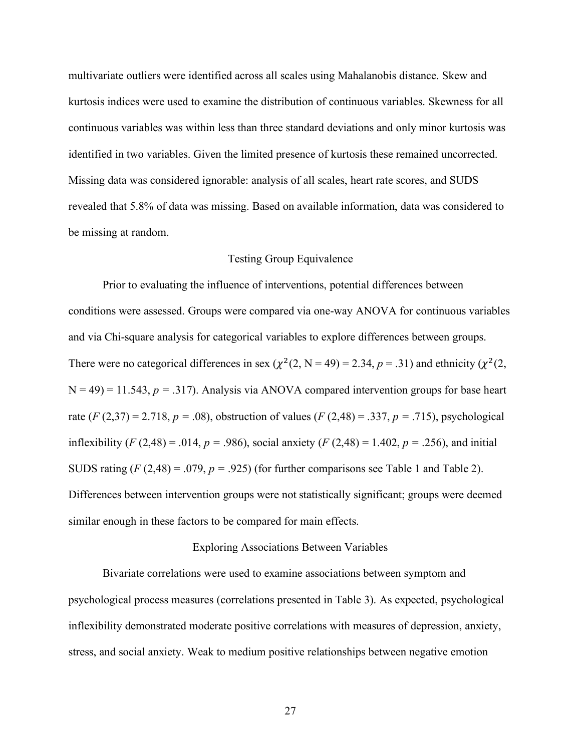multivariate outliers were identified across all scales using Mahalanobis distance. Skew and kurtosis indices were used to examine the distribution of continuous variables. Skewness for all continuous variables was within less than three standard deviations and only minor kurtosis was identified in two variables. Given the limited presence of kurtosis these remained uncorrected. Missing data was considered ignorable: analysis of all scales, heart rate scores, and SUDS revealed that 5.8% of data was missing. Based on available information, data was considered to be missing at random.

## Testing Group Equivalence

Prior to evaluating the influence of interventions, potential differences between conditions were assessed. Groups were compared via one-way ANOVA for continuous variables and via Chi-square analysis for categorical variables to explore differences between groups. There were no categorical differences in sex ($\chi^2$(2, N = 49) = 2.34, *p* = .31) and ethnicity ($\chi^2$(2, N = 49) = 11.543, *p* = .317). Analysis via ANOVA compared intervention groups for base heart rate (*F* (2,37) = 2.718, *p* = .08), obstruction of values (*F* (2,48) = .337, *p* = .715), psychological inflexibility (*F* (2,48) = .014, *p* = .986), social anxiety (*F* (2,48) = 1.402, *p* = .256), and initial SUDS rating (*F* (2,48) = .079, *p* = .925) (for further comparisons see Table 1 and Table 2). Differences between intervention groups were not statistically significant; groups were deemed similar enough in these factors to be compared for main effects.

## Exploring Associations Between Variables

Bivariate correlations were used to examine associations between symptom and psychological process measures (correlations presented in Table 3). As expected, psychological inflexibility demonstrated moderate positive correlations with measures of depression, anxiety, stress, and social anxiety. Weak to medium positive relationships between negative emotion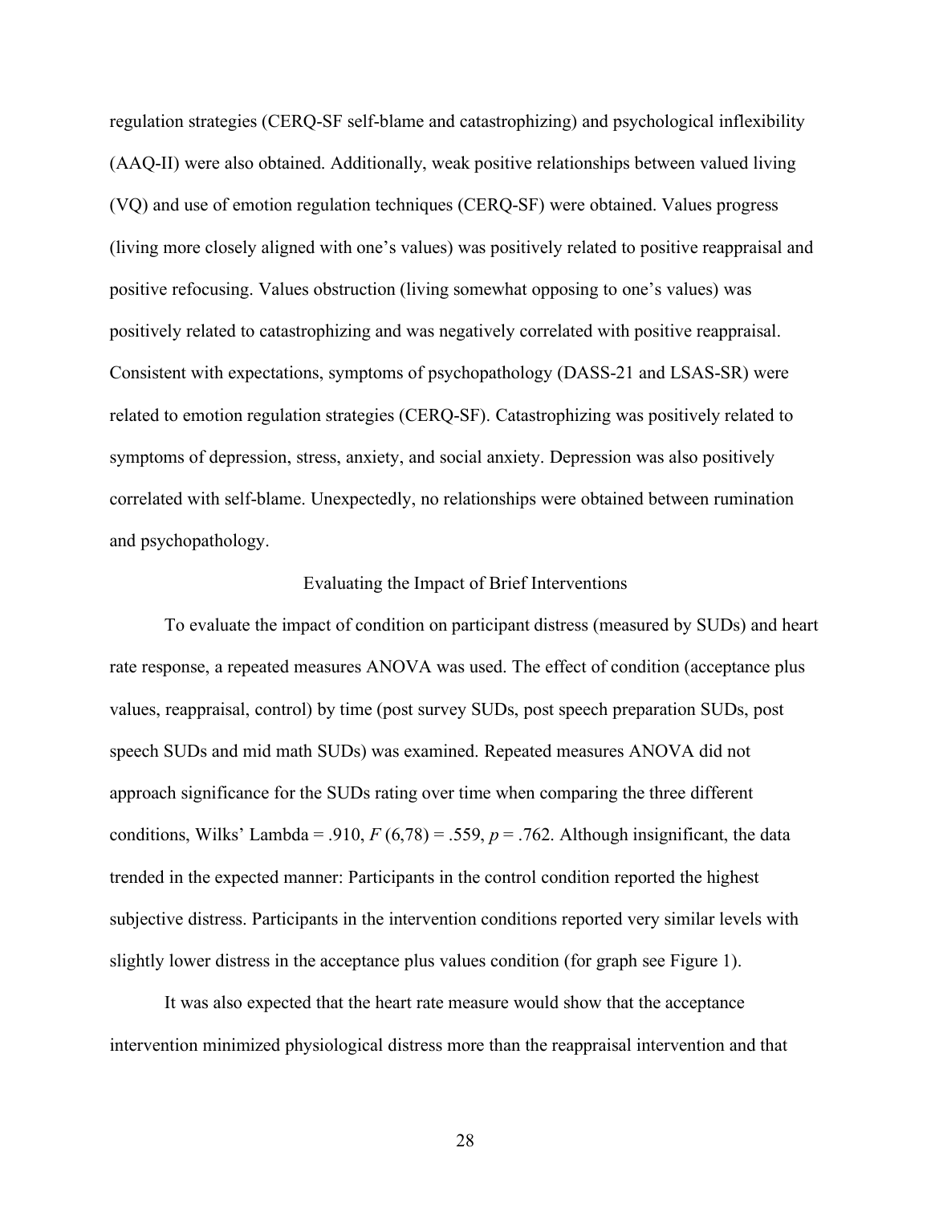regulation strategies (CERQ-SF self-blame and catastrophizing) and psychological inflexibility (AAQ-II) were also obtained. Additionally, weak positive relationships between valued living (VQ) and use of emotion regulation techniques (CERQ-SF) were obtained. Values progress (living more closely aligned with one's values) was positively related to positive reappraisal and positive refocusing. Values obstruction (living somewhat opposing to one's values) was positively related to catastrophizing and was negatively correlated with positive reappraisal. Consistent with expectations, symptoms of psychopathology (DASS-21 and LSAS-SR) were related to emotion regulation strategies (CERQ-SF). Catastrophizing was positively related to symptoms of depression, stress, anxiety, and social anxiety. Depression was also positively correlated with self-blame. Unexpectedly, no relationships were obtained between rumination and psychopathology.

## Evaluating the Impact of Brief Interventions

To evaluate the impact of condition on participant distress (measured by SUDs) and heart rate response, a repeated measures ANOVA was used. The effect of condition (acceptance plus values, reappraisal, control) by time (post survey SUDs, post speech preparation SUDs, post speech SUDs and mid math SUDs) was examined. Repeated measures ANOVA did not approach significance for the SUDs rating over time when comparing the three different conditions, Wilks' Lambda = .910, $F(6,78) = .559$, $p = .762$. Although insignificant, the data trended in the expected manner: Participants in the control condition reported the highest subjective distress. Participants in the intervention conditions reported very similar levels with slightly lower distress in the acceptance plus values condition (for graph see Figure 1).

It was also expected that the heart rate measure would show that the acceptance intervention minimized physiological distress more than the reappraisal intervention and that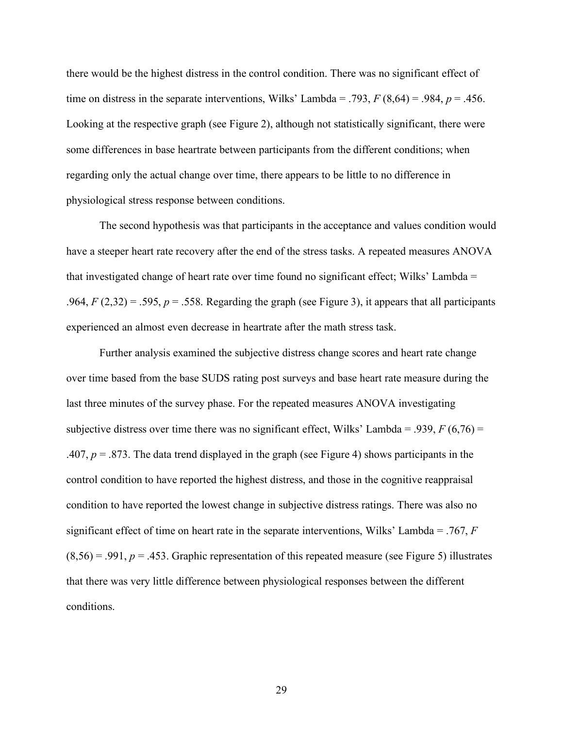there would be the highest distress in the control condition. There was no significant effect of time on distress in the separate interventions, Wilks' Lambda = .793, $F\,(8,64) = .984$, $p = .456$. Looking at the respective graph (see Figure 2), although not statistically significant, there were some differences in base heartrate between participants from the different conditions; when regarding only the actual change over time, there appears to be little to no difference in physiological stress response between conditions.

The second hypothesis was that participants in the acceptance and values condition would have a steeper heart rate recovery after the end of the stress tasks. A repeated measures ANOVA that investigated change of heart rate over time found no significant effect; Wilks' Lambda = .964, $F\,(2,32) = .595$, $p = .558$. Regarding the graph (see Figure 3), it appears that all participants experienced an almost even decrease in heartrate after the math stress task.

Further analysis examined the subjective distress change scores and heart rate change over time based from the base SUDS rating post surveys and base heart rate measure during the last three minutes of the survey phase. For the repeated measures ANOVA investigating subjective distress over time there was no significant effect, Wilks' Lambda = .939, $F\,(6,76) = .407$, $p = .873$. The data trend displayed in the graph (see Figure 4) shows participants in the control condition to have reported the highest distress, and those in the cognitive reappraisal condition to have reported the lowest change in subjective distress ratings. There was also no significant effect of time on heart rate in the separate interventions, Wilks' Lambda = .767, $F\,(8,56) = .991$, $p = .453$. Graphic representation of this repeated measure (see Figure 5) illustrates that there was very little difference between physiological responses between the different conditions.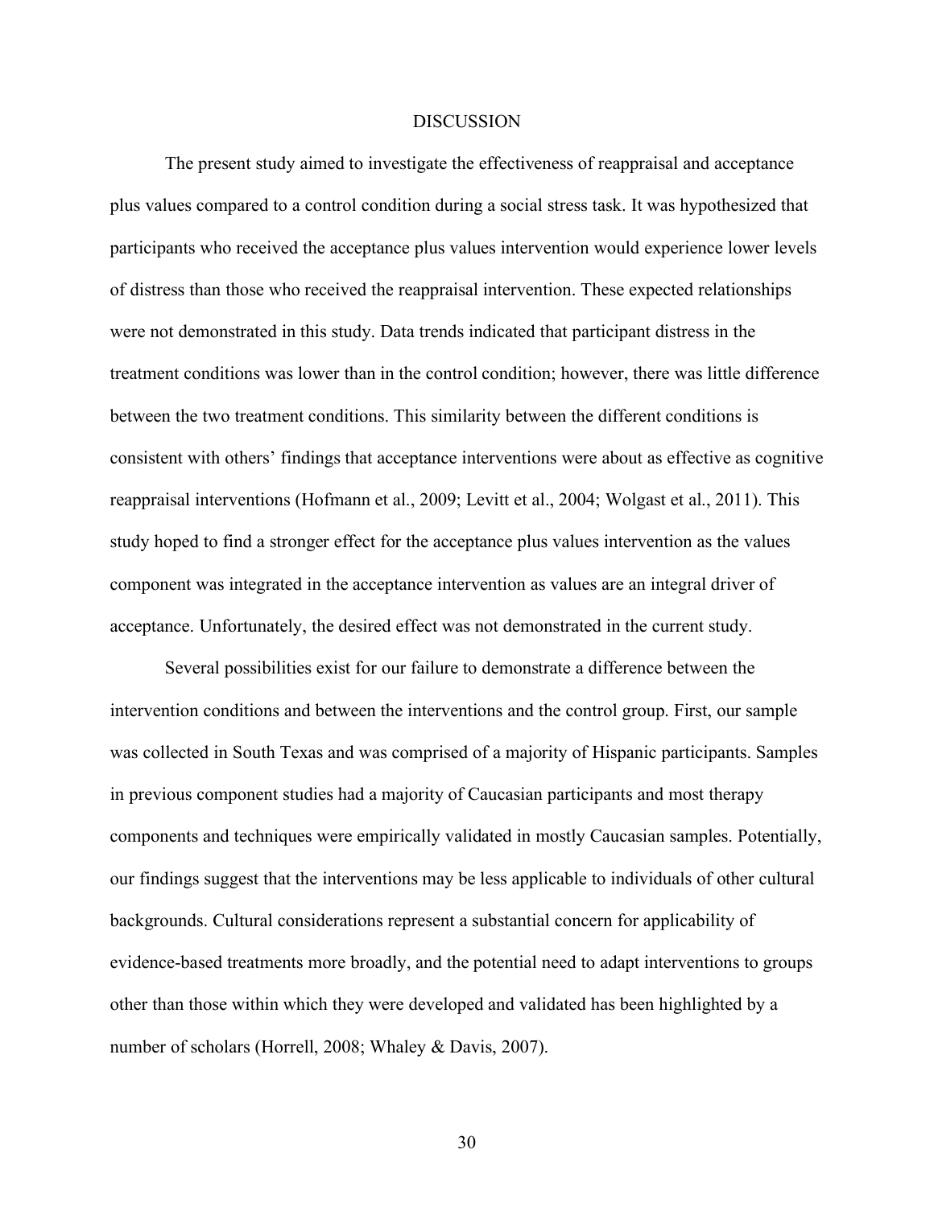# DISCUSSION

The present study aimed to investigate the effectiveness of reappraisal and acceptance plus values compared to a control condition during a social stress task. It was hypothesized that participants who received the acceptance plus values intervention would experience lower levels of distress than those who received the reappraisal intervention. These expected relationships were not demonstrated in this study. Data trends indicated that participant distress in the treatment conditions was lower than in the control condition; however, there was little difference between the two treatment conditions. This similarity between the different conditions is consistent with others' findings that acceptance interventions were about as effective as cognitive reappraisal interventions (Hofmann et al., 2009; Levitt et al., 2004; Wolgast et al., 2011). This study hoped to find a stronger effect for the acceptance plus values intervention as the values component was integrated in the acceptance intervention as values are an integral driver of acceptance. Unfortunately, the desired effect was not demonstrated in the current study.

Several possibilities exist for our failure to demonstrate a difference between the intervention conditions and between the interventions and the control group. First, our sample was collected in South Texas and was comprised of a majority of Hispanic participants. Samples in previous component studies had a majority of Caucasian participants and most therapy components and techniques were empirically validated in mostly Caucasian samples. Potentially, our findings suggest that the interventions may be less applicable to individuals of other cultural backgrounds. Cultural considerations represent a substantial concern for applicability of evidence-based treatments more broadly, and the potential need to adapt interventions to groups other than those within which they were developed and validated has been highlighted by a number of scholars (Horrell, 2008; Whaley & Davis, 2007).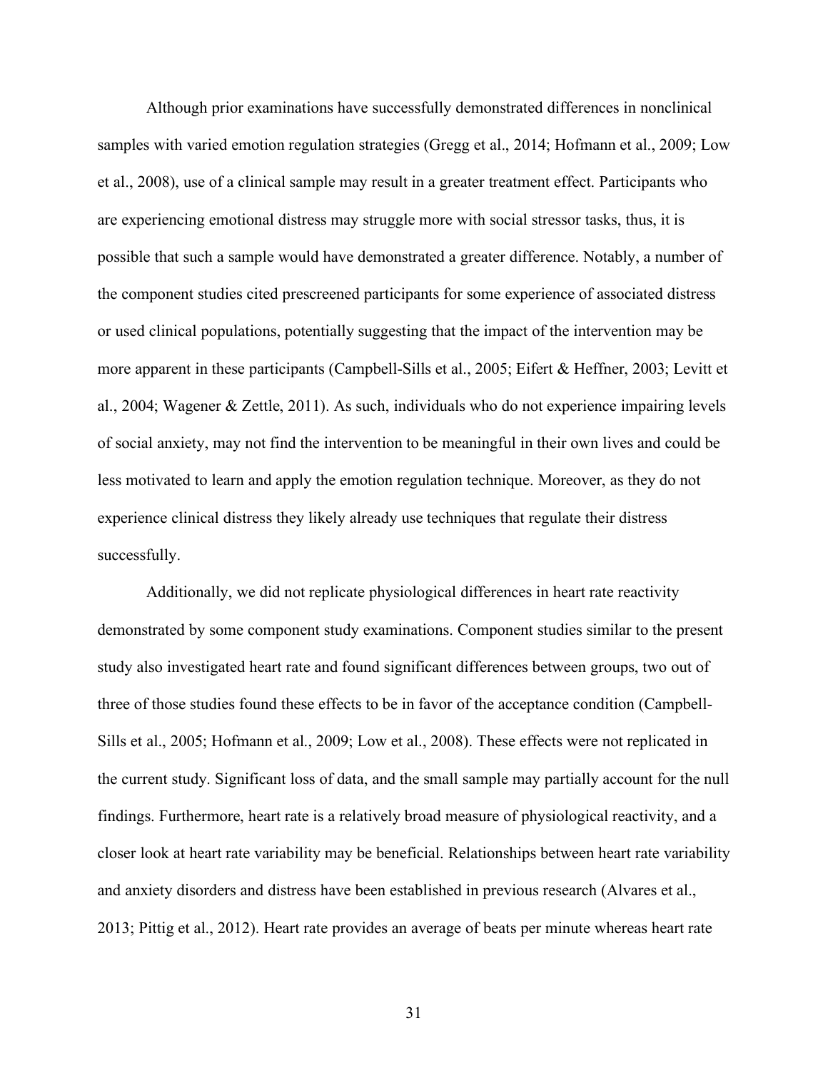Although prior examinations have successfully demonstrated differences in nonclinical samples with varied emotion regulation strategies (Gregg et al., 2014; Hofmann et al., 2009; Low et al., 2008), use of a clinical sample may result in a greater treatment effect. Participants who are experiencing emotional distress may struggle more with social stressor tasks, thus, it is possible that such a sample would have demonstrated a greater difference. Notably, a number of the component studies cited prescreened participants for some experience of associated distress or used clinical populations, potentially suggesting that the impact of the intervention may be more apparent in these participants (Campbell-Sills et al., 2005; Eifert & Heffner, 2003; Levitt et al., 2004; Wagener & Zettle, 2011). As such, individuals who do not experience impairing levels of social anxiety, may not find the intervention to be meaningful in their own lives and could be less motivated to learn and apply the emotion regulation technique. Moreover, as they do not experience clinical distress they likely already use techniques that regulate their distress successfully.

Additionally, we did not replicate physiological differences in heart rate reactivity demonstrated by some component study examinations. Component studies similar to the present study also investigated heart rate and found significant differences between groups, two out of three of those studies found these effects to be in favor of the acceptance condition (Campbell-Sills et al., 2005; Hofmann et al., 2009; Low et al., 2008). These effects were not replicated in the current study. Significant loss of data, and the small sample may partially account for the null findings. Furthermore, heart rate is a relatively broad measure of physiological reactivity, and a closer look at heart rate variability may be beneficial. Relationships between heart rate variability and anxiety disorders and distress have been established in previous research (Alvares et al., 2013; Pittig et al., 2012). Heart rate provides an average of beats per minute whereas heart rate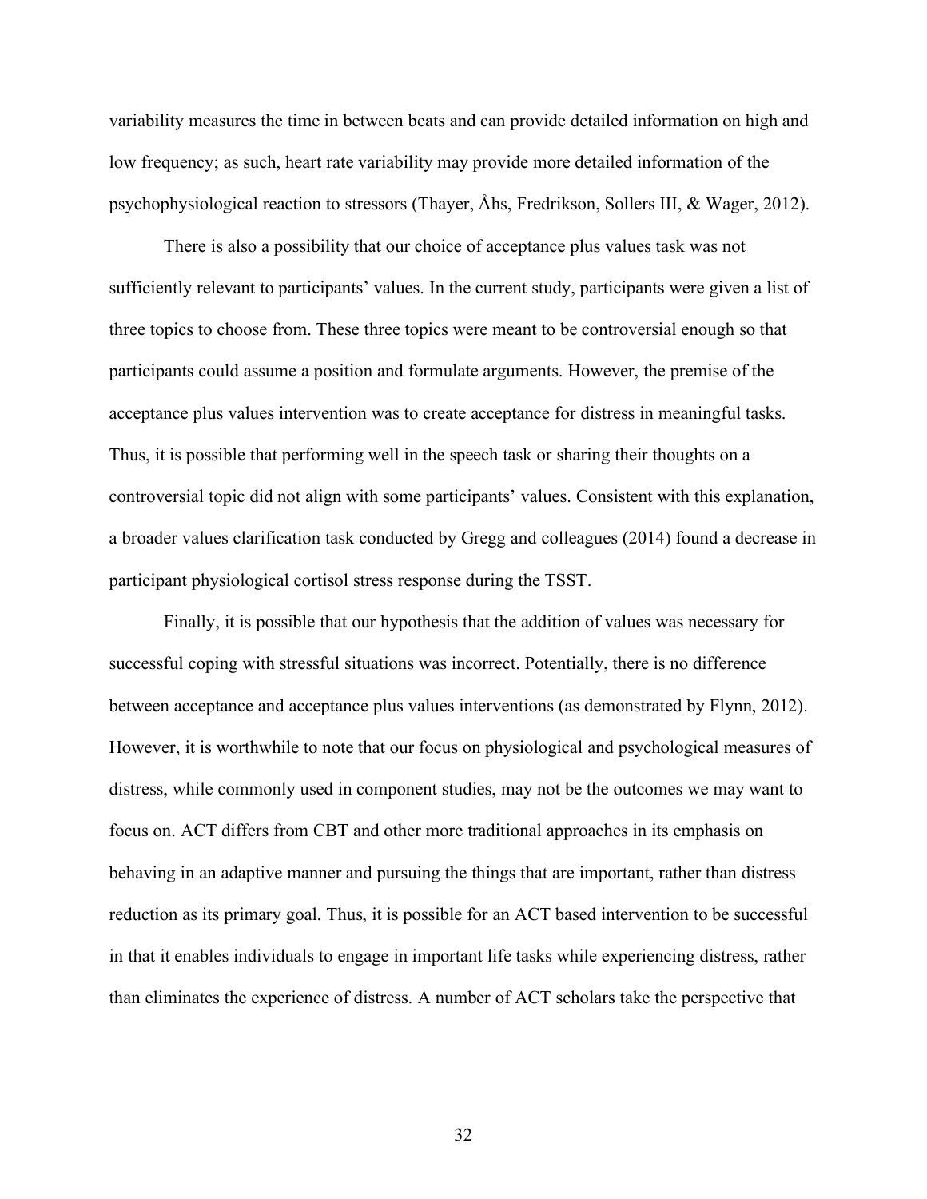variability measures the time in between beats and can provide detailed information on high and low frequency; as such, heart rate variability may provide more detailed information of the psychophysiological reaction to stressors (Thayer, Åhs, Fredrikson, Sollers III, & Wager, 2012).

There is also a possibility that our choice of acceptance plus values task was not sufficiently relevant to participants' values. In the current study, participants were given a list of three topics to choose from. These three topics were meant to be controversial enough so that participants could assume a position and formulate arguments. However, the premise of the acceptance plus values intervention was to create acceptance for distress in meaningful tasks. Thus, it is possible that performing well in the speech task or sharing their thoughts on a controversial topic did not align with some participants' values. Consistent with this explanation, a broader values clarification task conducted by Gregg and colleagues (2014) found a decrease in participant physiological cortisol stress response during the TSST.

Finally, it is possible that our hypothesis that the addition of values was necessary for successful coping with stressful situations was incorrect. Potentially, there is no difference between acceptance and acceptance plus values interventions (as demonstrated by Flynn, 2012). However, it is worthwhile to note that our focus on physiological and psychological measures of distress, while commonly used in component studies, may not be the outcomes we may want to focus on. ACT differs from CBT and other more traditional approaches in its emphasis on behaving in an adaptive manner and pursuing the things that are important, rather than distress reduction as its primary goal. Thus, it is possible for an ACT based intervention to be successful in that it enables individuals to engage in important life tasks while experiencing distress, rather than eliminates the experience of distress. A number of ACT scholars take the perspective that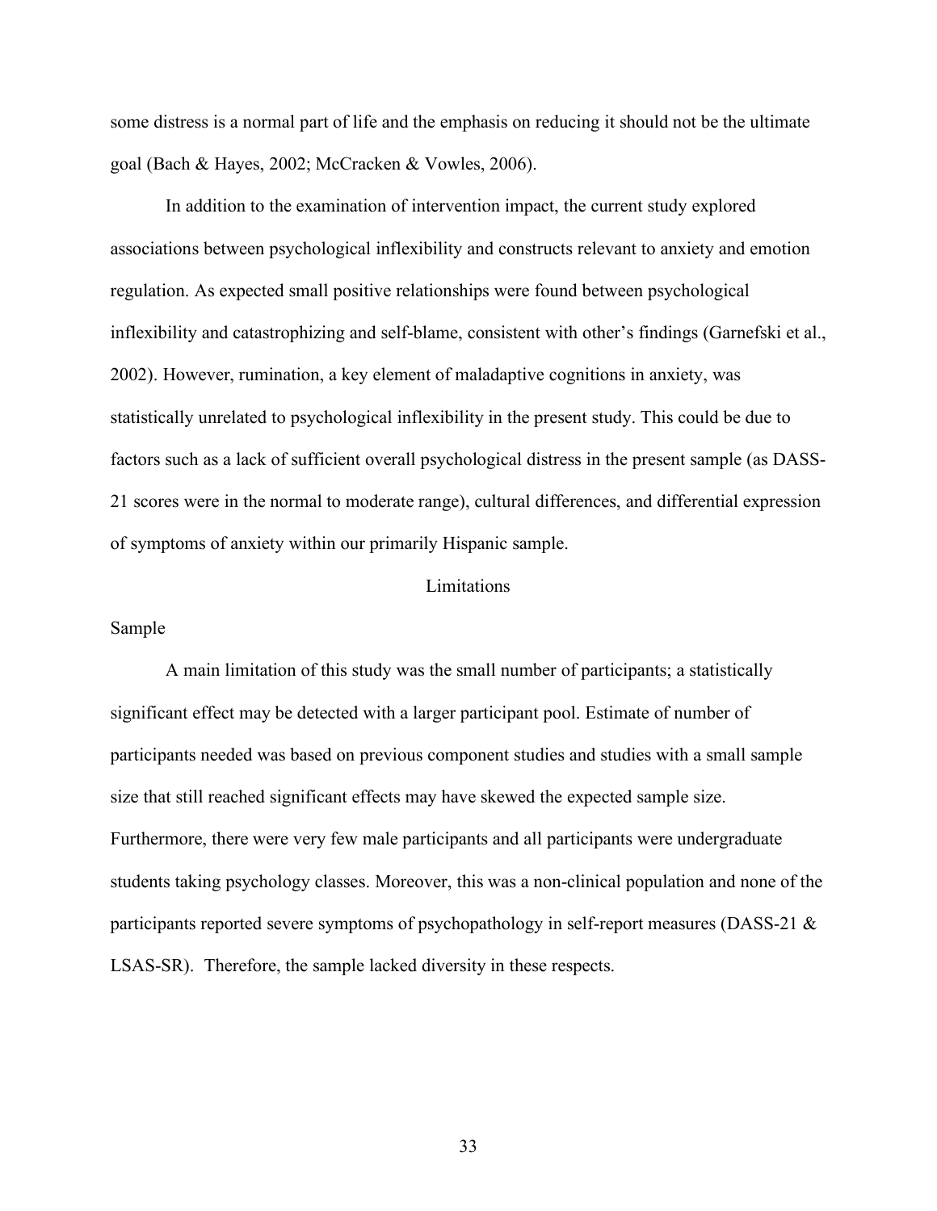some distress is a normal part of life and the emphasis on reducing it should not be the ultimate goal (Bach & Hayes, 2002; McCracken & Vowles, 2006).

In addition to the examination of intervention impact, the current study explored associations between psychological inflexibility and constructs relevant to anxiety and emotion regulation. As expected small positive relationships were found between psychological inflexibility and catastrophizing and self-blame, consistent with other's findings (Garnefski et al., 2002). However, rumination, a key element of maladaptive cognitions in anxiety, was statistically unrelated to psychological inflexibility in the present study. This could be due to factors such as a lack of sufficient overall psychological distress in the present sample (as DASS-21 scores were in the normal to moderate range), cultural differences, and differential expression of symptoms of anxiety within our primarily Hispanic sample.

## Limitations

### Sample

A main limitation of this study was the small number of participants; a statistically significant effect may be detected with a larger participant pool. Estimate of number of participants needed was based on previous component studies and studies with a small sample size that still reached significant effects may have skewed the expected sample size. Furthermore, there were very few male participants and all participants were undergraduate students taking psychology classes. Moreover, this was a non-clinical population and none of the participants reported severe symptoms of psychopathology in self-report measures (DASS-21 & LSAS-SR). Therefore, the sample lacked diversity in these respects.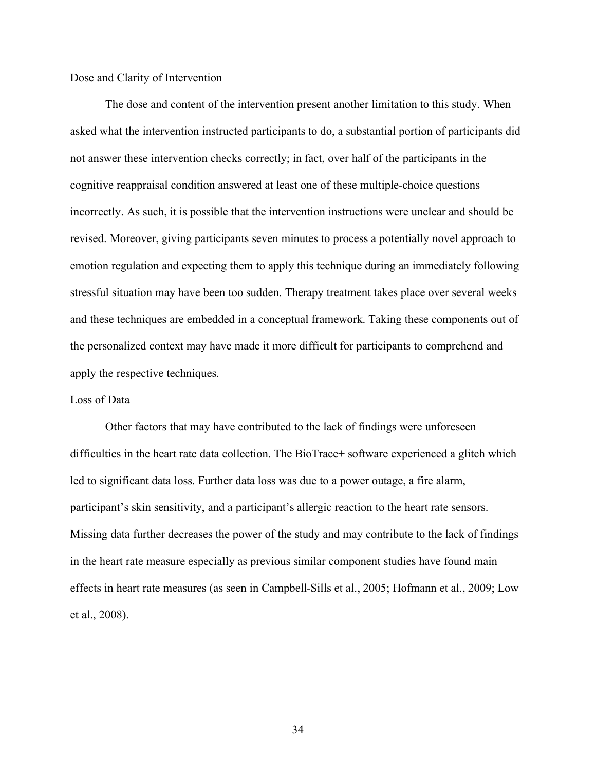### Dose and Clarity of Intervention

The dose and content of the intervention present another limitation to this study. When asked what the intervention instructed participants to do, a substantial portion of participants did not answer these intervention checks correctly; in fact, over half of the participants in the cognitive reappraisal condition answered at least one of these multiple-choice questions incorrectly. As such, it is possible that the intervention instructions were unclear and should be revised. Moreover, giving participants seven minutes to process a potentially novel approach to emotion regulation and expecting them to apply this technique during an immediately following stressful situation may have been too sudden. Therapy treatment takes place over several weeks and these techniques are embedded in a conceptual framework. Taking these components out of the personalized context may have made it more difficult for participants to comprehend and apply the respective techniques.

### Loss of Data

Other factors that may have contributed to the lack of findings were unforeseen difficulties in the heart rate data collection. The BioTrace+ software experienced a glitch which led to significant data loss. Further data loss was due to a power outage, a fire alarm, participant's skin sensitivity, and a participant's allergic reaction to the heart rate sensors. Missing data further decreases the power of the study and may contribute to the lack of findings in the heart rate measure especially as previous similar component studies have found main effects in heart rate measures (as seen in Campbell-Sills et al., 2005; Hofmann et al., 2009; Low et al., 2008).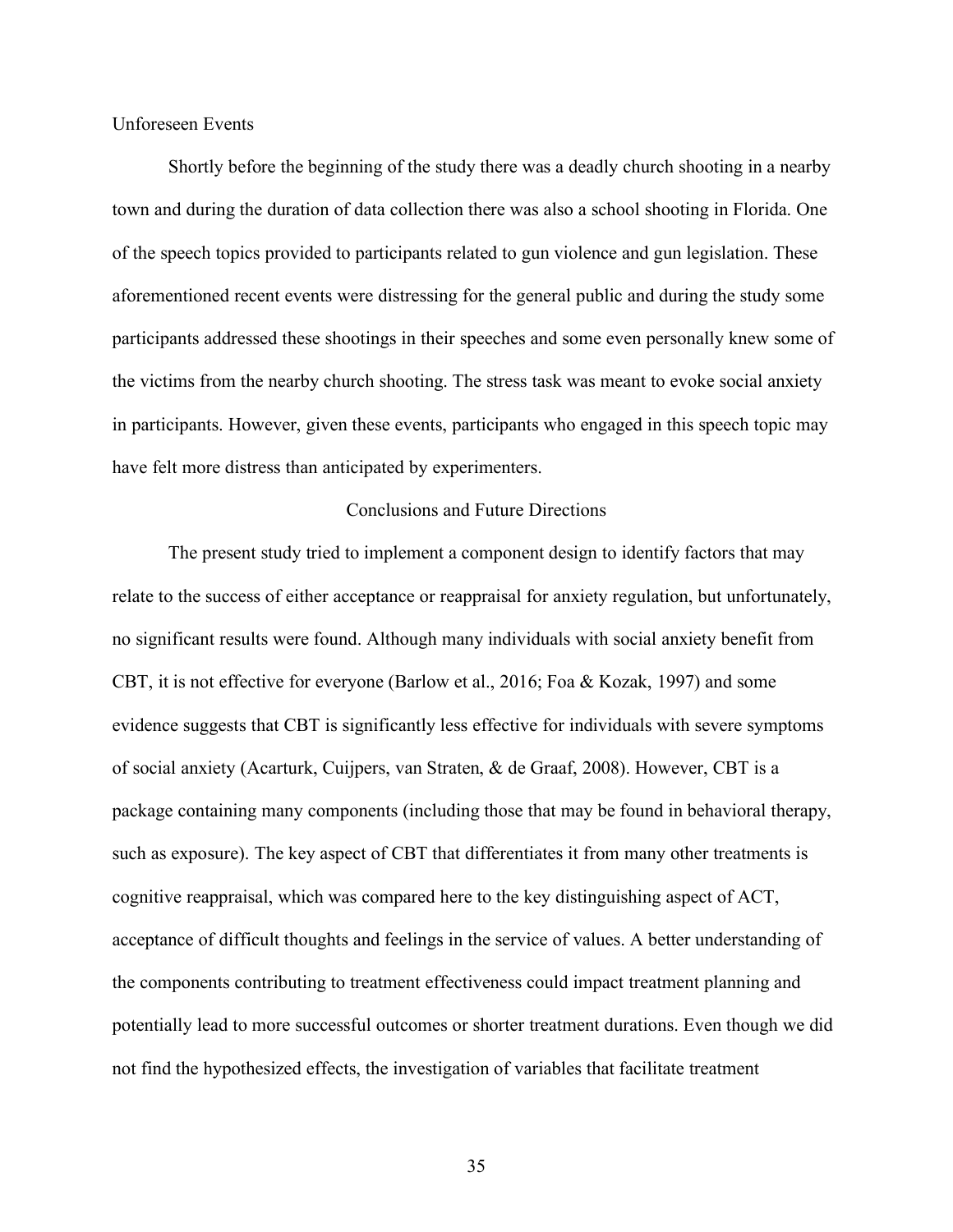### Unforeseen Events

Shortly before the beginning of the study there was a deadly church shooting in a nearby town and during the duration of data collection there was also a school shooting in Florida. One of the speech topics provided to participants related to gun violence and gun legislation. These aforementioned recent events were distressing for the general public and during the study some participants addressed these shootings in their speeches and some even personally knew some of the victims from the nearby church shooting. The stress task was meant to evoke social anxiety in participants. However, given these events, participants who engaged in this speech topic may have felt more distress than anticipated by experimenters.

## Conclusions and Future Directions

The present study tried to implement a component design to identify factors that may relate to the success of either acceptance or reappraisal for anxiety regulation, but unfortunately, no significant results were found. Although many individuals with social anxiety benefit from CBT, it is not effective for everyone (Barlow et al., 2016; Foa & Kozak, 1997) and some evidence suggests that CBT is significantly less effective for individuals with severe symptoms of social anxiety (Acarturk, Cuijpers, van Straten, & de Graaf, 2008). However, CBT is a package containing many components (including those that may be found in behavioral therapy, such as exposure). The key aspect of CBT that differentiates it from many other treatments is cognitive reappraisal, which was compared here to the key distinguishing aspect of ACT, acceptance of difficult thoughts and feelings in the service of values. A better understanding of the components contributing to treatment effectiveness could impact treatment planning and potentially lead to more successful outcomes or shorter treatment durations. Even though we did not find the hypothesized effects, the investigation of variables that facilitate treatment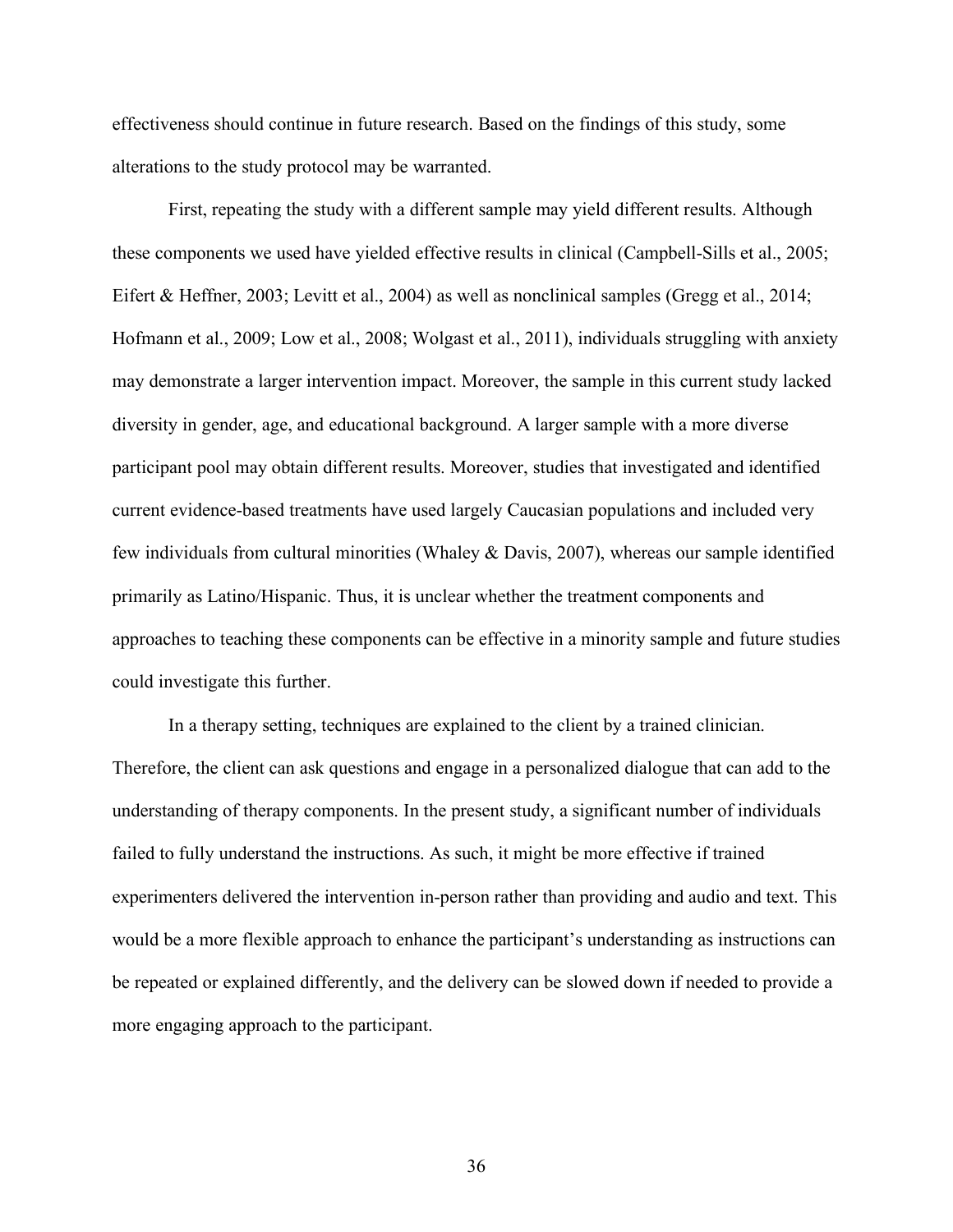effectiveness should continue in future research. Based on the findings of this study, some alterations to the study protocol may be warranted.

First, repeating the study with a different sample may yield different results. Although these components we used have yielded effective results in clinical (Campbell-Sills et al., 2005; Eifert & Heffner, 2003; Levitt et al., 2004) as well as nonclinical samples (Gregg et al., 2014; Hofmann et al., 2009; Low et al., 2008; Wolgast et al., 2011), individuals struggling with anxiety may demonstrate a larger intervention impact. Moreover, the sample in this current study lacked diversity in gender, age, and educational background. A larger sample with a more diverse participant pool may obtain different results. Moreover, studies that investigated and identified current evidence-based treatments have used largely Caucasian populations and included very few individuals from cultural minorities (Whaley & Davis, 2007), whereas our sample identified primarily as Latino/Hispanic. Thus, it is unclear whether the treatment components and approaches to teaching these components can be effective in a minority sample and future studies could investigate this further.

In a therapy setting, techniques are explained to the client by a trained clinician. Therefore, the client can ask questions and engage in a personalized dialogue that can add to the understanding of therapy components. In the present study, a significant number of individuals failed to fully understand the instructions. As such, it might be more effective if trained experimenters delivered the intervention in-person rather than providing and audio and text. This would be a more flexible approach to enhance the participant's understanding as instructions can be repeated or explained differently, and the delivery can be slowed down if needed to provide a more engaging approach to the participant.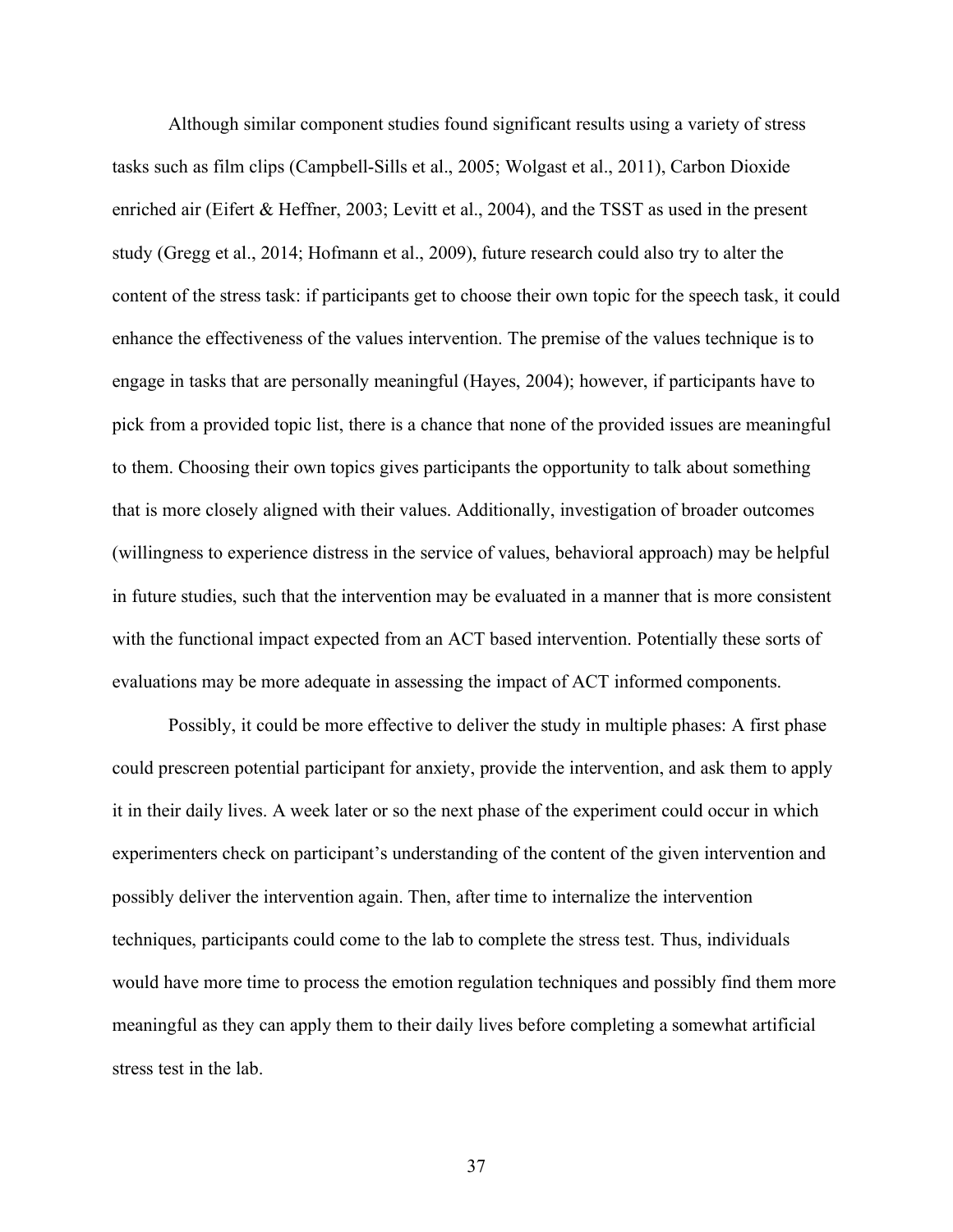Although similar component studies found significant results using a variety of stress tasks such as film clips (Campbell-Sills et al., 2005; Wolgast et al., 2011), Carbon Dioxide enriched air (Eifert & Heffner, 2003; Levitt et al., 2004), and the TSST as used in the present study (Gregg et al., 2014; Hofmann et al., 2009), future research could also try to alter the content of the stress task: if participants get to choose their own topic for the speech task, it could enhance the effectiveness of the values intervention. The premise of the values technique is to engage in tasks that are personally meaningful (Hayes, 2004); however, if participants have to pick from a provided topic list, there is a chance that none of the provided issues are meaningful to them. Choosing their own topics gives participants the opportunity to talk about something that is more closely aligned with their values. Additionally, investigation of broader outcomes (willingness to experience distress in the service of values, behavioral approach) may be helpful in future studies, such that the intervention may be evaluated in a manner that is more consistent with the functional impact expected from an ACT based intervention. Potentially these sorts of evaluations may be more adequate in assessing the impact of ACT informed components.

Possibly, it could be more effective to deliver the study in multiple phases: A first phase could prescreen potential participant for anxiety, provide the intervention, and ask them to apply it in their daily lives. A week later or so the next phase of the experiment could occur in which experimenters check on participant's understanding of the content of the given intervention and possibly deliver the intervention again. Then, after time to internalize the intervention techniques, participants could come to the lab to complete the stress test. Thus, individuals would have more time to process the emotion regulation techniques and possibly find them more meaningful as they can apply them to their daily lives before completing a somewhat artificial stress test in the lab.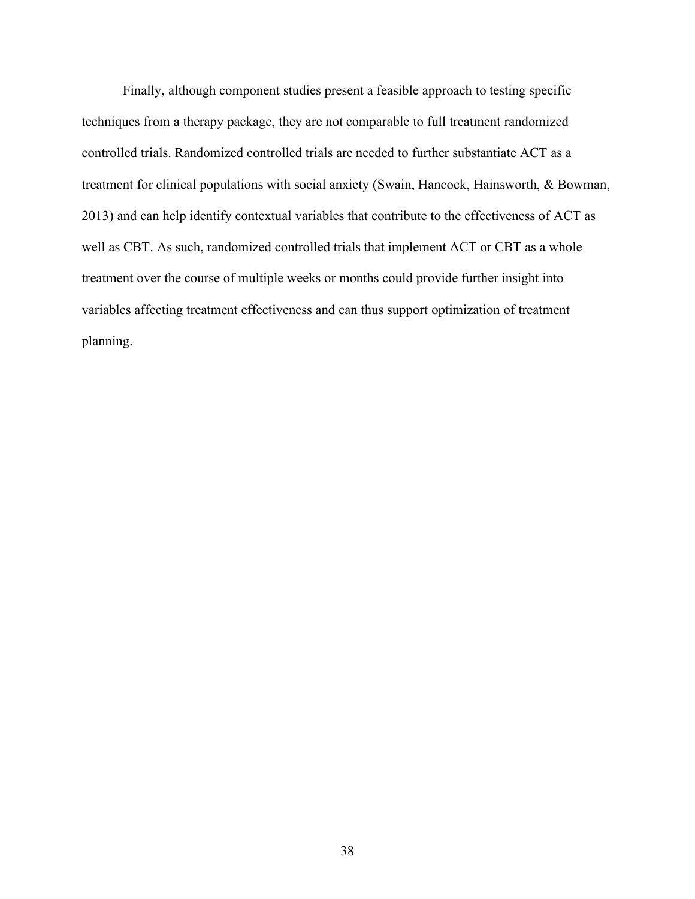Finally, although component studies present a feasible approach to testing specific techniques from a therapy package, they are not comparable to full treatment randomized controlled trials. Randomized controlled trials are needed to further substantiate ACT as a treatment for clinical populations with social anxiety (Swain, Hancock, Hainsworth, & Bowman, 2013) and can help identify contextual variables that contribute to the effectiveness of ACT as well as CBT. As such, randomized controlled trials that implement ACT or CBT as a whole treatment over the course of multiple weeks or months could provide further insight into variables affecting treatment effectiveness and can thus support optimization of treatment planning.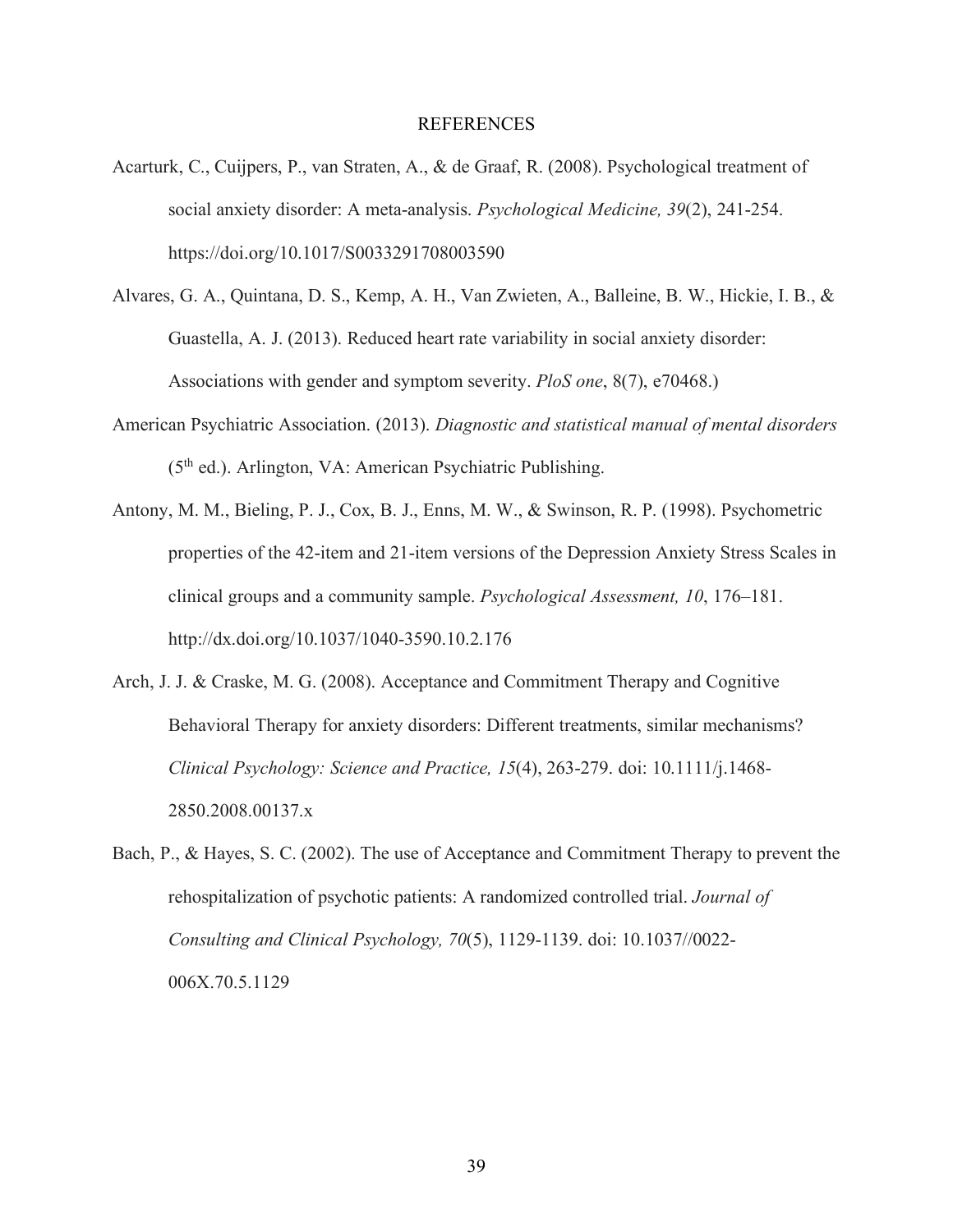# REFERENCES

Acarturk, C., Cuijpers, P., van Straten, A., & de Graaf, R. (2008). Psychological treatment of social anxiety disorder: A meta-analysis. *Psychological Medicine, 39*(2), 241-254. https://doi.org/10.1017/S0033291708003590

Alvares, G. A., Quintana, D. S., Kemp, A. H., Van Zwieten, A., Balleine, B. W., Hickie, I. B., & Guastella, A. J. (2013). Reduced heart rate variability in social anxiety disorder: Associations with gender and symptom severity. *PloS one*, 8(7), e70468.)

American Psychiatric Association. (2013). *Diagnostic and statistical manual of mental disorders* (5th ed.). Arlington, VA: American Psychiatric Publishing.

Antony, M. M., Bieling, P. J., Cox, B. J., Enns, M. W., & Swinson, R. P. (1998). Psychometric properties of the 42-item and 21-item versions of the Depression Anxiety Stress Scales in clinical groups and a community sample. *Psychological Assessment, 10*, 176–181. http://dx.doi.org/10.1037/1040-3590.10.2.176

Arch, J. J. & Craske, M. G. (2008). Acceptance and Commitment Therapy and Cognitive Behavioral Therapy for anxiety disorders: Different treatments, similar mechanisms? *Clinical Psychology: Science and Practice, 15*(4), 263-279. doi: 10.1111/j.1468-2850.2008.00137.x

Bach, P., & Hayes, S. C. (2002). The use of Acceptance and Commitment Therapy to prevent the rehospitalization of psychotic patients: A randomized controlled trial. *Journal of Consulting and Clinical Psychology, 70*(5), 1129-1139. doi: 10.1037//0022-006X.70.5.1129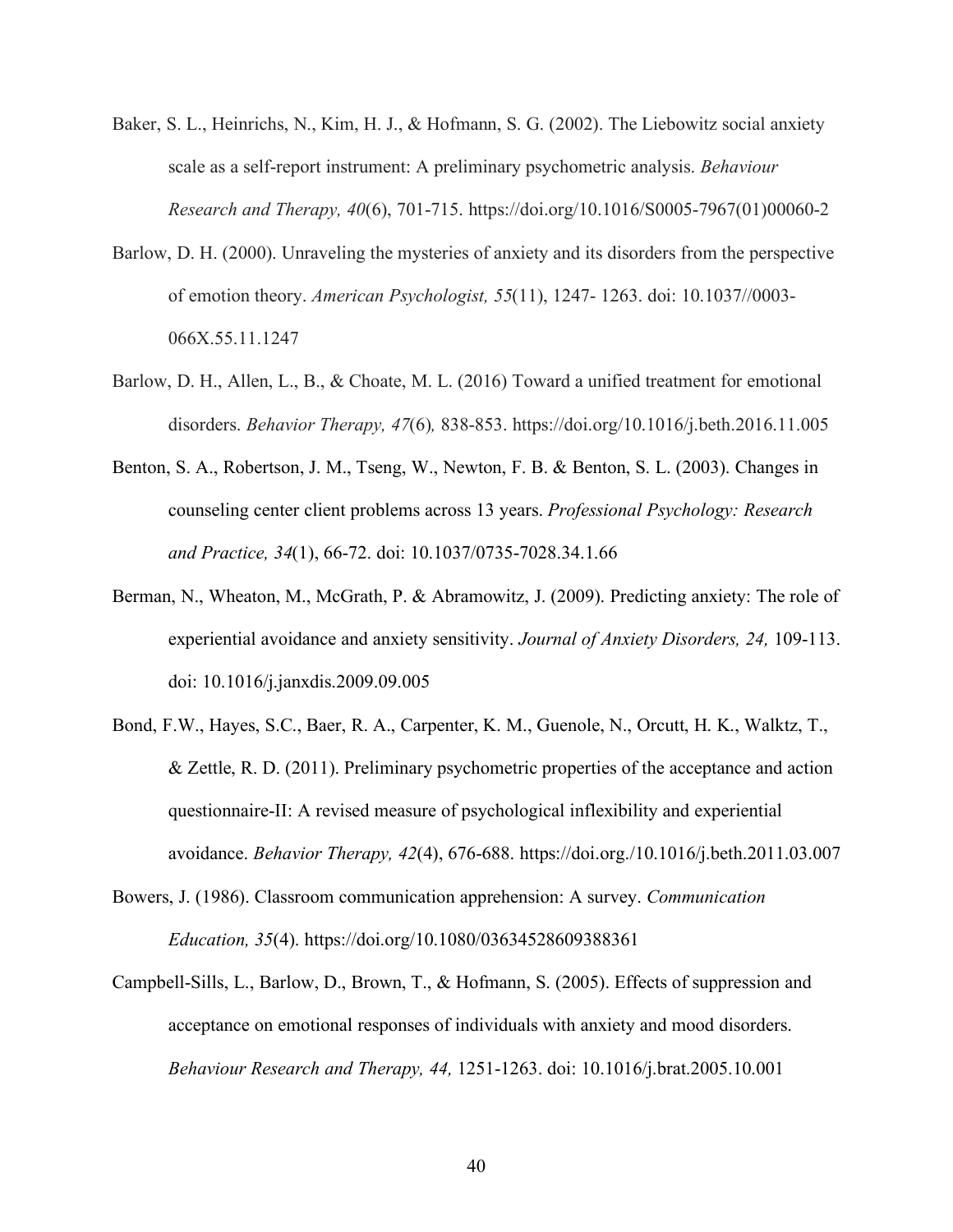Baker, S. L., Heinrichs, N., Kim, H. J., & Hofmann, S. G. (2002). The Liebowitz social anxiety scale as a self-report instrument: A preliminary psychometric analysis. *Behaviour Research and Therapy, 40*(6), 701-715. https://doi.org/10.1016/S0005-7967(01)00060-2

Barlow, D. H. (2000). Unraveling the mysteries of anxiety and its disorders from the perspective of emotion theory. *American Psychologist, 55*(11), 1247- 1263. doi: 10.1037//0003-066X.55.11.1247

Barlow, D. H., Allen, L., B., & Choate, M. L. (2016) Toward a unified treatment for emotional disorders. *Behavior Therapy, 47*(6)*,* 838-853. https://doi.org/10.1016/j.beth.2016.11.005

Benton, S. A., Robertson, J. M., Tseng, W., Newton, F. B. & Benton, S. L. (2003). Changes in counseling center client problems across 13 years. *Professional Psychology: Research and Practice, 34*(1), 66-72. doi: 10.1037/0735-7028.34.1.66

Berman, N., Wheaton, M., McGrath, P. & Abramowitz, J. (2009). Predicting anxiety: The role of experiential avoidance and anxiety sensitivity. *Journal of Anxiety Disorders, 24,* 109-113. doi: 10.1016/j.janxdis.2009.09.005

Bond, F.W., Hayes, S.C., Baer, R. A., Carpenter, K. M., Guenole, N., Orcutt, H. K., Walktz, T., & Zettle, R. D. (2011). Preliminary psychometric properties of the acceptance and action questionnaire-II: A revised measure of psychological inflexibility and experiential avoidance. *Behavior Therapy, 42*(4), 676-688. https://doi.org./10.1016/j.beth.2011.03.007

Bowers, J. (1986). Classroom communication apprehension: A survey. *Communication Education, 35*(4). https://doi.org/10.1080/03634528609388361

Campbell-Sills, L., Barlow, D., Brown, T., & Hofmann, S. (2005). Effects of suppression and acceptance on emotional responses of individuals with anxiety and mood disorders. *Behaviour Research and Therapy, 44,* 1251-1263. doi: 10.1016/j.brat.2005.10.001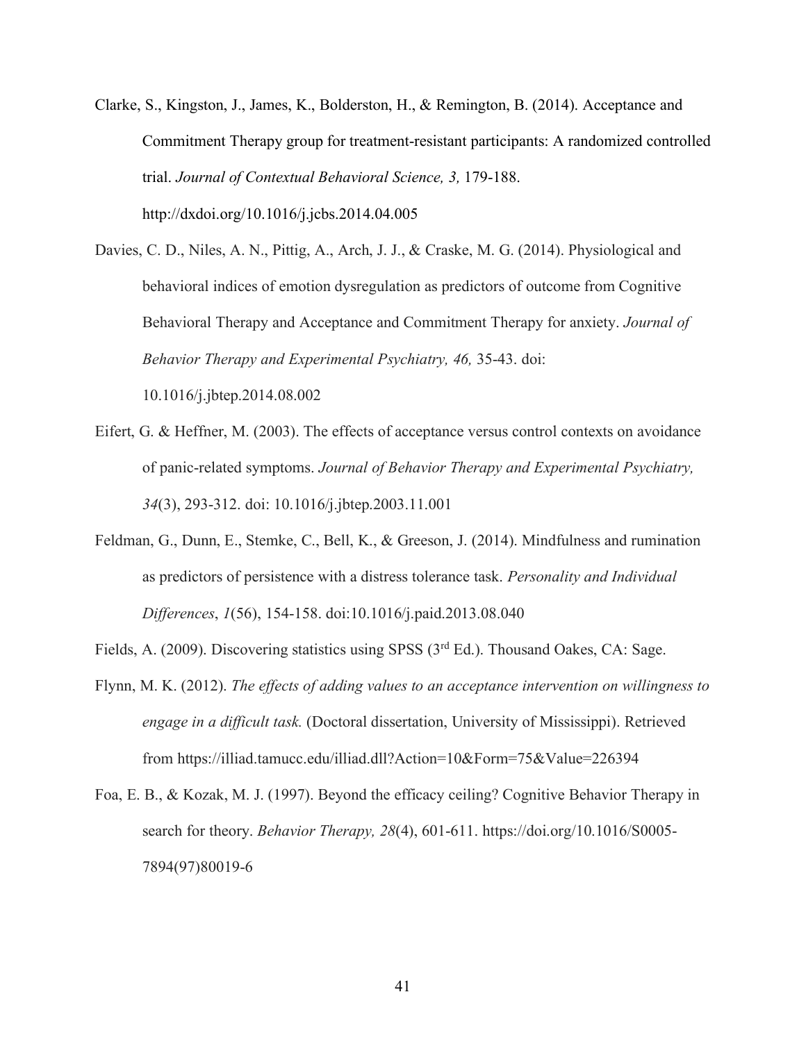Clarke, S., Kingston, J., James, K., Bolderston, H., & Remington, B. (2014). Acceptance and Commitment Therapy group for treatment-resistant participants: A randomized controlled trial. *Journal of Contextual Behavioral Science, 3,* 179-188. http://dxdoi.org/10.1016/j.jcbs.2014.04.005

Davies, C. D., Niles, A. N., Pittig, A., Arch, J. J., & Craske, M. G. (2014). Physiological and behavioral indices of emotion dysregulation as predictors of outcome from Cognitive Behavioral Therapy and Acceptance and Commitment Therapy for anxiety. *Journal of Behavior Therapy and Experimental Psychiatry, 46,* 35-43. doi: 10.1016/j.jbtep.2014.08.002

Eifert, G. & Heffner, M. (2003). The effects of acceptance versus control contexts on avoidance of panic-related symptoms. *Journal of Behavior Therapy and Experimental Psychiatry, 34*(3), 293-312. doi: 10.1016/j.jbtep.2003.11.001

Feldman, G., Dunn, E., Stemke, C., Bell, K., & Greeson, J. (2014). Mindfulness and rumination as predictors of persistence with a distress tolerance task. *Personality and Individual Differences*, *1*(56), 154-158. doi:10.1016/j.paid.2013.08.040

Fields, A. (2009). Discovering statistics using SPSS (3rd Ed.). Thousand Oakes, CA: Sage.

Flynn, M. K. (2012). *The effects of adding values to an acceptance intervention on willingness to engage in a difficult task.* (Doctoral dissertation, University of Mississippi). Retrieved from https://illiad.tamucc.edu/illiad.dll?Action=10&Form=75&Value=226394

Foa, E. B., & Kozak, M. J. (1997). Beyond the efficacy ceiling? Cognitive Behavior Therapy in search for theory. *Behavior Therapy, 28*(4), 601-611. https://doi.org/10.1016/S0005-7894(97)80019-6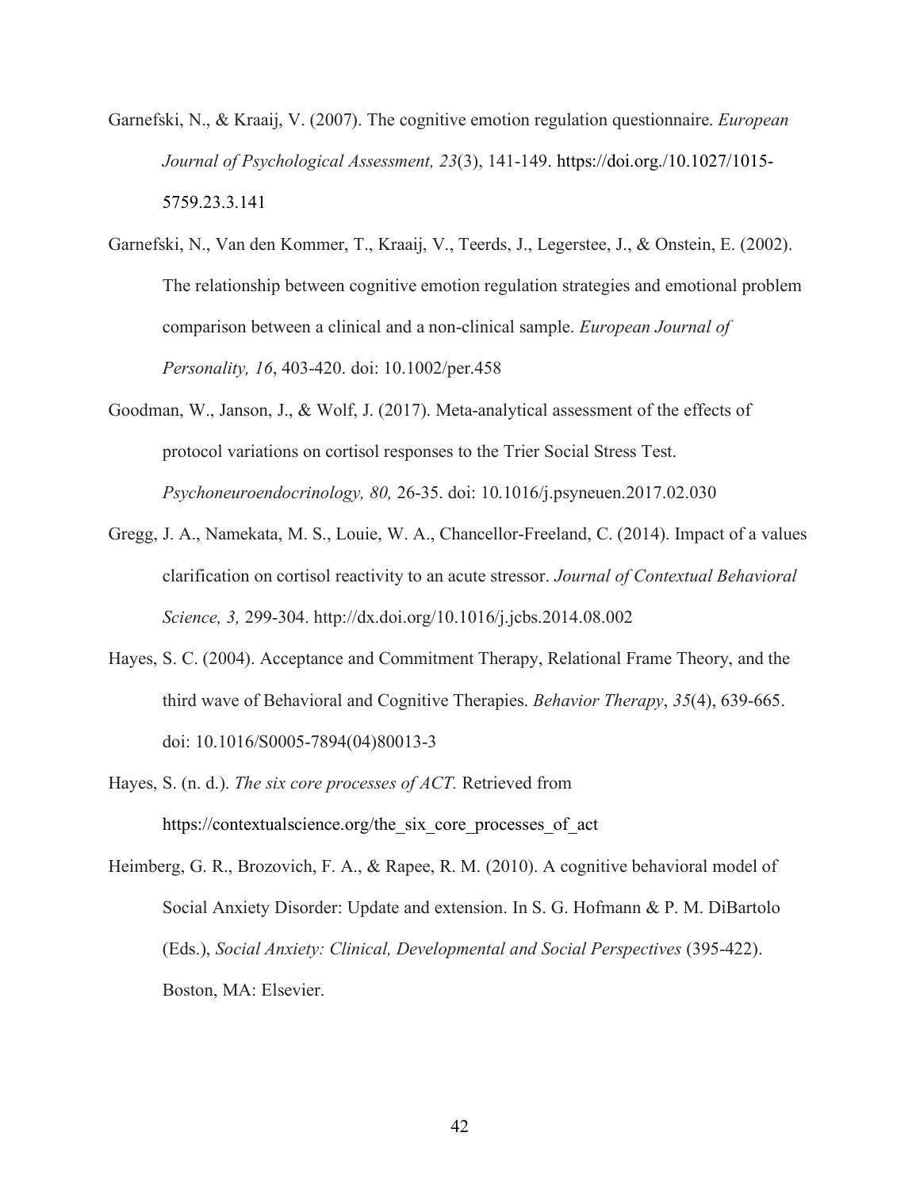Garnefski, N., & Kraaij, V. (2007). The cognitive emotion regulation questionnaire. *European Journal of Psychological Assessment, 23*(3), 141-149. https://doi.org./10.1027/1015-5759.23.3.141

Garnefski, N., Van den Kommer, T., Kraaij, V., Teerds, J., Legerstee, J., & Onstein, E. (2002). The relationship between cognitive emotion regulation strategies and emotional problem comparison between a clinical and a non-clinical sample. *European Journal of Personality, 16*, 403-420. doi: 10.1002/per.458

Goodman, W., Janson, J., & Wolf, J. (2017). Meta-analytical assessment of the effects of protocol variations on cortisol responses to the Trier Social Stress Test. *Psychoneuroendocrinology, 80,* 26-35. doi: 10.1016/j.psyneuen.2017.02.030

Gregg, J. A., Namekata, M. S., Louie, W. A., Chancellor-Freeland, C. (2014). Impact of a values clarification on cortisol reactivity to an acute stressor. *Journal of Contextual Behavioral Science, 3,* 299-304. http://dx.doi.org/10.1016/j.jcbs.2014.08.002

Hayes, S. C. (2004). Acceptance and Commitment Therapy, Relational Frame Theory, and the third wave of Behavioral and Cognitive Therapies. *Behavior Therapy*, *35*(4), 639-665. doi: 10.1016/S0005-7894(04)80013-3

Hayes, S. (n. d.). *The six core processes of ACT.* Retrieved from https://contextualscience.org/the_six_core_processes_of_act

Heimberg, G. R., Brozovich, F. A., & Rapee, R. M. (2010). A cognitive behavioral model of Social Anxiety Disorder: Update and extension. In S. G. Hofmann & P. M. DiBartolo (Eds.), *Social Anxiety: Clinical, Developmental and Social Perspectives* (395-422). Boston, MA: Elsevier.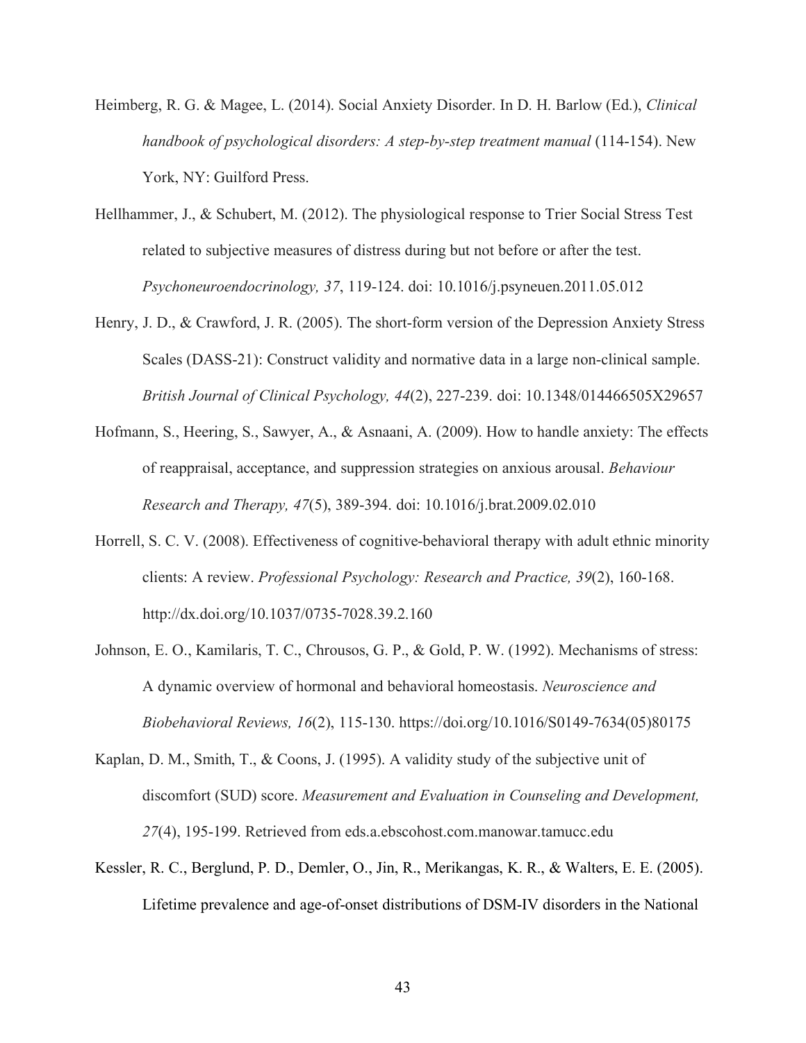Heimberg, R. G. & Magee, L. (2014). Social Anxiety Disorder. In D. H. Barlow (Ed.), *Clinical handbook of psychological disorders: A step-by-step treatment manual* (114-154). New York, NY: Guilford Press.

Hellhammer, J., & Schubert, M. (2012). The physiological response to Trier Social Stress Test related to subjective measures of distress during but not before or after the test. *Psychoneuroendocrinology, 37*, 119-124. doi: 10.1016/j.psyneuen.2011.05.012

Henry, J. D., & Crawford, J. R. (2005). The short-form version of the Depression Anxiety Stress Scales (DASS-21): Construct validity and normative data in a large non-clinical sample. *British Journal of Clinical Psychology, 44*(2), 227-239. doi: 10.1348/014466505X29657

Hofmann, S., Heering, S., Sawyer, A., & Asnaani, A. (2009). How to handle anxiety: The effects of reappraisal, acceptance, and suppression strategies on anxious arousal. *Behaviour Research and Therapy, 47*(5), 389-394. doi: 10.1016/j.brat.2009.02.010

Horrell, S. C. V. (2008). Effectiveness of cognitive-behavioral therapy with adult ethnic minority clients: A review. *Professional Psychology: Research and Practice, 39*(2), 160-168. http://dx.doi.org/10.1037/0735-7028.39.2.160

Johnson, E. O., Kamilaris, T. C., Chrousos, G. P., & Gold, P. W. (1992). Mechanisms of stress: A dynamic overview of hormonal and behavioral homeostasis. *Neuroscience and Biobehavioral Reviews, 16*(2), 115-130. https://doi.org/10.1016/S0149-7634(05)80175

Kaplan, D. M., Smith, T., & Coons, J. (1995). A validity study of the subjective unit of discomfort (SUD) score. *Measurement and Evaluation in Counseling and Development, 27*(4), 195-199. Retrieved from eds.a.ebscohost.com.manowar.tamucc.edu

Kessler, R. C., Berglund, P. D., Demler, O., Jin, R., Merikangas, K. R., & Walters, E. E. (2005). Lifetime prevalence and age-of-onset distributions of DSM-IV disorders in the National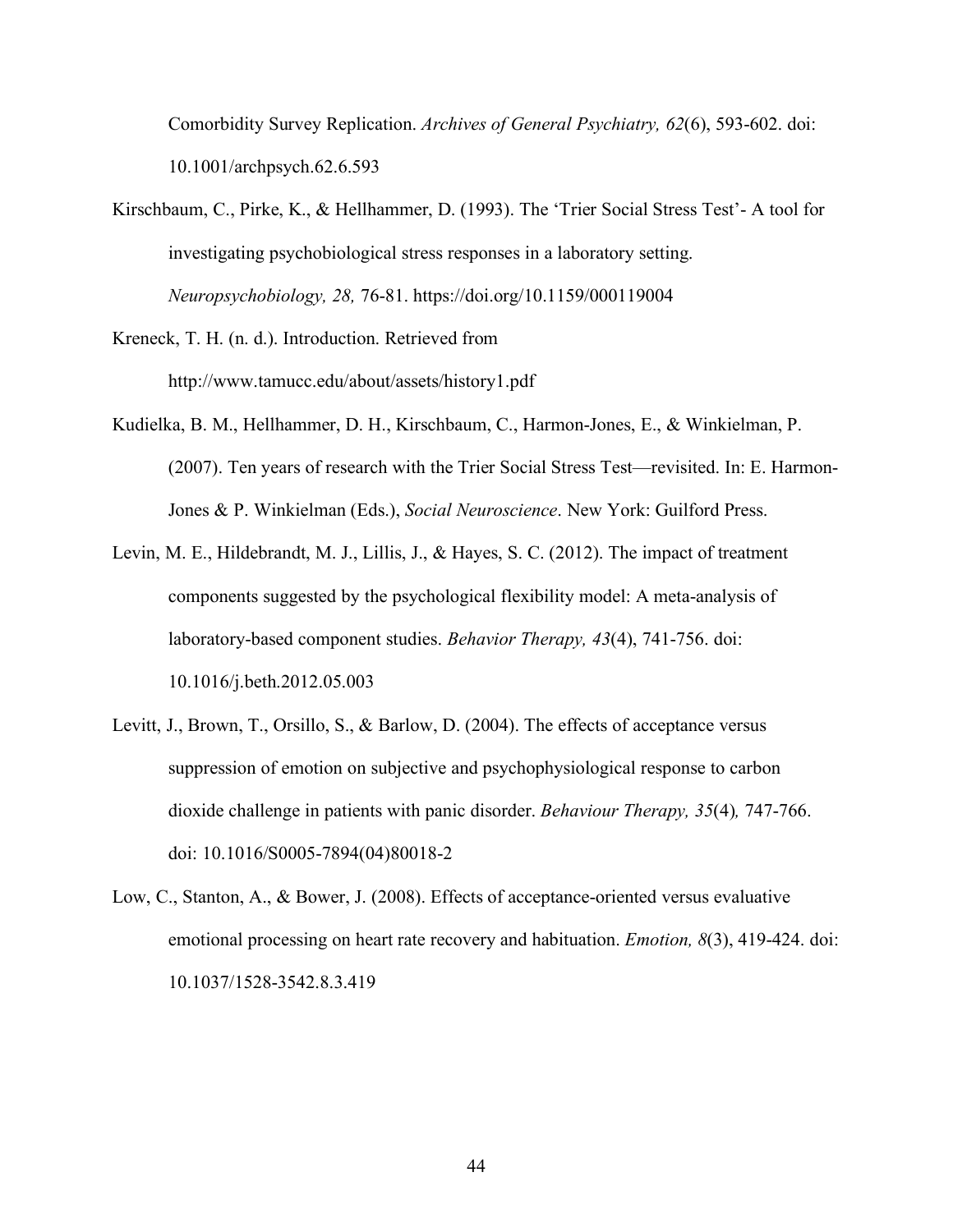Comorbidity Survey Replication. *Archives of General Psychiatry, 62*(6), 593-602. doi: 10.1001/archpsych.62.6.593

Kirschbaum, C., Pirke, K., & Hellhammer, D. (1993). The 'Trier Social Stress Test'- A tool for investigating psychobiological stress responses in a laboratory setting. *Neuropsychobiology, 28,* 76-81. https://doi.org/10.1159/000119004

Kreneck, T. H. (n. d.). Introduction. Retrieved from http://www.tamucc.edu/about/assets/history1.pdf

Kudielka, B. M., Hellhammer, D. H., Kirschbaum, C., Harmon-Jones, E., & Winkielman, P. (2007). Ten years of research with the Trier Social Stress Test—revisited. In: E. Harmon-Jones & P. Winkielman (Eds.), *Social Neuroscience*. New York: Guilford Press.

Levin, M. E., Hildebrandt, M. J., Lillis, J., & Hayes, S. C. (2012). The impact of treatment components suggested by the psychological flexibility model: A meta-analysis of laboratory-based component studies. *Behavior Therapy, 43*(4), 741-756. doi: 10.1016/j.beth.2012.05.003

Levitt, J., Brown, T., Orsillo, S., & Barlow, D. (2004). The effects of acceptance versus suppression of emotion on subjective and psychophysiological response to carbon dioxide challenge in patients with panic disorder. *Behaviour Therapy, 35*(4)*,* 747-766. doi: 10.1016/S0005-7894(04)80018-2

Low, C., Stanton, A., & Bower, J. (2008). Effects of acceptance-oriented versus evaluative emotional processing on heart rate recovery and habituation. *Emotion, 8*(3), 419-424. doi: 10.1037/1528-3542.8.3.419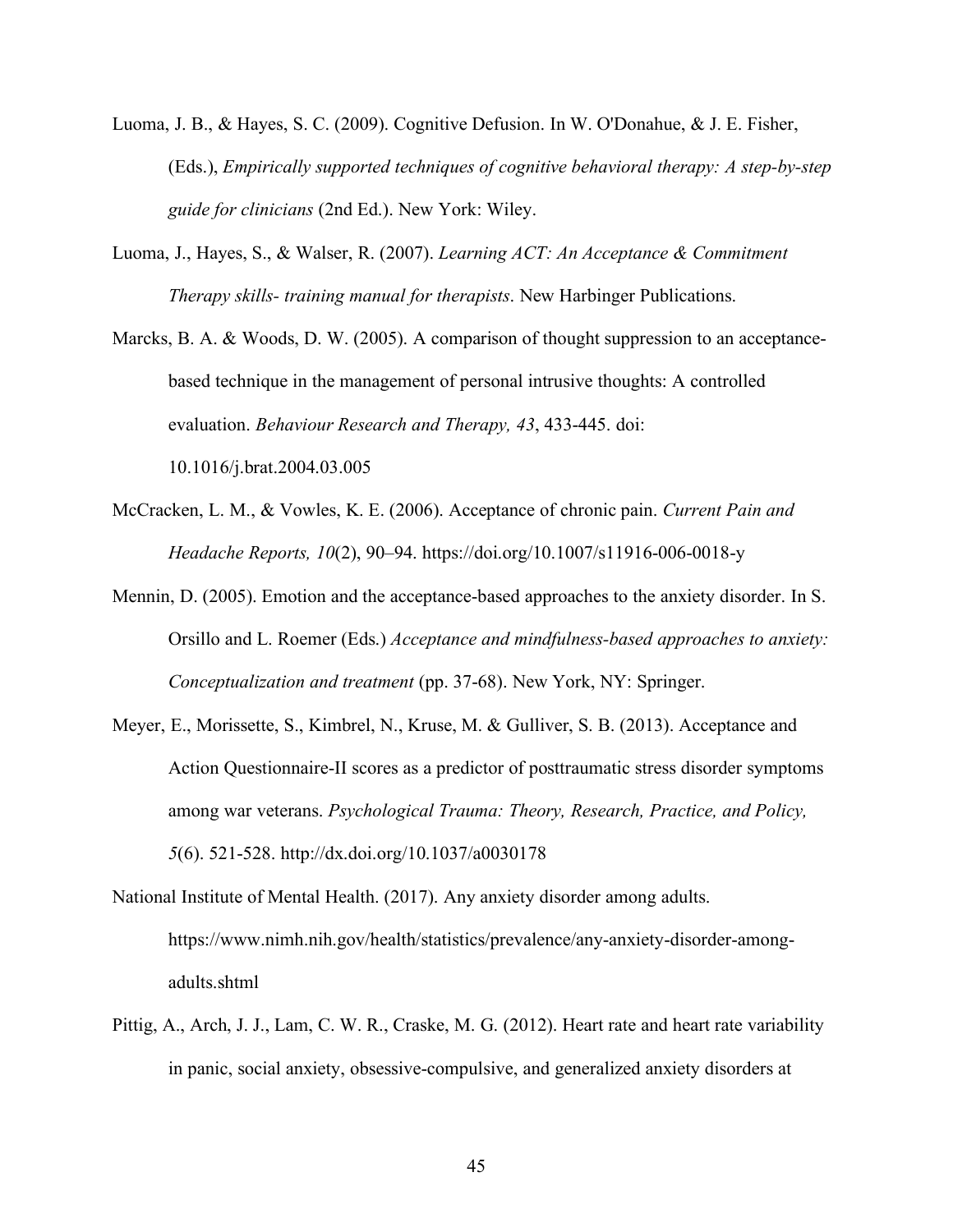Luoma, J. B., & Hayes, S. C. (2009). Cognitive Defusion. In W. O'Donahue, & J. E. Fisher, (Eds.), *Empirically supported techniques of cognitive behavioral therapy: A step-by-step guide for clinicians* (2nd Ed.). New York: Wiley.

Luoma, J., Hayes, S., & Walser, R. (2007). *Learning ACT: An Acceptance & Commitment Therapy skills- training manual for therapists*. New Harbinger Publications.

Marcks, B. A. & Woods, D. W. (2005). A comparison of thought suppression to an acceptance-based technique in the management of personal intrusive thoughts: A controlled evaluation. *Behaviour Research and Therapy, 43*, 433-445. doi: 10.1016/j.brat.2004.03.005

McCracken, L. M., & Vowles, K. E. (2006). Acceptance of chronic pain. *Current Pain and Headache Reports, 10*(2), 90–94. https://doi.org/10.1007/s11916-006-0018-y

Mennin, D. (2005). Emotion and the acceptance-based approaches to the anxiety disorder. In S. Orsillo and L. Roemer (Eds.) *Acceptance and mindfulness-based approaches to anxiety: Conceptualization and treatment* (pp. 37-68). New York, NY: Springer.

Meyer, E., Morissette, S., Kimbrel, N., Kruse, M. & Gulliver, S. B. (2013). Acceptance and Action Questionnaire-II scores as a predictor of posttraumatic stress disorder symptoms among war veterans. *Psychological Trauma: Theory, Research, Practice, and Policy, 5*(6). 521-528. http://dx.doi.org/10.1037/a0030178

National Institute of Mental Health. (2017). Any anxiety disorder among adults. https://www.nimh.nih.gov/health/statistics/prevalence/any-anxiety-disorder-among-adults.shtml

Pittig, A., Arch, J. J., Lam, C. W. R., Craske, M. G. (2012). Heart rate and heart rate variability in panic, social anxiety, obsessive-compulsive, and generalized anxiety disorders at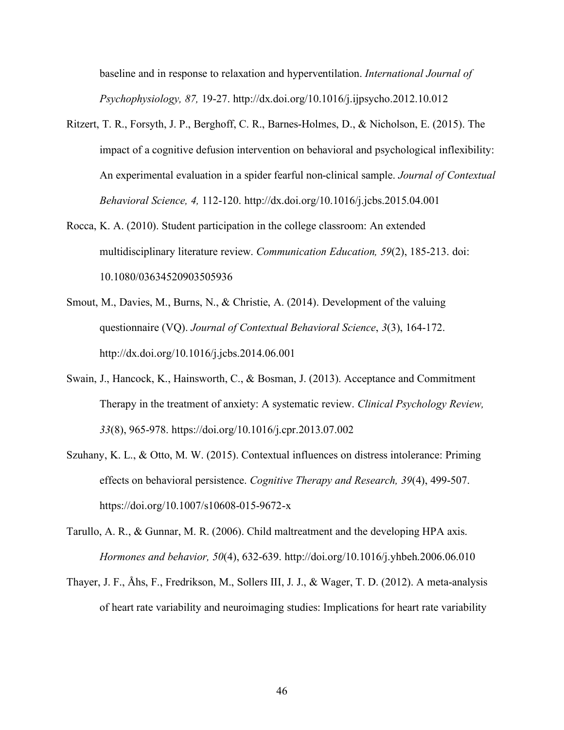baseline and in response to relaxation and hyperventilation. *International Journal of Psychophysiology, 87,* 19-27. http://dx.doi.org/10.1016/j.ijpsycho.2012.10.012

Ritzert, T. R., Forsyth, J. P., Berghoff, C. R., Barnes-Holmes, D., & Nicholson, E. (2015). The impact of a cognitive defusion intervention on behavioral and psychological inflexibility: An experimental evaluation in a spider fearful non-clinical sample. *Journal of Contextual Behavioral Science, 4,* 112-120. http://dx.doi.org/10.1016/j.jcbs.2015.04.001

Rocca, K. A. (2010). Student participation in the college classroom: An extended multidisciplinary literature review. *Communication Education, 59*(2), 185-213. doi: 10.1080/03634520903505936

Smout, M., Davies, M., Burns, N., & Christie, A. (2014). Development of the valuing questionnaire (VQ). *Journal of Contextual Behavioral Science*, *3*(3), 164-172. http://dx.doi.org/10.1016/j.jcbs.2014.06.001

Swain, J., Hancock, K., Hainsworth, C., & Bosman, J. (2013). Acceptance and Commitment Therapy in the treatment of anxiety: A systematic review. *Clinical Psychology Review, 33*(8), 965-978. https://doi.org/10.1016/j.cpr.2013.07.002

Szuhany, K. L., & Otto, M. W. (2015). Contextual influences on distress intolerance: Priming effects on behavioral persistence. *Cognitive Therapy and Research, 39*(4), 499-507. https://doi.org/10.1007/s10608-015-9672-x

Tarullo, A. R., & Gunnar, M. R. (2006). Child maltreatment and the developing HPA axis. *Hormones and behavior, 50*(4), 632-639. http://doi.org/10.1016/j.yhbeh.2006.06.010

Thayer, J. F., Åhs, F., Fredrikson, M., Sollers III, J. J., & Wager, T. D. (2012). A meta-analysis of heart rate variability and neuroimaging studies: Implications for heart rate variability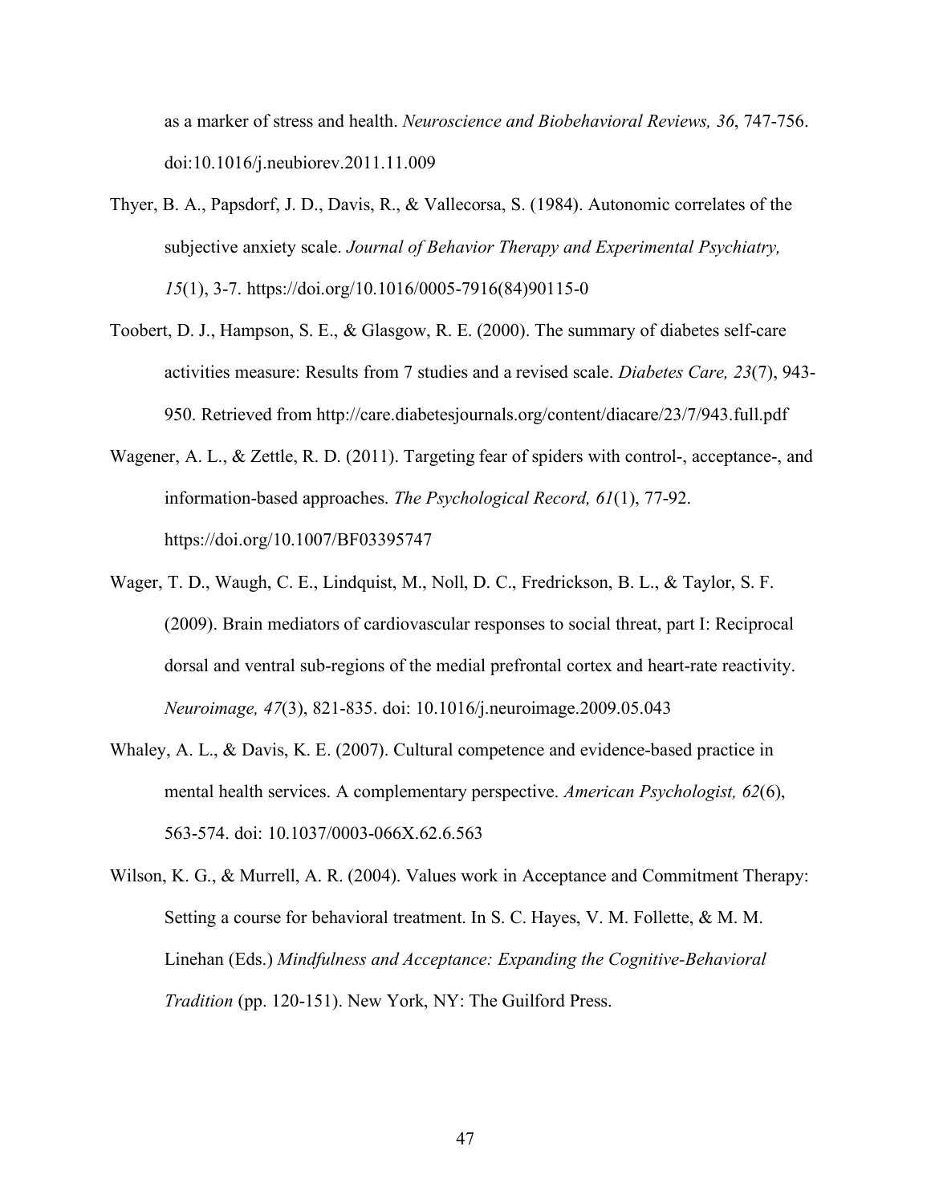as a marker of stress and health. *Neuroscience and Biobehavioral Reviews, 36*, 747-756. doi:10.1016/j.neubiorev.2011.11.009

Thyer, B. A., Papsdorf, J. D., Davis, R., & Vallecorsa, S. (1984). Autonomic correlates of the subjective anxiety scale. *Journal of Behavior Therapy and Experimental Psychiatry, 15*(1), 3-7. https://doi.org/10.1016/0005-7916(84)90115-0

Toobert, D. J., Hampson, S. E., & Glasgow, R. E. (2000). The summary of diabetes self-care activities measure: Results from 7 studies and a revised scale. *Diabetes Care, 23*(7), 943-950. Retrieved from http://care.diabetesjournals.org/content/diacare/23/7/943.full.pdf

Wagener, A. L., & Zettle, R. D. (2011). Targeting fear of spiders with control-, acceptance-, and information-based approaches. *The Psychological Record, 61*(1), 77-92. https://doi.org/10.1007/BF03395747

Wager, T. D., Waugh, C. E., Lindquist, M., Noll, D. C., Fredrickson, B. L., & Taylor, S. F. (2009). Brain mediators of cardiovascular responses to social threat, part I: Reciprocal dorsal and ventral sub-regions of the medial prefrontal cortex and heart-rate reactivity. *Neuroimage, 47*(3), 821-835. doi: 10.1016/j.neuroimage.2009.05.043

Whaley, A. L., & Davis, K. E. (2007). Cultural competence and evidence-based practice in mental health services. A complementary perspective. *American Psychologist, 62*(6), 563-574. doi: 10.1037/0003-066X.62.6.563

Wilson, K. G., & Murrell, A. R. (2004). Values work in Acceptance and Commitment Therapy: Setting a course for behavioral treatment. In S. C. Hayes, V. M. Follette, & M. M. Linehan (Eds.) *Mindfulness and Acceptance: Expanding the Cognitive-Behavioral Tradition* (pp. 120-151). New York, NY: The Guilford Press.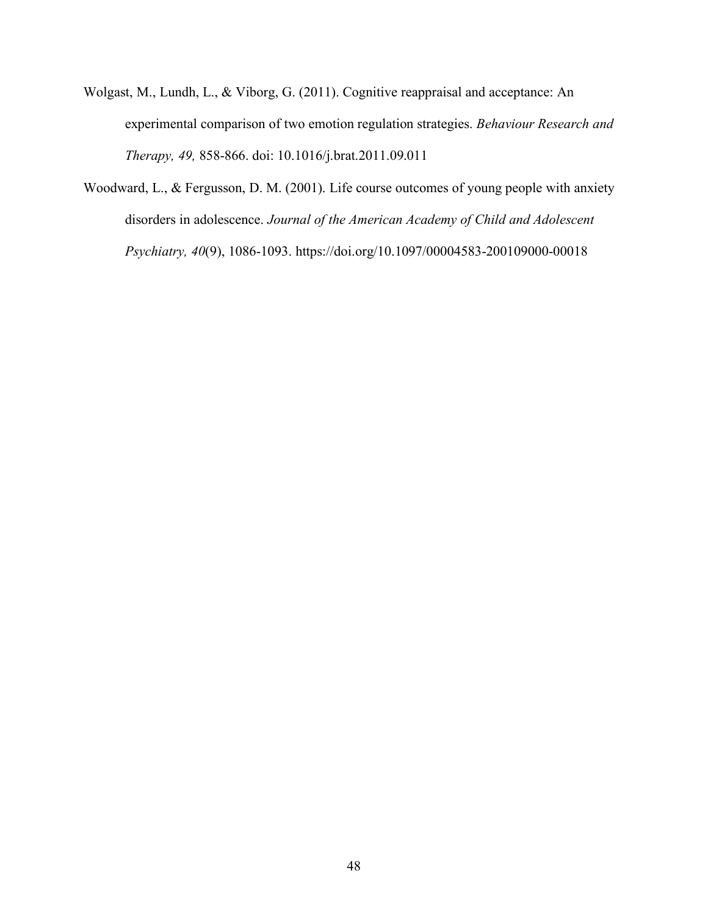Wolgast, M., Lundh, L., & Viborg, G. (2011). Cognitive reappraisal and acceptance: An experimental comparison of two emotion regulation strategies. *Behaviour Research and Therapy, 49,* 858-866. doi: 10.1016/j.brat.2011.09.011

Woodward, L., & Fergusson, D. M. (2001). Life course outcomes of young people with anxiety disorders in adolescence. *Journal of the American Academy of Child and Adolescent Psychiatry, 40*(9), 1086-1093. https://doi.org/10.1097/00004583-200109000-00018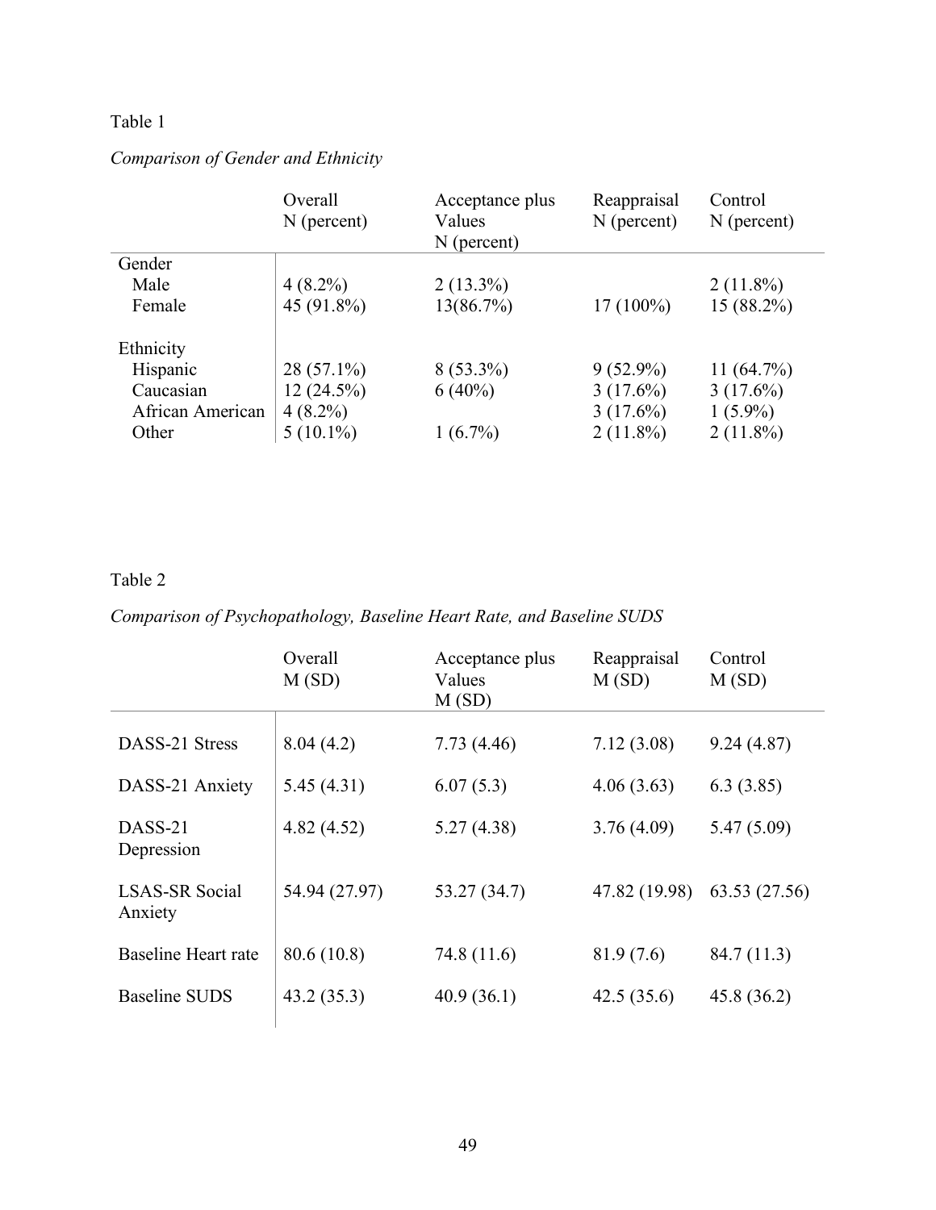Table 1

*Comparison of Gender and Ethnicity*

| | Overall N (percent) | Acceptance plus Values N (percent) | Reappraisal N (percent) | Control N (percent) |
|---|---|---|---|---|
| Gender | | | | |
| Male | 4 (8.2%) | 2 (13.3%) | | 2 (11.8%) |
| Female | 45 (91.8%) | 13(86.7%) | 17 (100%) | 15 (88.2%) |
| Ethnicity | | | | |
| Hispanic | 28 (57.1%) | 8 (53.3%) | 9 (52.9%) | 11 (64.7%) |
| Caucasian | 12 (24.5%) | 6 (40%) | 3 (17.6%) | 3 (17.6%) |
| African American | 4 (8.2%) | | 3 (17.6%) | 1 (5.9%) |
| Other | 5 (10.1%) | 1 (6.7%) | 2 (11.8%) | 2 (11.8%) |

Table 2

*Comparison of Psychopathology, Baseline Heart Rate, and Baseline SUDS*

| | Overall M (SD) | Acceptance plus Values M (SD) | Reappraisal M (SD) | Control M (SD) |
|---|---|---|---|---|
| DASS-21 Stress | 8.04 (4.2) | 7.73 (4.46) | 7.12 (3.08) | 9.24 (4.87) |
| DASS-21 Anxiety | 5.45 (4.31) | 6.07 (5.3) | 4.06 (3.63) | 6.3 (3.85) |
| DASS-21 Depression | 4.82 (4.52) | 5.27 (4.38) | 3.76 (4.09) | 5.47 (5.09) |
| LSAS-SR Social Anxiety | 54.94 (27.97) | 53.27 (34.7) | 47.82 (19.98) | 63.53 (27.56) |
| Baseline Heart rate | 80.6 (10.8) | 74.8 (11.6) | 81.9 (7.6) | 84.7 (11.3) |
| Baseline SUDS | 43.2 (35.3) | 40.9 (36.1) | 42.5 (35.6) | 45.8 (36.2) |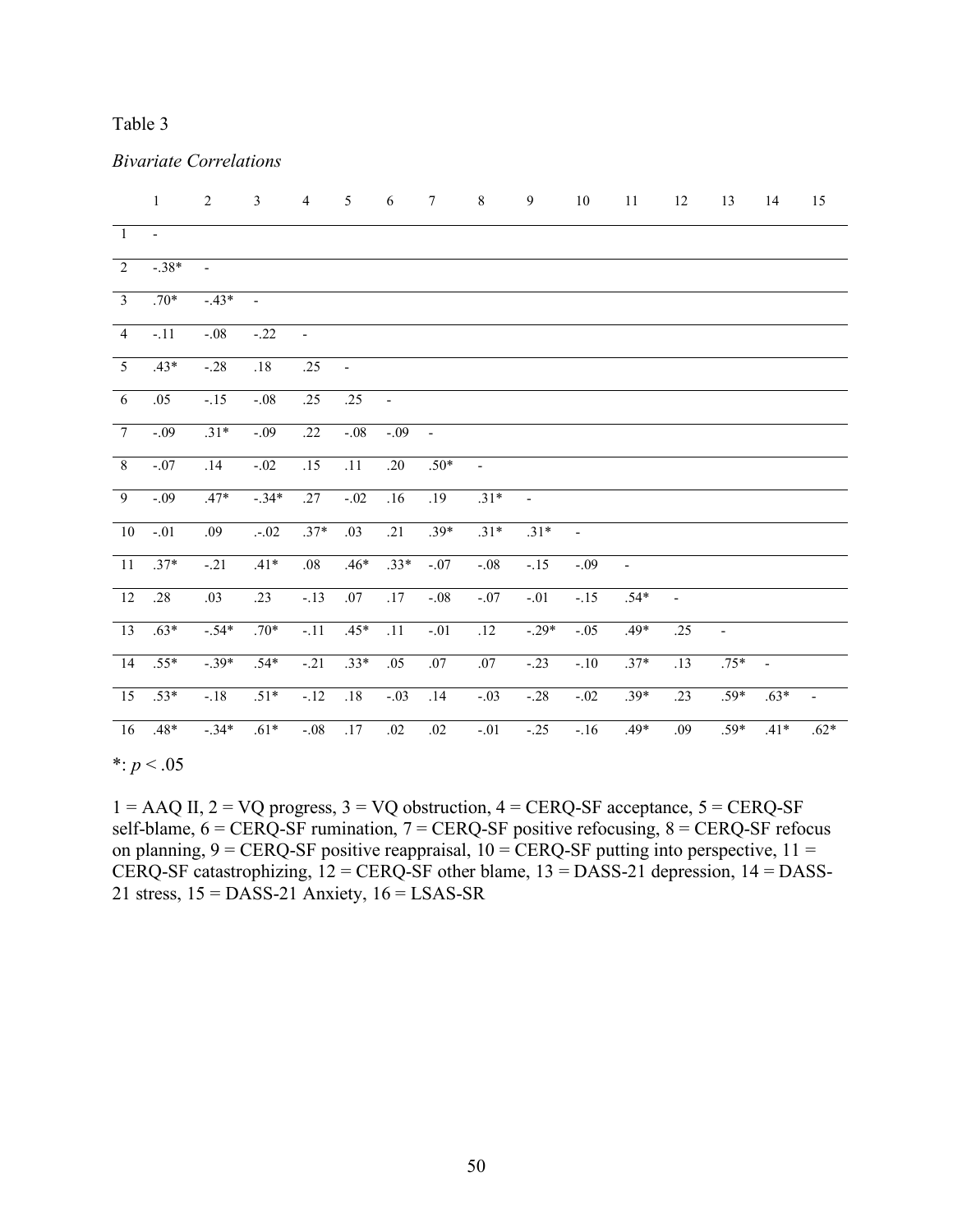Table 3

*Bivariate Correlations*

| | 1 | 2 | 3 | 4 | 5 | 6 | 7 | 8 | 9 | 10 | 11 | 12 | 13 | 14 | 15 |
|---|---|---|---|---|---|---|---|---|---|---|---|---|---|---|---|
| 1 | - | | | | | | | | | | | | | | |
| 2 | -.38* | - | | | | | | | | | | | | | |
| 3 | .70* | -.43* | - | | | | | | | | | | | | |
| 4 | -.11 | -.08 | -.22 | - | | | | | | | | | | | |
| 5 | .43* | -.28 | .18 | .25 | - | | | | | | | | | | |
| 6 | .05 | -.15 | -.08 | .25 | .25 | - | | | | | | | | | |
| 7 | -.09 | .31* | -.09 | .22 | -.08 | -.09 | - | | | | | | | | |
| 8 | -.07 | .14 | -.02 | .15 | .11 | .20 | .50* | - | | | | | | | |
| 9 | -.09 | .47* | -.34* | .27 | -.02 | .16 | .19 | .31* | - | | | | | | |
| 10 | -.01 | .09 | .-.02 | .37* | .03 | .21 | .39* | .31* | .31* | - | | | | | |
| 11 | .37* | -.21 | .41* | .08 | .46* | .33* | -.07 | -.08 | -.15 | -.09 | - | | | | |
| 12 | .28 | .03 | .23 | -.13 | .07 | .17 | -.08 | -.07 | -.01 | -.15 | .54* | - | | | |
| 13 | .63* | -.54* | .70* | -.11 | .45* | .11 | -.01 | .12 | -.29* | -.05 | .49* | .25 | - | | |
| 14 | .55* | -.39* | .54* | -.21 | .33* | .05 | .07 | .07 | -.23 | -.10 | .37* | .13 | .75* | - | |
| 15 | .53* | -.18 | .51* | -.12 | .18 | -.03 | .14 | -.03 | -.28 | -.02 | .39* | .23 | .59* | .63* | - |
| 16 | .48* | -.34* | .61* | -.08 | .17 | .02 | .02 | -.01 | -.25 | -.16 | .49* | .09 | .59* | .41* | .62* |

*: $p < .05$

1 = AAQ II, 2 = VQ progress, 3 = VQ obstruction, 4 = CERQ-SF acceptance, 5 = CERQ-SF self-blame, 6 = CERQ-SF rumination, 7 = CERQ-SF positive refocusing, 8 = CERQ-SF refocus on planning, 9 = CERQ-SF positive reappraisal, 10 = CERQ-SF putting into perspective, 11 = CERQ-SF catastrophizing, 12 = CERQ-SF other blame, 13 = DASS-21 depression, 14 = DASS-21 stress, 15 = DASS-21 Anxiety, 16 = LSAS-SR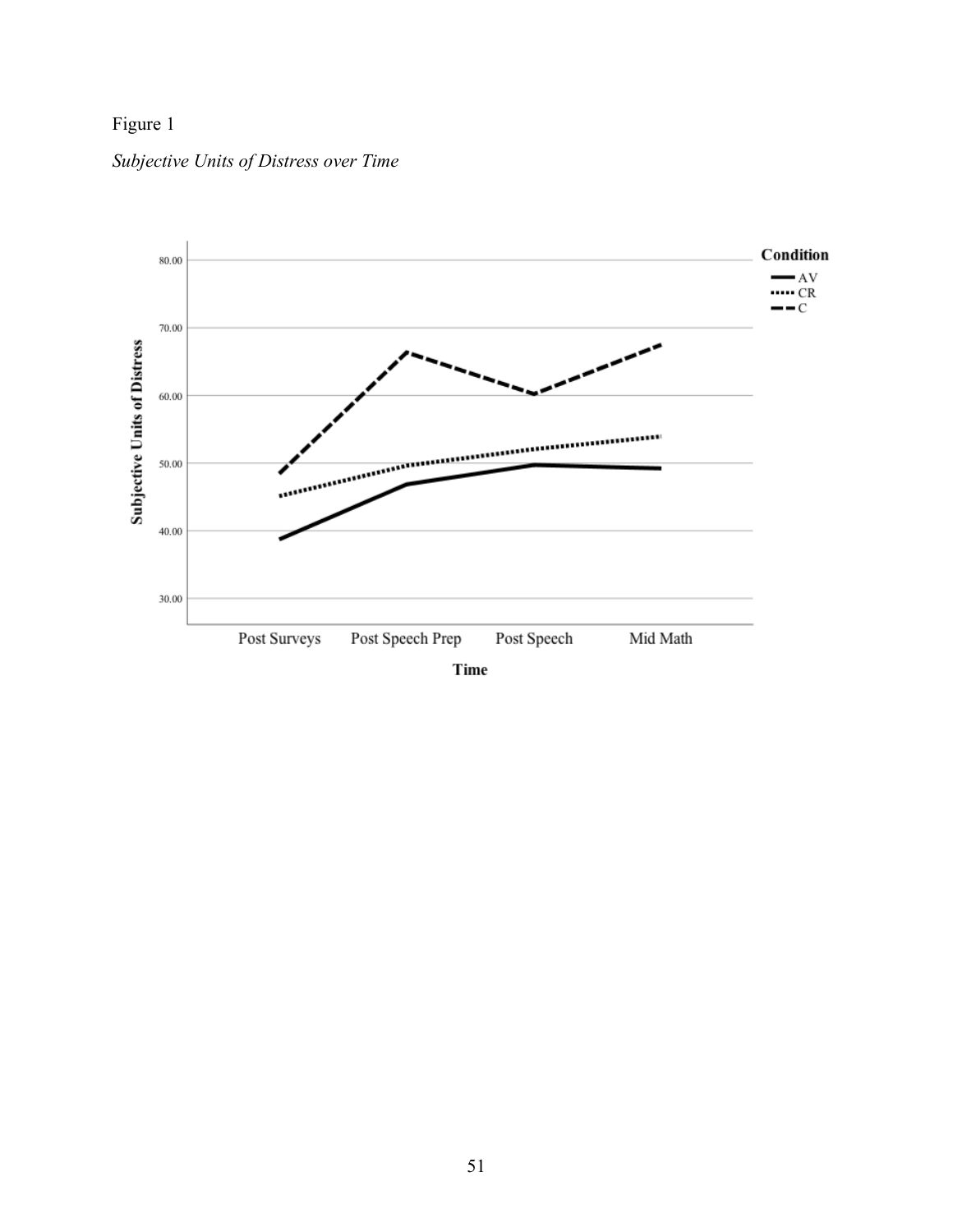Figure 1

*Subjective Units of Distress over Time*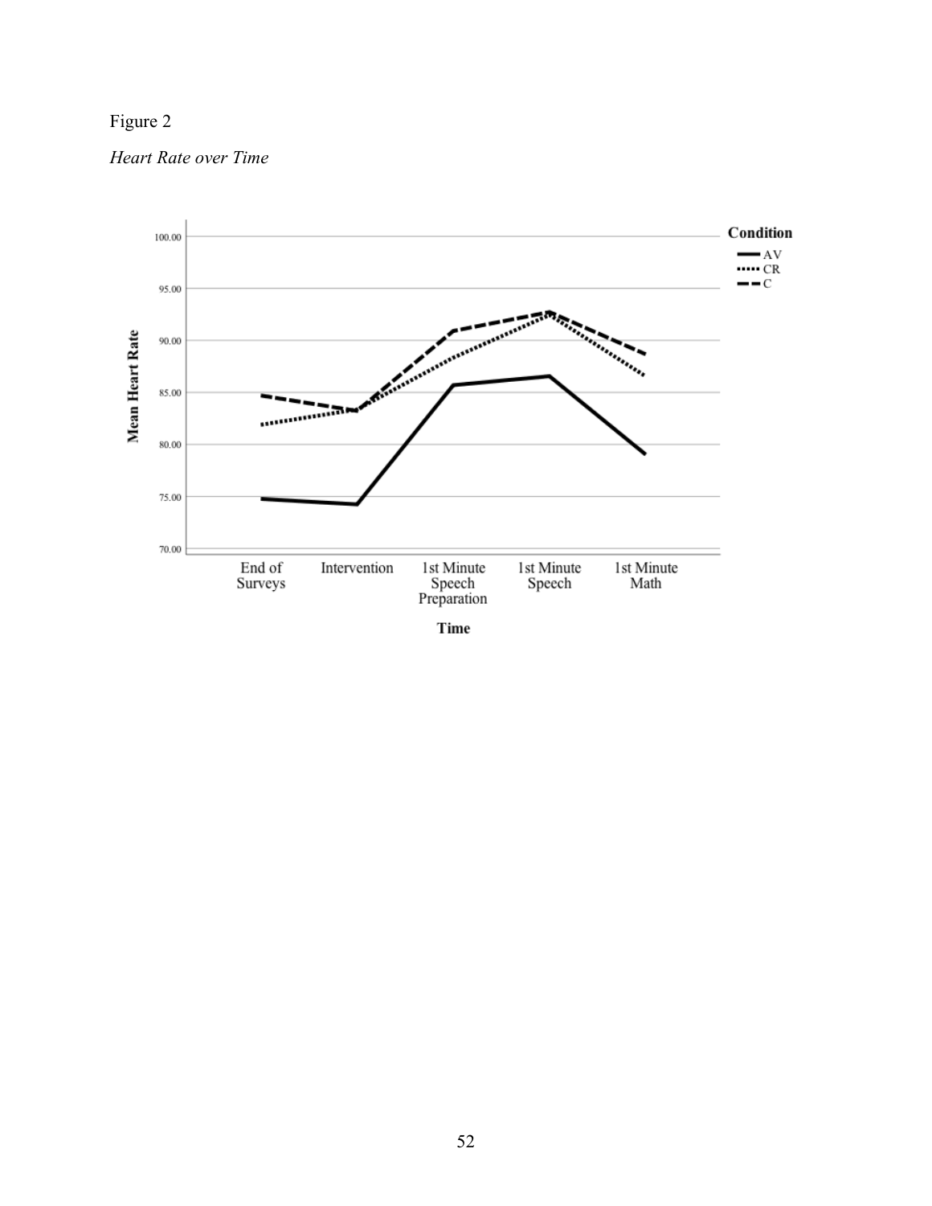Figure 2

*Heart Rate over Time*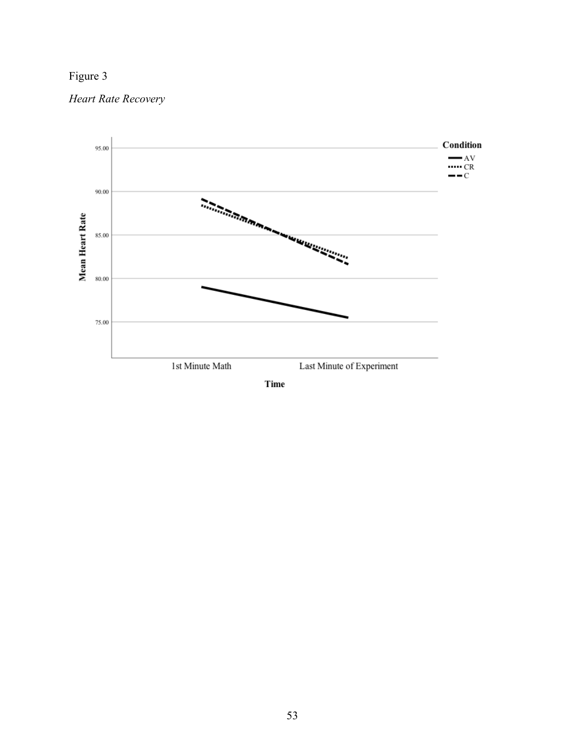Figure 3

*Heart Rate Recovery*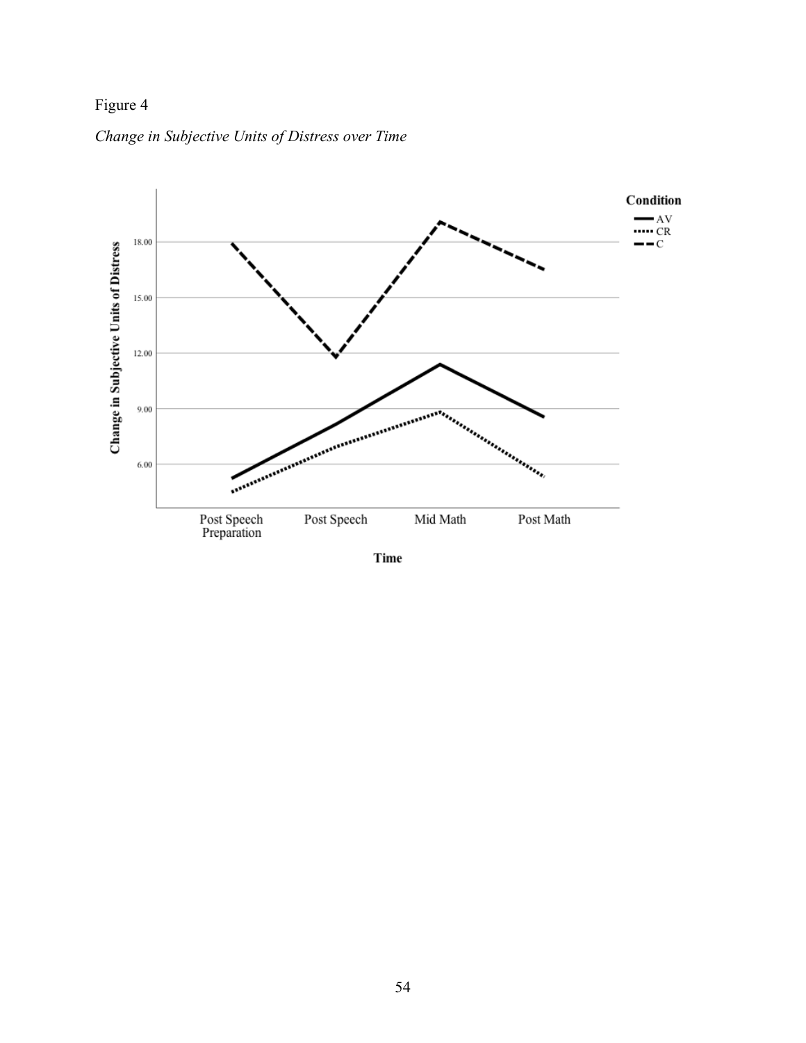Figure 4

*Change in Subjective Units of Distress over Time*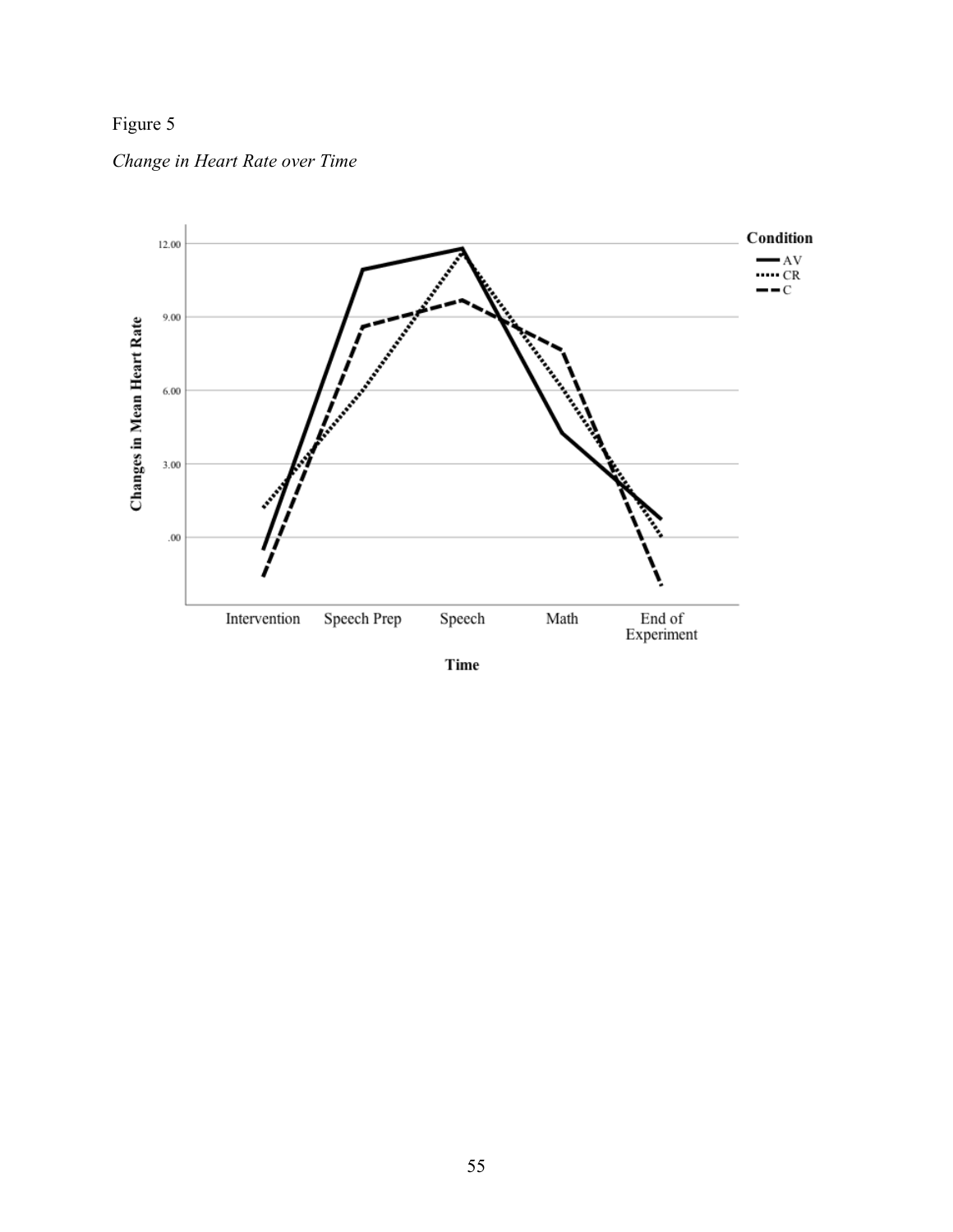Figure 5

*Change in Heart Rate over Time*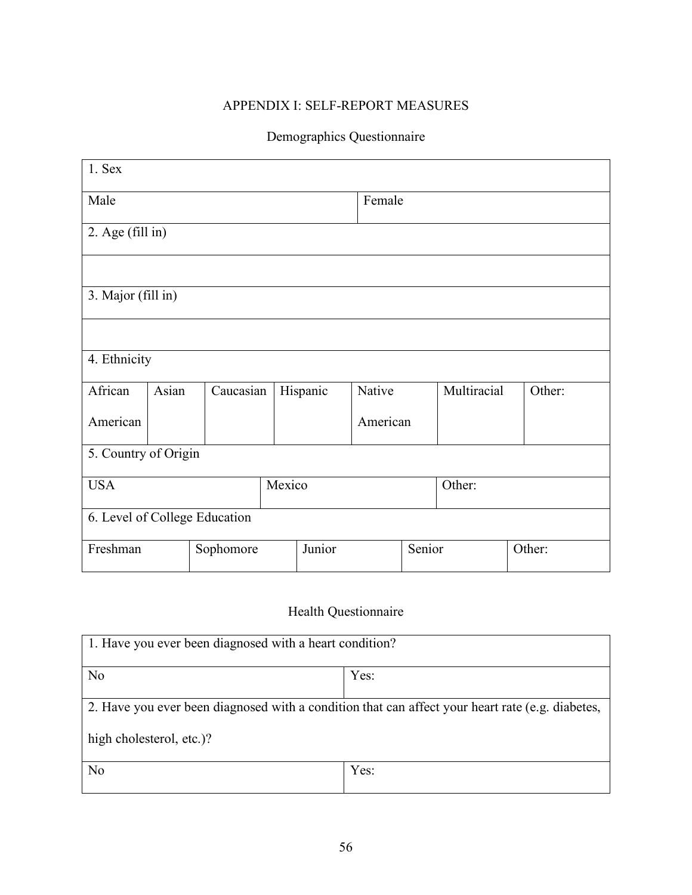# APPENDIX I: SELF-REPORT MEASURES

## Demographics Questionnaire

| 1. Sex | | | | | | |
|---|---|---|---|---|---|---|
| Male | | | Female | | | |
| 2. Age (fill in) | | | | | | |
| | | | | | | |
| 3. Major (fill in) | | | | | | |
| | | | | | | |
| 4. Ethnicity | | | | | | |
| African American | Asian | Caucasian | Hispanic | Native American | Multiracial | Other: |
| 5. Country of Origin | | | | | | |
| USA | | Mexico | | | Other: | |
| 6. Level of College Education | | | | | | |
| Freshman | Sophomore | Junior | Senior | Other: | | |

## Health Questionnaire

| 1. Have you ever been diagnosed with a heart condition? | |
|---|---|
| No | Yes: |
| 2. Have you ever been diagnosed with a condition that can affect your heart rate (e.g. diabetes, high cholesterol, etc.)? | |
| No | Yes: |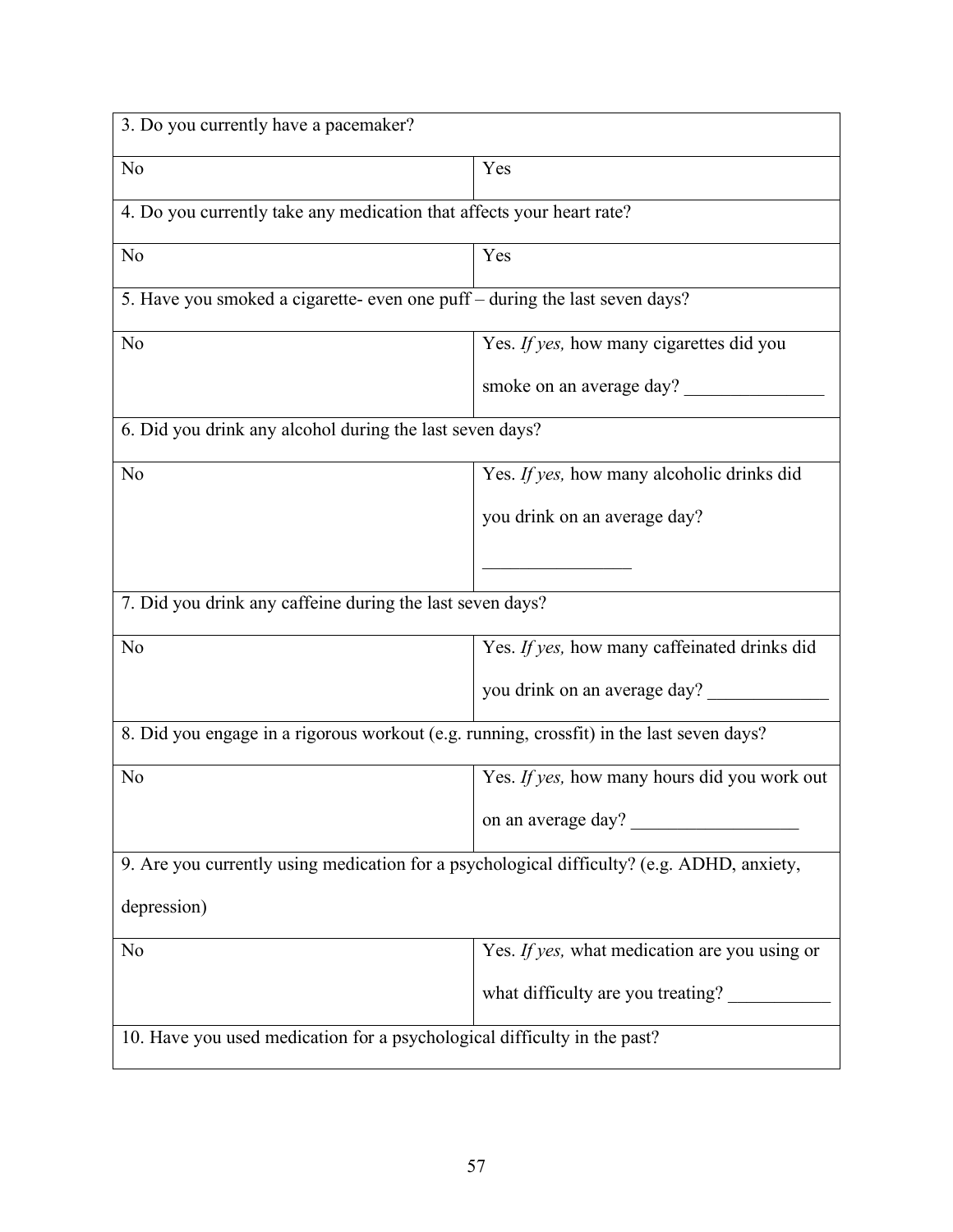| 3. Do you currently have a pacemaker? | |
|---|---|
| No | Yes |
| **4. Do you currently take any medication that affects your heart rate?** | |
| No | Yes |
| **5. Have you smoked a cigarette- even one puff – during the last seven days?** | |
| No | Yes. *If yes,* how many cigarettes did you smoke on an average day? _______________ |
| **6. Did you drink any alcohol during the last seven days?** | |
| No | Yes. *If yes,* how many alcoholic drinks did you drink on an average day? ________________ |
| **7. Did you drink any caffeine during the last seven days?** | |
| No | Yes. *If yes,* how many caffeinated drinks did you drink on an average day? _____________ |
| **8. Did you engage in a rigorous workout (e.g. running, crossfit) in the last seven days?** | |
| No | Yes. *If yes,* how many hours did you work out on an average day? __________________ |
| **9. Are you currently using medication for a psychological difficulty? (e.g. ADHD, anxiety, depression)** | |
| No | Yes. *If yes,* what medication are you using or what difficulty are you treating? ___________ |
| **10. Have you used medication for a psychological difficulty in the past?** | |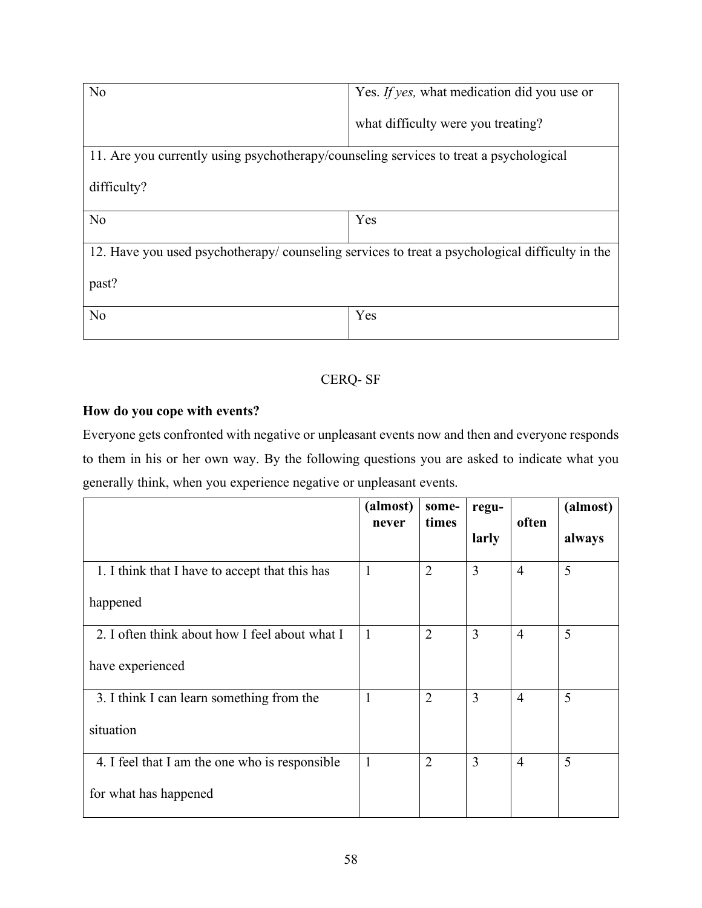| No | Yes. *If yes,* what medication did you use or what difficulty were you treating? |
|---|---|
| 11. Are you currently using psychotherapy/counseling services to treat a psychological difficulty? | |
| No | Yes |
| 12. Have you used psychotherapy/ counseling services to treat a psychological difficulty in the past? | |
| No | Yes |

CERQ- SF

**How do you cope with events?**

Everyone gets confronted with negative or unpleasant events now and then and everyone responds to them in his or her own way. By the following questions you are asked to indicate what you generally think, when you experience negative or unpleasant events.

| | **(almost) never** | **some-times** | **regu-larly** | **often** | **(almost) always** |
|---|---|---|---|---|---|
| 1. I think that I have to accept that this has happened | 1 | 2 | 3 | 4 | 5 |
| 2. I often think about how I feel about what I have experienced | 1 | 2 | 3 | 4 | 5 |
| 3. I think I can learn something from the situation | 1 | 2 | 3 | 4 | 5 |
| 4. I feel that I am the one who is responsible for what has happened | 1 | 2 | 3 | 4 | 5 |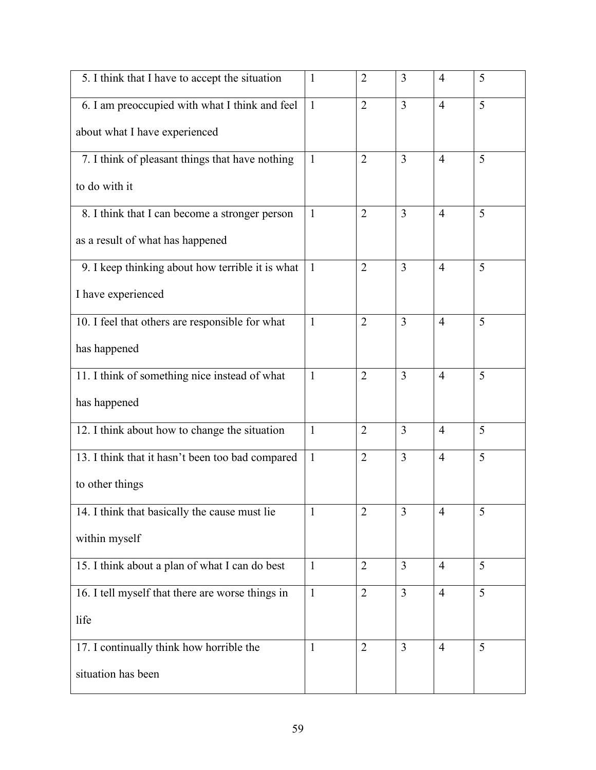| | | | | | |
|---|---|---|---|---|---|
| 5. I think that I have to accept the situation | 1 | 2 | 3 | 4 | 5 |
| 6. I am preoccupied with what I think and feel about what I have experienced | 1 | 2 | 3 | 4 | 5 |
| 7. I think of pleasant things that have nothing to do with it | 1 | 2 | 3 | 4 | 5 |
| 8. I think that I can become a stronger person as a result of what has happened | 1 | 2 | 3 | 4 | 5 |
| 9. I keep thinking about how terrible it is what I have experienced | 1 | 2 | 3 | 4 | 5 |
| 10. I feel that others are responsible for what has happened | 1 | 2 | 3 | 4 | 5 |
| 11. I think of something nice instead of what has happened | 1 | 2 | 3 | 4 | 5 |
| 12. I think about how to change the situation | 1 | 2 | 3 | 4 | 5 |
| 13. I think that it hasn't been too bad compared to other things | 1 | 2 | 3 | 4 | 5 |
| 14. I think that basically the cause must lie within myself | 1 | 2 | 3 | 4 | 5 |
| 15. I think about a plan of what I can do best | 1 | 2 | 3 | 4 | 5 |
| 16. I tell myself that there are worse things in life | 1 | 2 | 3 | 4 | 5 |
| 17. I continually think how horrible the situation has been | 1 | 2 | 3 | 4 | 5 |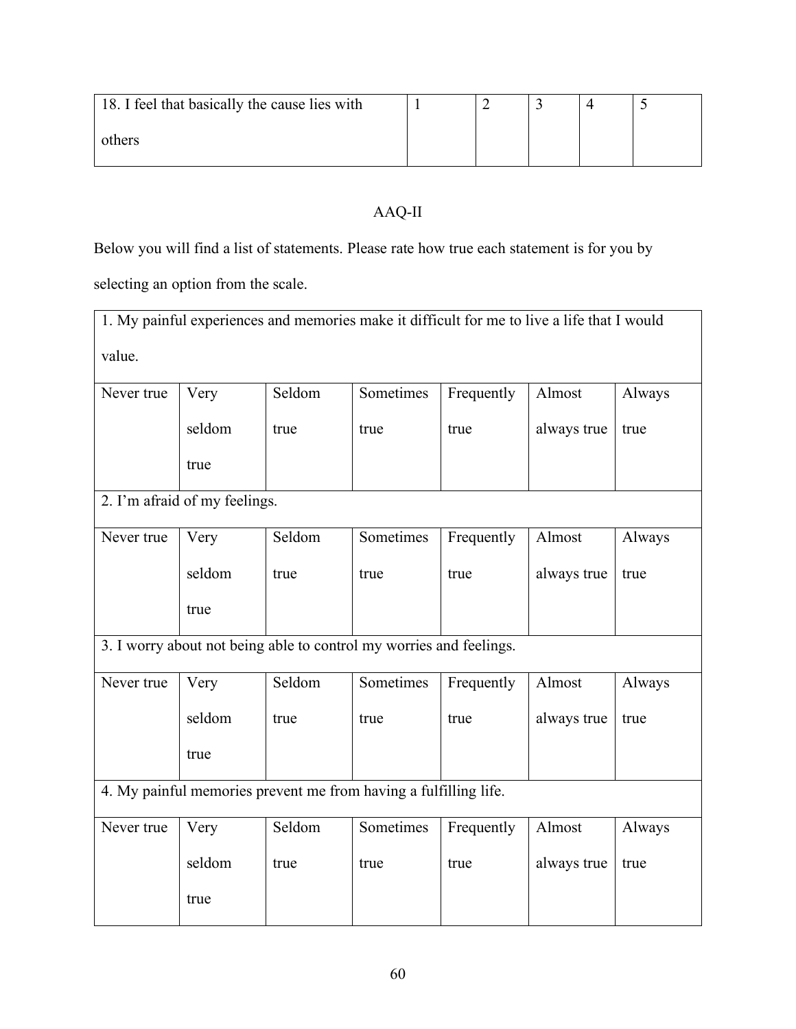| 18. I feel that basically the cause lies with others | 1 | 2 | 3 | 4 | 5 |
|---|---|---|---|---|---|

AAQ-II

Below you will find a list of statements. Please rate how true each statement is for you by selecting an option from the scale.

| 1. My painful experiences and memories make it difficult for me to live a life that I would value. | | | | | | |
|---|---|---|---|---|---|---|
| Never true | Very seldom true | Seldom true | Sometimes true | Frequently true | Almost always true | Always true |
| 2. I'm afraid of my feelings. | | | | | | |
| Never true | Very seldom true | Seldom true | Sometimes true | Frequently true | Almost always true | Always true |
| 3. I worry about not being able to control my worries and feelings. | | | | | | |
| Never true | Very seldom true | Seldom true | Sometimes true | Frequently true | Almost always true | Always true |
| 4. My painful memories prevent me from having a fulfilling life. | | | | | | |
| Never true | Very seldom true | Seldom true | Sometimes true | Frequently true | Almost always true | Always true |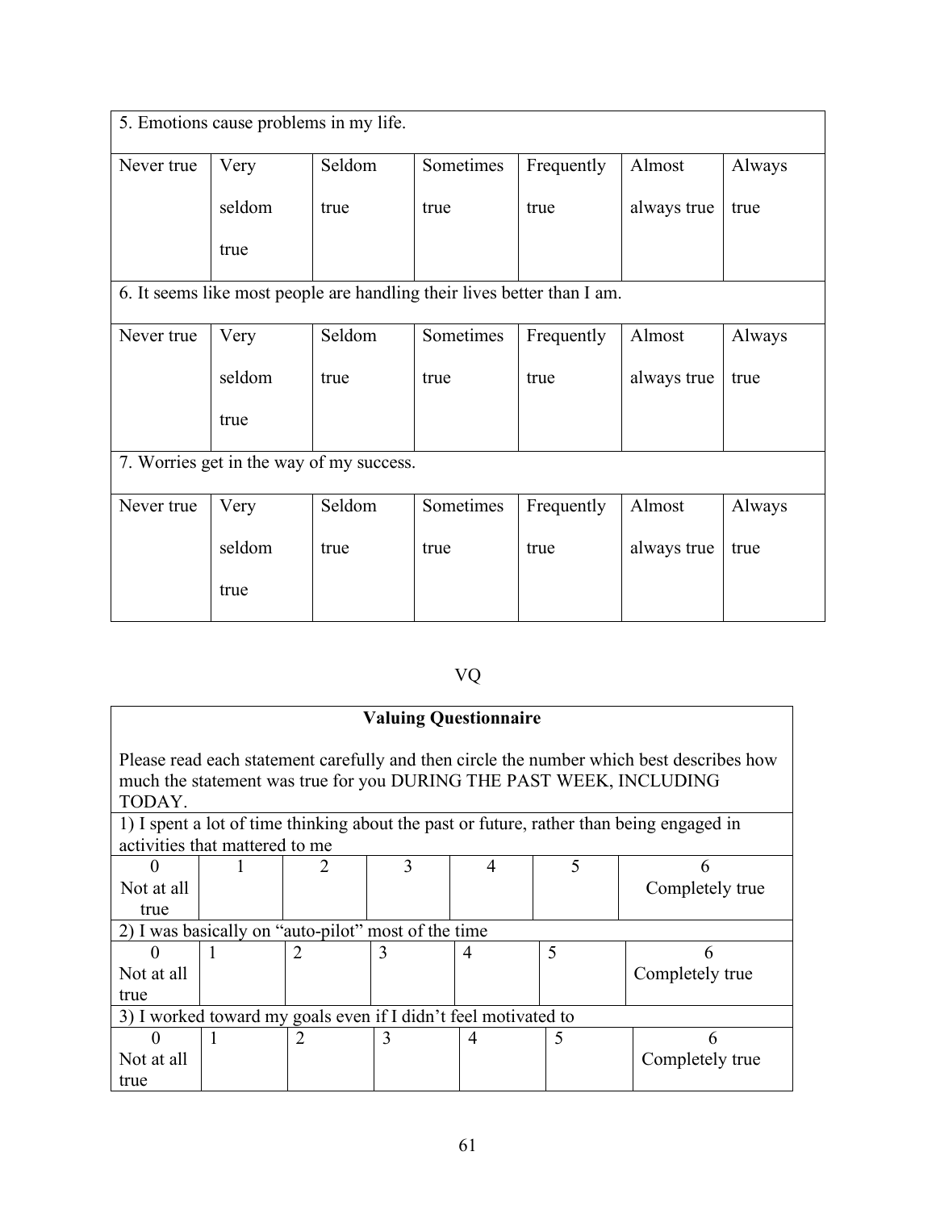| 5. Emotions cause problems in my life. | | | | | | |
|---|---|---|---|---|---|---|
| Never true | Very seldom true | Seldom true | Sometimes true | Frequently true | Almost always true | Always true |
| **6. It seems like most people are handling their lives better than I am.** | | | | | | |
| Never true | Very seldom true | Seldom true | Sometimes true | Frequently true | Almost always true | Always true |
| **7. Worries get in the way of my success.** | | | | | | |
| Never true | Very seldom true | Seldom true | Sometimes true | Frequently true | Almost always true | Always true |

VQ

**Valuing Questionnaire**

Please read each statement carefully and then circle the number which best describes how much the statement was true for you DURING THE PAST WEEK, INCLUDING TODAY.

| 1) I spent a lot of time thinking about the past or future, rather than being engaged in activities that mattered to me | | | | | | |
|---|---|---|---|---|---|---|
| 0 Not at all true | 1 | 2 | 3 | 4 | 5 | 6 Completely true |
| **2) I was basically on "auto-pilot" most of the time** | | | | | | |
| 0 Not at all true | 1 | 2 | 3 | 4 | 5 | 6 Completely true |
| **3) I worked toward my goals even if I didn't feel motivated to** | | | | | | |
| 0 Not at all true | 1 | 2 | 3 | 4 | 5 | 6 Completely true |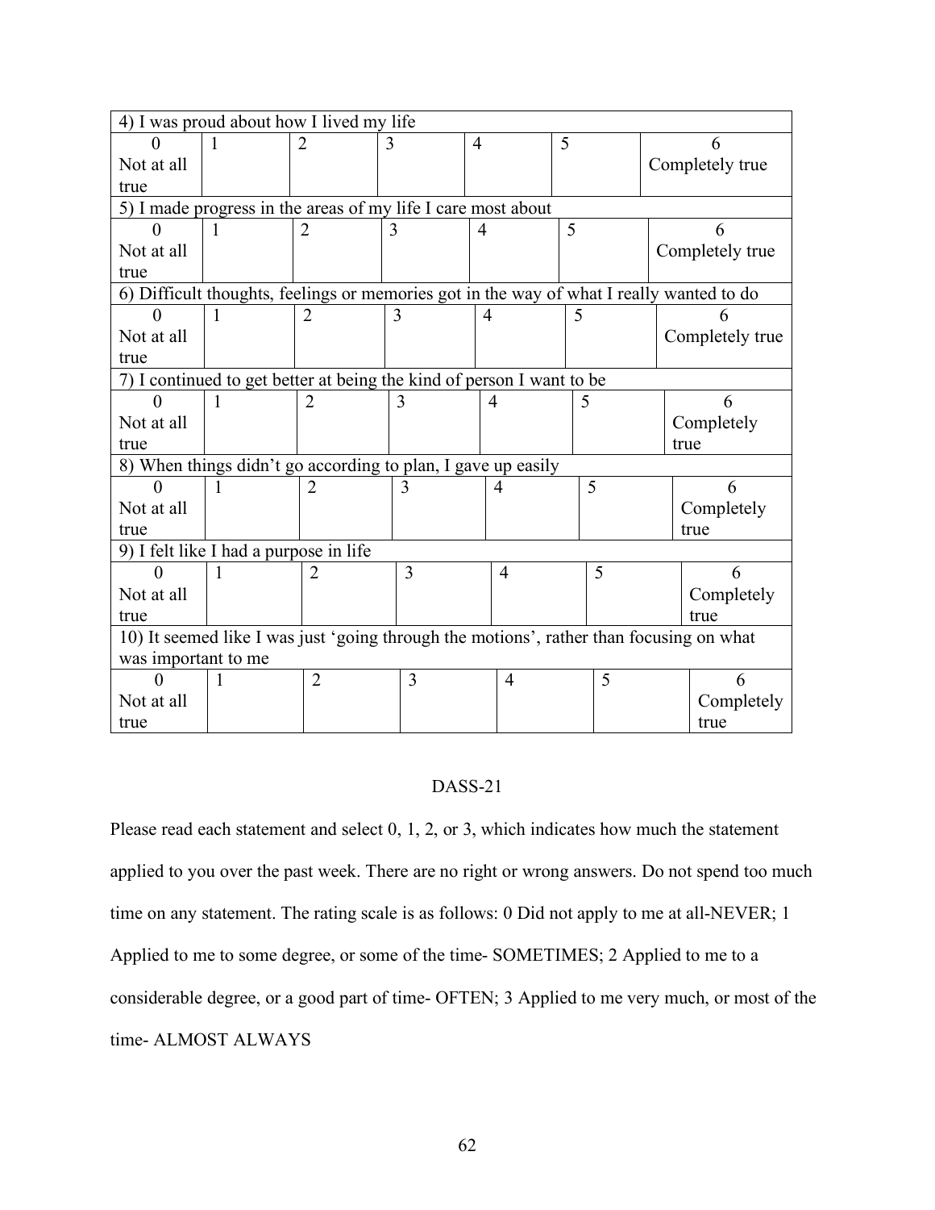| 4) I was proud about how I lived my life | | | | | | |
|---|---|---|---|---|---|---|
| 0<br>Not at all true | 1 | 2 | 3 | 4 | 5 | 6<br>Completely true |
| **5) I made progress in the areas of my life I care most about** | | | | | | |
| 0<br>Not at all true | 1 | 2 | 3 | 4 | 5 | 6<br>Completely true |
| **6) Difficult thoughts, feelings or memories got in the way of what I really wanted to do** | | | | | | |
| 0<br>Not at all true | 1 | 2 | 3 | 4 | 5 | 6<br>Completely true |
| **7) I continued to get better at being the kind of person I want to be** | | | | | | |
| 0<br>Not at all true | 1 | 2 | 3 | 4 | 5 | 6<br>Completely true |
| **8) When things didn't go according to plan, I gave up easily** | | | | | | |
| 0<br>Not at all true | 1 | 2 | 3 | 4 | 5 | 6<br>Completely true |
| **9) I felt like I had a purpose in life** | | | | | | |
| 0<br>Not at all true | 1 | 2 | 3 | 4 | 5 | 6<br>Completely true |
| **10) It seemed like I was just 'going through the motions', rather than focusing on what was important to me** | | | | | | |
| 0<br>Not at all true | 1 | 2 | 3 | 4 | 5 | 6<br>Completely true |

## DASS-21

Please read each statement and select 0, 1, 2, or 3, which indicates how much the statement applied to you over the past week. There are no right or wrong answers. Do not spend too much time on any statement. The rating scale is as follows: 0 Did not apply to me at all-NEVER; 1 Applied to me to some degree, or some of the time- SOMETIMES; 2 Applied to me to a considerable degree, or a good part of time- OFTEN; 3 Applied to me very much, or most of the time- ALMOST ALWAYS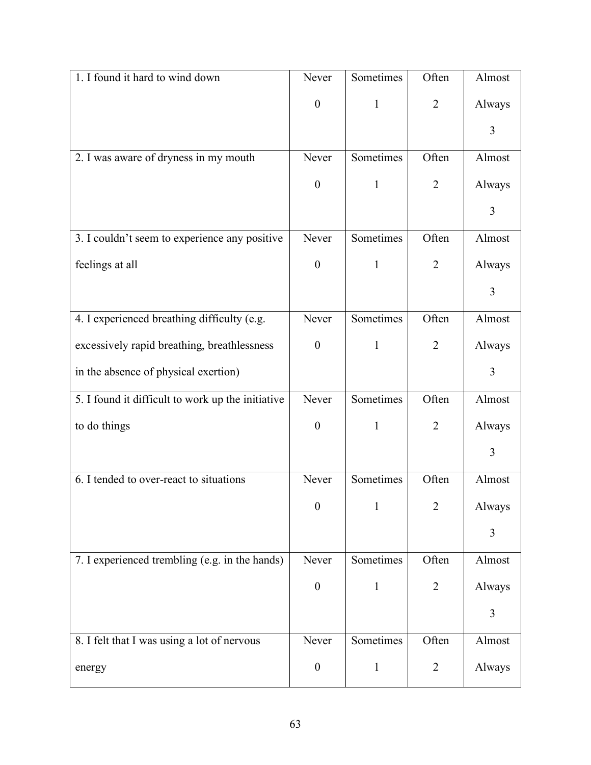| | | | | |
|---|---|---|---|---|
| 1. I found it hard to wind down | Never 0 | Sometimes 1 | Often 2 | Almost Always 3 |
| 2. I was aware of dryness in my mouth | Never 0 | Sometimes 1 | Often 2 | Almost Always 3 |
| 3. I couldn't seem to experience any positive feelings at all | Never 0 | Sometimes 1 | Often 2 | Almost Always 3 |
| 4. I experienced breathing difficulty (e.g. excessively rapid breathing, breathlessness in the absence of physical exertion) | Never 0 | Sometimes 1 | Often 2 | Almost Always 3 |
| 5. I found it difficult to work up the initiative to do things | Never 0 | Sometimes 1 | Often 2 | Almost Always 3 |
| 6. I tended to over-react to situations | Never 0 | Sometimes 1 | Often 2 | Almost Always 3 |
| 7. I experienced trembling (e.g. in the hands) | Never 0 | Sometimes 1 | Often 2 | Almost Always 3 |
| 8. I felt that I was using a lot of nervous energy | Never 0 | Sometimes 1 | Often 2 | Almost Always |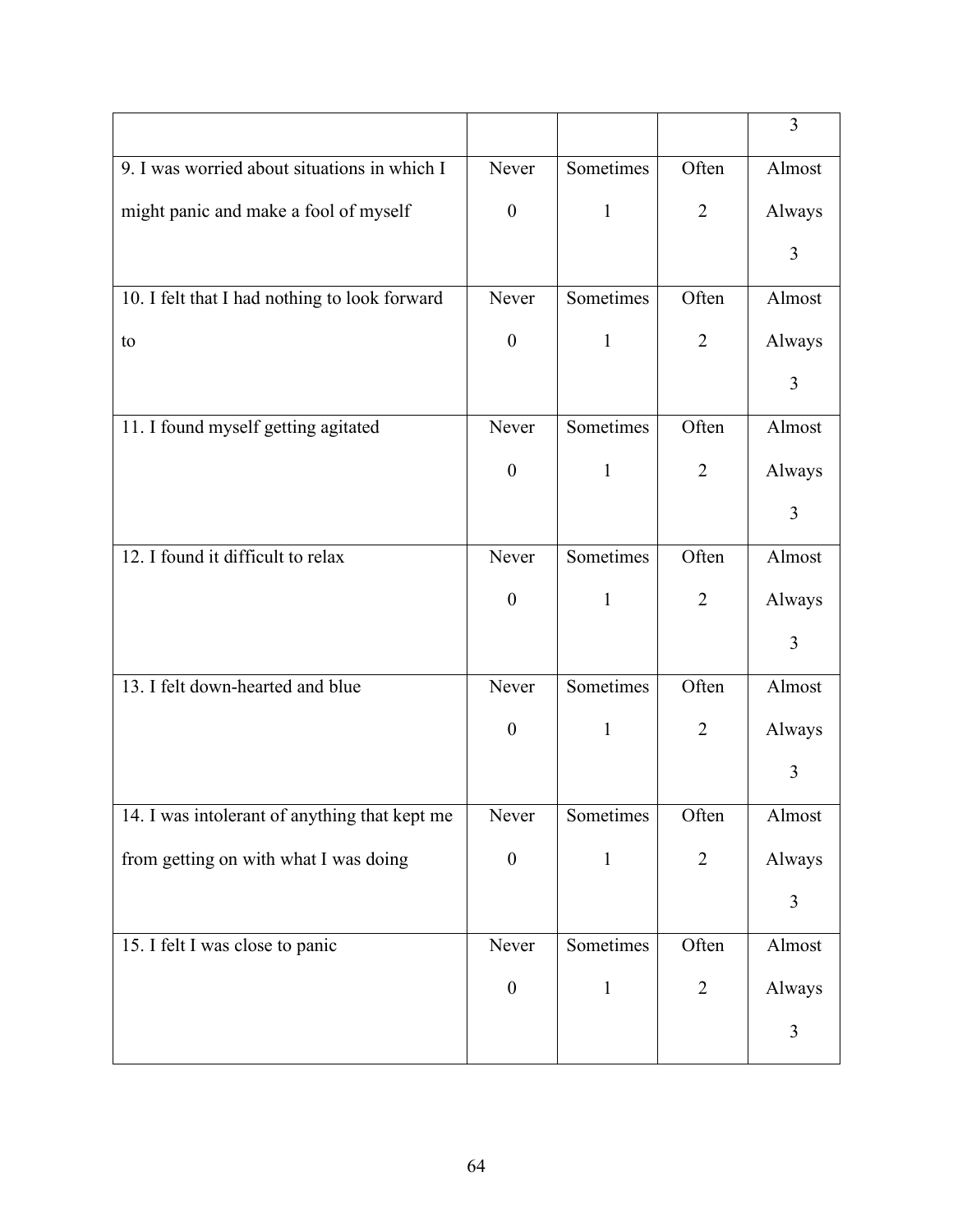| | | | | 3 |
|---|---|---|---|---|
| 9. I was worried about situations in which I might panic and make a fool of myself | Never 0 | Sometimes 1 | Often 2 | Almost Always 3 |
| 10. I felt that I had nothing to look forward to | Never 0 | Sometimes 1 | Often 2 | Almost Always 3 |
| 11. I found myself getting agitated | Never 0 | Sometimes 1 | Often 2 | Almost Always 3 |
| 12. I found it difficult to relax | Never 0 | Sometimes 1 | Often 2 | Almost Always 3 |
| 13. I felt down-hearted and blue | Never 0 | Sometimes 1 | Often 2 | Almost Always 3 |
| 14. I was intolerant of anything that kept me from getting on with what I was doing | Never 0 | Sometimes 1 | Often 2 | Almost Always 3 |
| 15. I felt I was close to panic | Never 0 | Sometimes 1 | Often 2 | Almost Always 3 |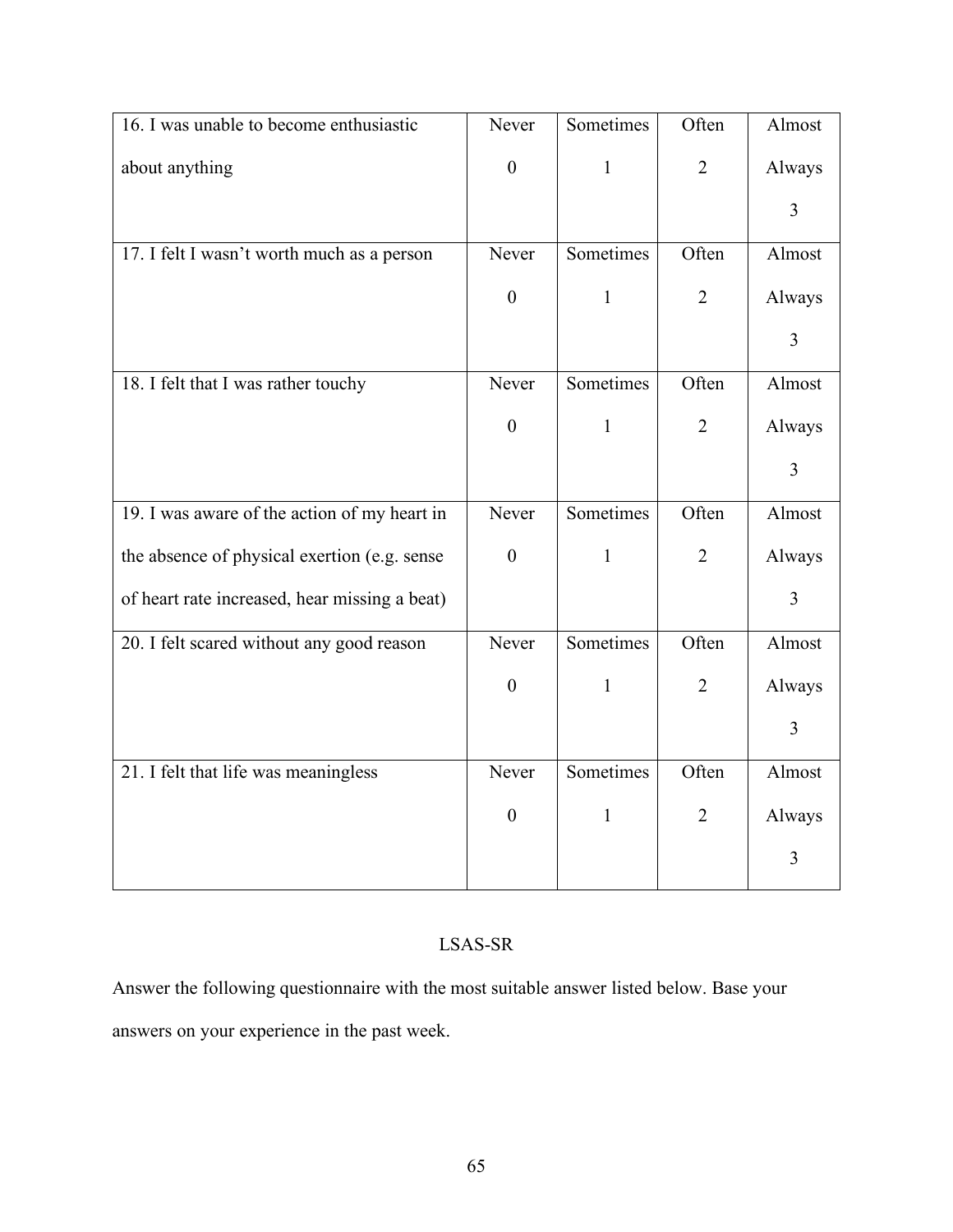| | | | | |
|---|---|---|---|---|
| 16. I was unable to become enthusiastic about anything | Never 0 | Sometimes 1 | Often 2 | Almost Always 3 |
| 17. I felt I wasn't worth much as a person | Never 0 | Sometimes 1 | Often 2 | Almost Always 3 |
| 18. I felt that I was rather touchy | Never 0 | Sometimes 1 | Often 2 | Almost Always 3 |
| 19. I was aware of the action of my heart in the absence of physical exertion (e.g. sense of heart rate increased, hear missing a beat) | Never 0 | Sometimes 1 | Often 2 | Almost Always 3 |
| 20. I felt scared without any good reason | Never 0 | Sometimes 1 | Often 2 | Almost Always 3 |
| 21. I felt that life was meaningless | Never 0 | Sometimes 1 | Often 2 | Almost Always 3 |

LSAS-SR

Answer the following questionnaire with the most suitable answer listed below. Base your answers on your experience in the past week.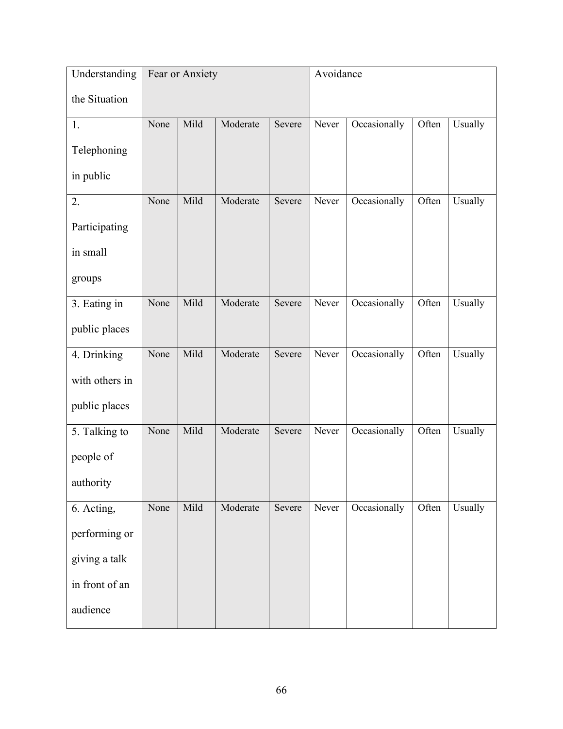| Understanding the Situation | Fear or Anxiety | | | | Avoidance | | | |
|---|---|---|---|---|---|---|---|---|
| 1. Telephoning in public | None | Mild | Moderate | Severe | Never | Occasionally | Often | Usually |
| 2. Participating in small groups | None | Mild | Moderate | Severe | Never | Occasionally | Often | Usually |
| 3. Eating in public places | None | Mild | Moderate | Severe | Never | Occasionally | Often | Usually |
| 4. Drinking with others in public places | None | Mild | Moderate | Severe | Never | Occasionally | Often | Usually |
| 5. Talking to people of authority | None | Mild | Moderate | Severe | Never | Occasionally | Often | Usually |
| 6. Acting, performing or giving a talk in front of an audience | None | Mild | Moderate | Severe | Never | Occasionally | Often | Usually |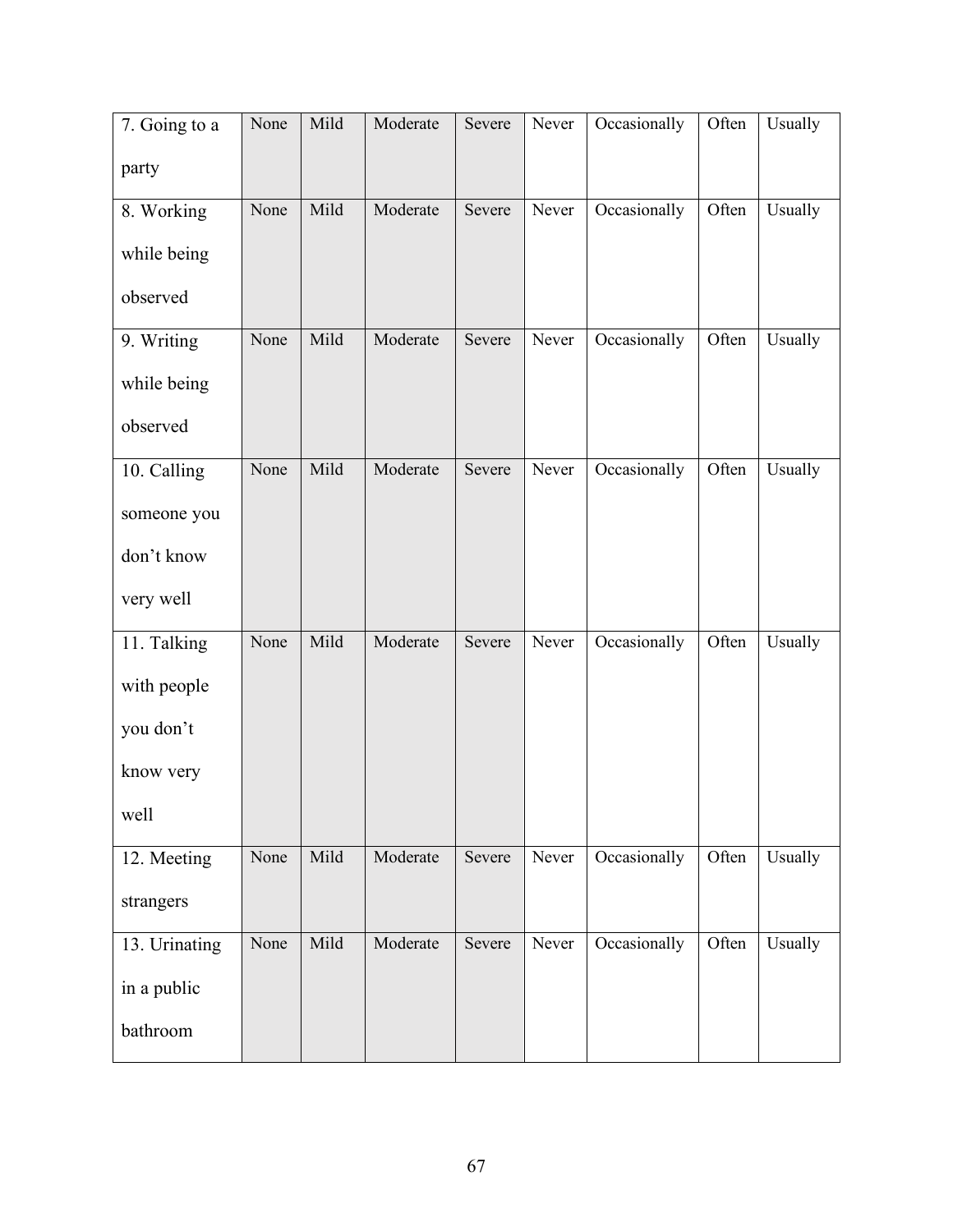| 7. Going to a party | None | Mild | Moderate | Severe | Never | Occasionally | Often | Usually |
|---|---|---|---|---|---|---|---|---|
| 8. Working while being observed | None | Mild | Moderate | Severe | Never | Occasionally | Often | Usually |
| 9. Writing while being observed | None | Mild | Moderate | Severe | Never | Occasionally | Often | Usually |
| 10. Calling someone you don't know very well | None | Mild | Moderate | Severe | Never | Occasionally | Often | Usually |
| 11. Talking with people you don't know very well | None | Mild | Moderate | Severe | Never | Occasionally | Often | Usually |
| 12. Meeting strangers | None | Mild | Moderate | Severe | Never | Occasionally | Often | Usually |
| 13. Urinating in a public bathroom | None | Mild | Moderate | Severe | Never | Occasionally | Often | Usually |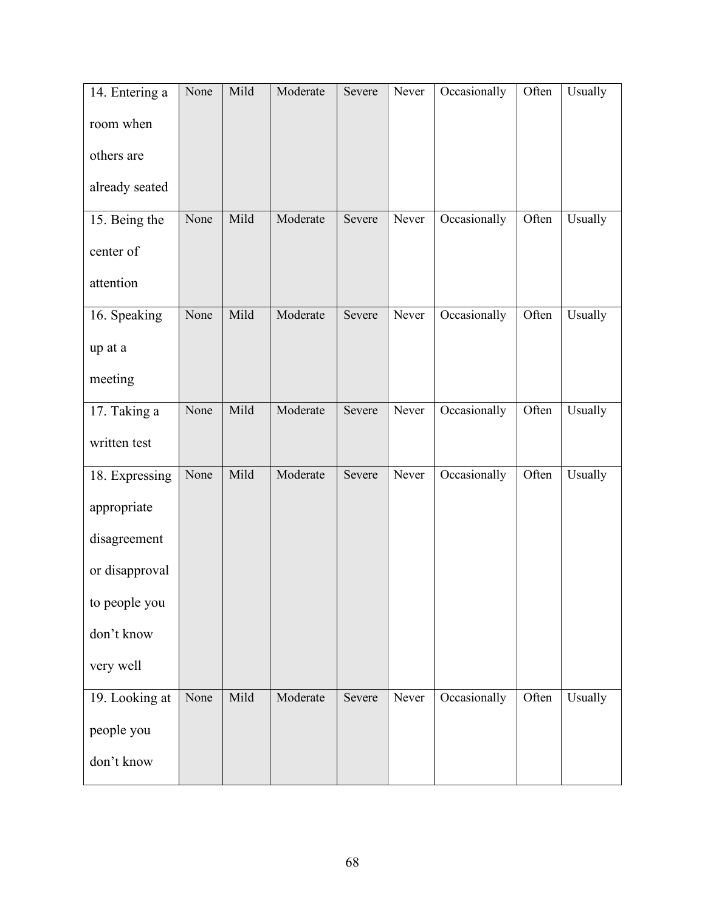| | | | | | | | | |
|---|---|---|---|---|---|---|---|---|
| 14. Entering a room when others are already seated | None | Mild | Moderate | Severe | Never | Occasionally | Often | Usually |
| 15. Being the center of attention | None | Mild | Moderate | Severe | Never | Occasionally | Often | Usually |
| 16. Speaking up at a meeting | None | Mild | Moderate | Severe | Never | Occasionally | Often | Usually |
| 17. Taking a written test | None | Mild | Moderate | Severe | Never | Occasionally | Often | Usually |
| 18. Expressing appropriate disagreement or disapproval to people you don't know very well | None | Mild | Moderate | Severe | Never | Occasionally | Often | Usually |
| 19. Looking at people you don't know | None | Mild | Moderate | Severe | Never | Occasionally | Often | Usually |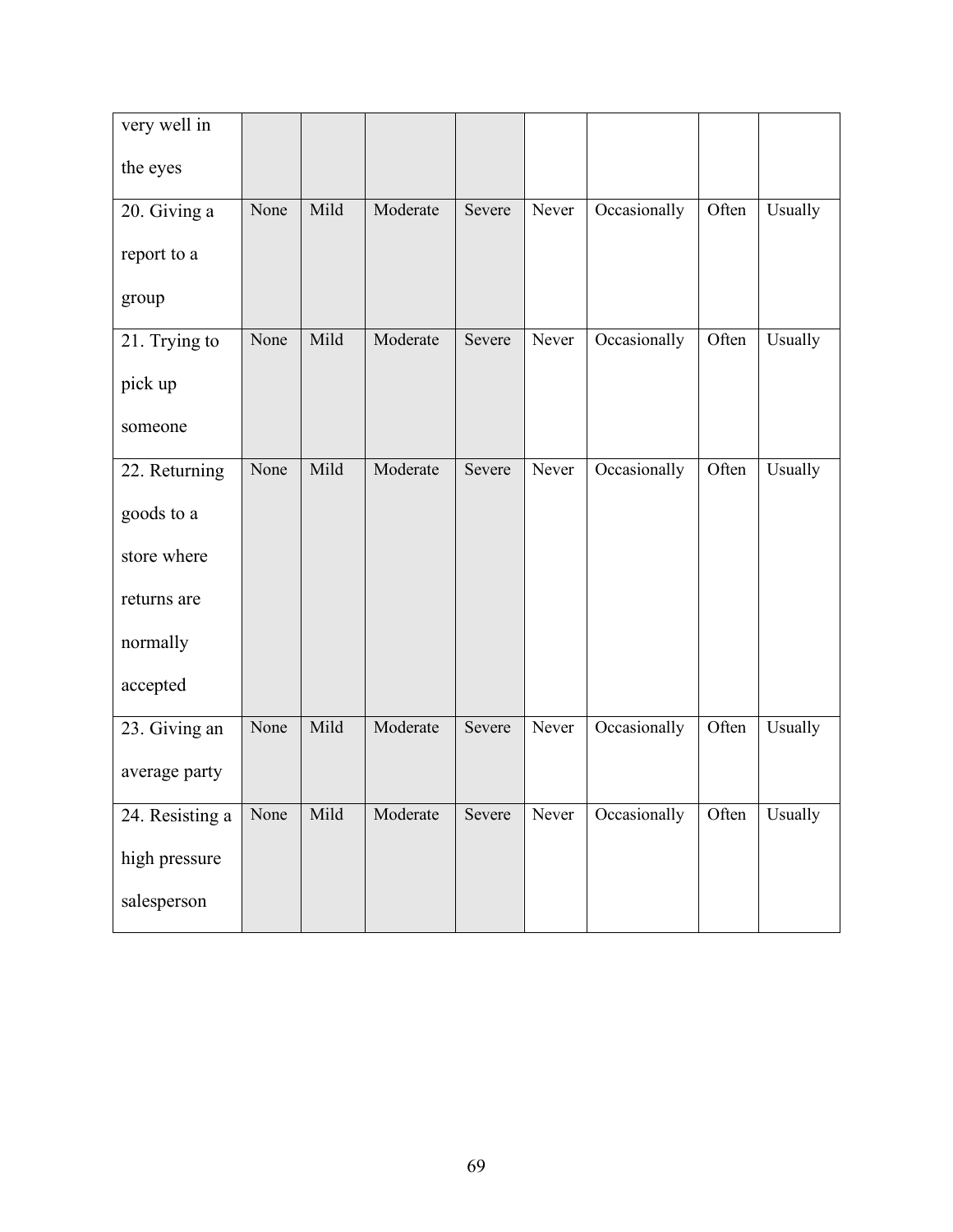| | | | | | | | | |
|---|---|---|---|---|---|---|---|---|
| very well in the eyes | | | | | | | | |
| 20. Giving a report to a group | None | Mild | Moderate | Severe | Never | Occasionally | Often | Usually |
| 21. Trying to pick up someone | None | Mild | Moderate | Severe | Never | Occasionally | Often | Usually |
| 22. Returning goods to a store where returns are normally accepted | None | Mild | Moderate | Severe | Never | Occasionally | Often | Usually |
| 23. Giving an average party | None | Mild | Moderate | Severe | Never | Occasionally | Often | Usually |
| 24. Resisting a high pressure salesperson | None | Mild | Moderate | Severe | Never | Occasionally | Often | Usually |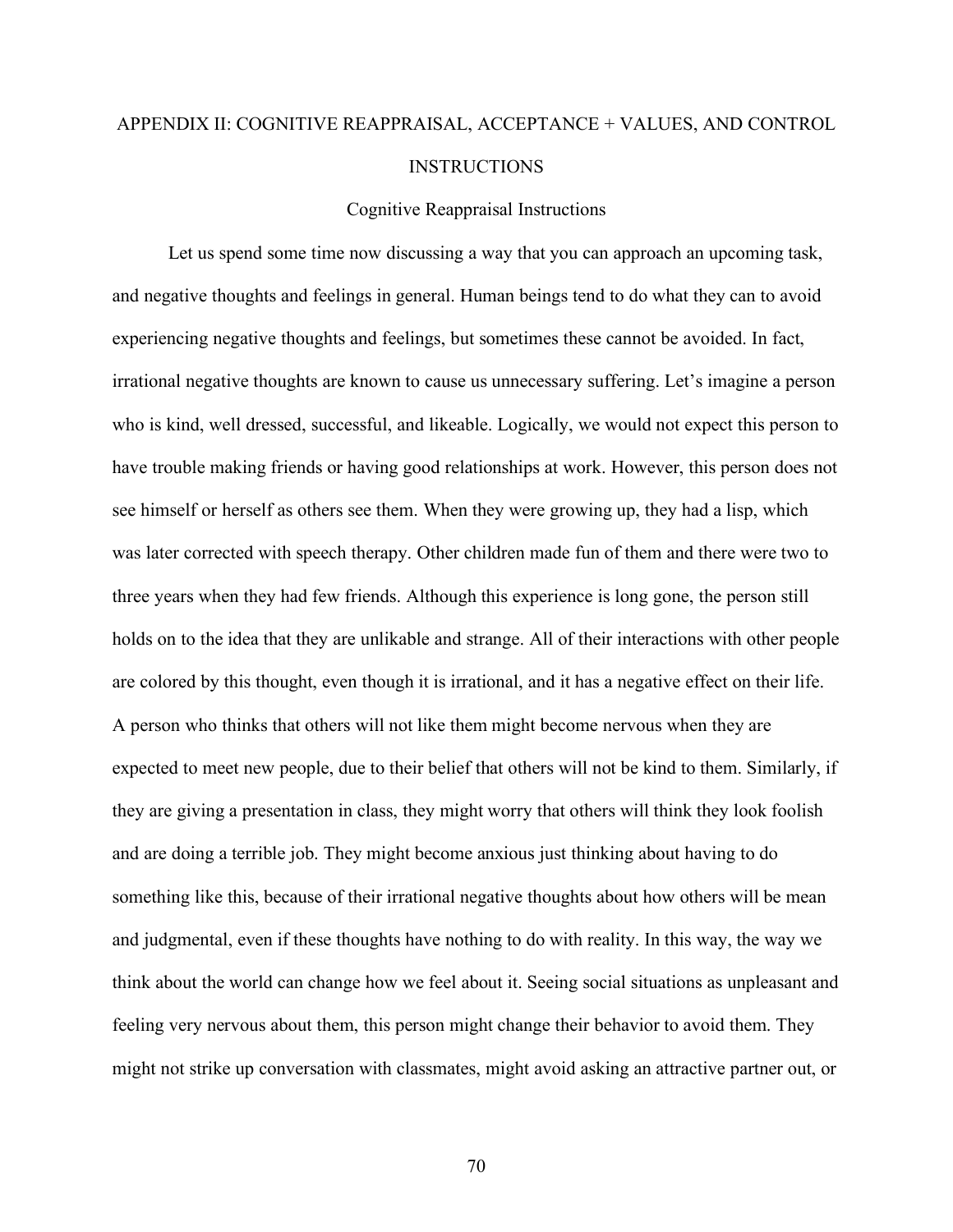# APPENDIX II: COGNITIVE REAPPRAISAL, ACCEPTANCE + VALUES, AND CONTROL INSTRUCTIONS

## Cognitive Reappraisal Instructions

Let us spend some time now discussing a way that you can approach an upcoming task, and negative thoughts and feelings in general. Human beings tend to do what they can to avoid experiencing negative thoughts and feelings, but sometimes these cannot be avoided. In fact, irrational negative thoughts are known to cause us unnecessary suffering. Let's imagine a person who is kind, well dressed, successful, and likeable. Logically, we would not expect this person to have trouble making friends or having good relationships at work. However, this person does not see himself or herself as others see them. When they were growing up, they had a lisp, which was later corrected with speech therapy. Other children made fun of them and there were two to three years when they had few friends. Although this experience is long gone, the person still holds on to the idea that they are unlikable and strange. All of their interactions with other people are colored by this thought, even though it is irrational, and it has a negative effect on their life. A person who thinks that others will not like them might become nervous when they are expected to meet new people, due to their belief that others will not be kind to them. Similarly, if they are giving a presentation in class, they might worry that others will think they look foolish and are doing a terrible job. They might become anxious just thinking about having to do something like this, because of their irrational negative thoughts about how others will be mean and judgmental, even if these thoughts have nothing to do with reality. In this way, the way we think about the world can change how we feel about it. Seeing social situations as unpleasant and feeling very nervous about them, this person might change their behavior to avoid them. They might not strike up conversation with classmates, might avoid asking an attractive partner out, or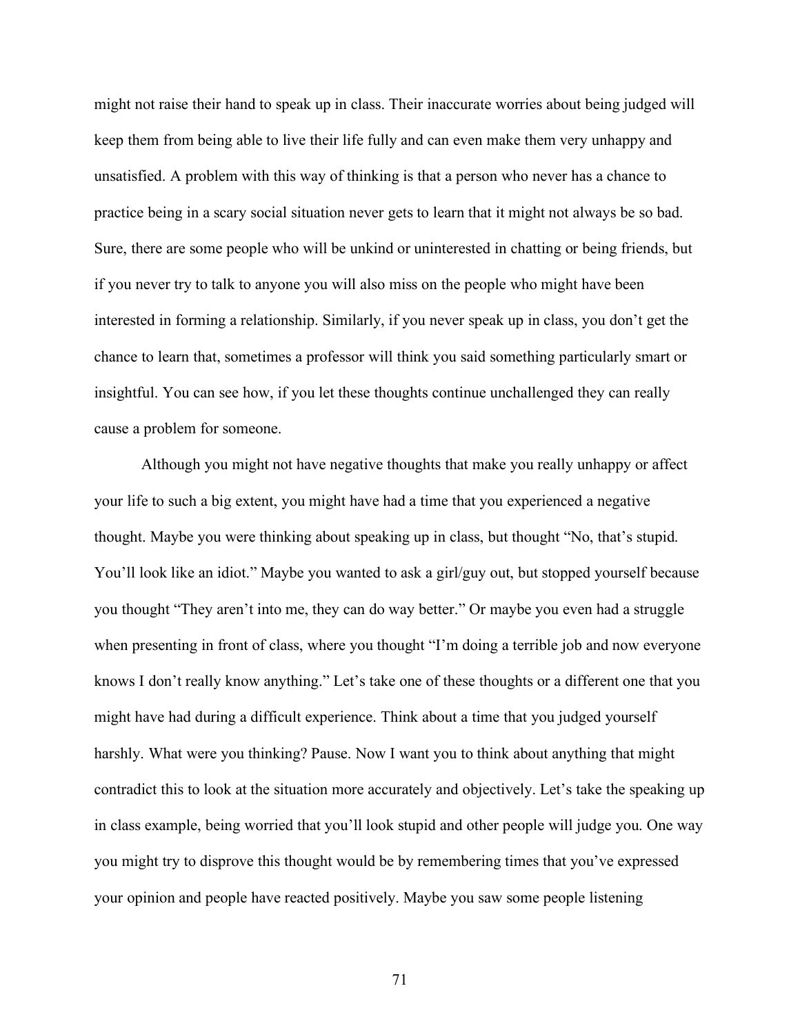might not raise their hand to speak up in class. Their inaccurate worries about being judged will keep them from being able to live their life fully and can even make them very unhappy and unsatisfied. A problem with this way of thinking is that a person who never has a chance to practice being in a scary social situation never gets to learn that it might not always be so bad. Sure, there are some people who will be unkind or uninterested in chatting or being friends, but if you never try to talk to anyone you will also miss on the people who might have been interested in forming a relationship. Similarly, if you never speak up in class, you don't get the chance to learn that, sometimes a professor will think you said something particularly smart or insightful. You can see how, if you let these thoughts continue unchallenged they can really cause a problem for someone.

Although you might not have negative thoughts that make you really unhappy or affect your life to such a big extent, you might have had a time that you experienced a negative thought. Maybe you were thinking about speaking up in class, but thought "No, that's stupid. You'll look like an idiot." Maybe you wanted to ask a girl/guy out, but stopped yourself because you thought "They aren't into me, they can do way better." Or maybe you even had a struggle when presenting in front of class, where you thought "I'm doing a terrible job and now everyone knows I don't really know anything." Let's take one of these thoughts or a different one that you might have had during a difficult experience. Think about a time that you judged yourself harshly. What were you thinking? Pause. Now I want you to think about anything that might contradict this to look at the situation more accurately and objectively. Let's take the speaking up in class example, being worried that you'll look stupid and other people will judge you. One way you might try to disprove this thought would be by remembering times that you've expressed your opinion and people have reacted positively. Maybe you saw some people listening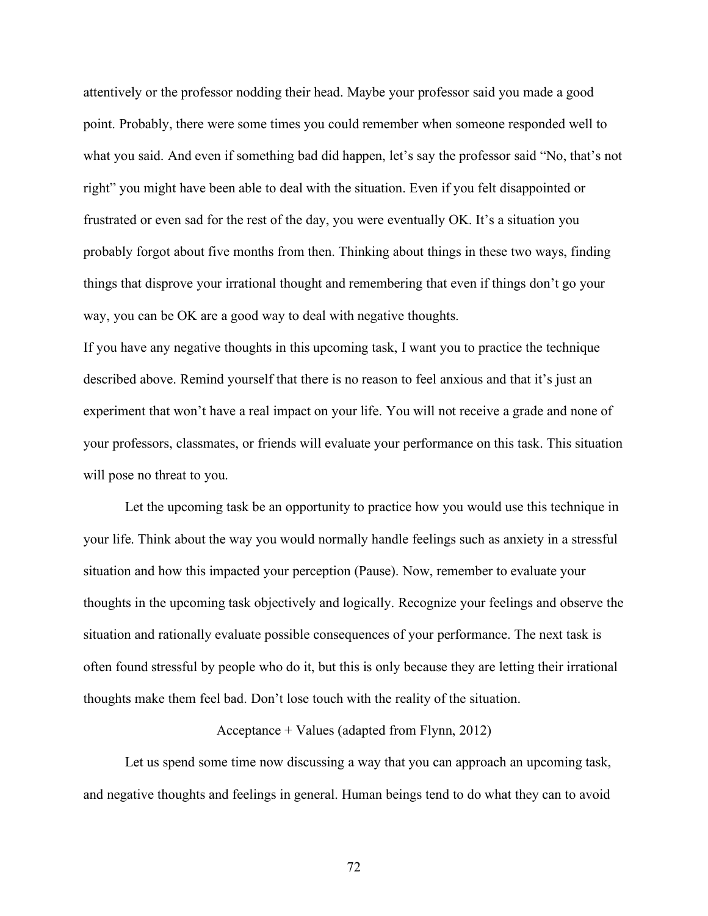attentively or the professor nodding their head. Maybe your professor said you made a good point. Probably, there were some times you could remember when someone responded well to what you said. And even if something bad did happen, let's say the professor said "No, that's not right" you might have been able to deal with the situation. Even if you felt disappointed or frustrated or even sad for the rest of the day, you were eventually OK. It's a situation you probably forgot about five months from then. Thinking about things in these two ways, finding things that disprove your irrational thought and remembering that even if things don't go your way, you can be OK are a good way to deal with negative thoughts.

If you have any negative thoughts in this upcoming task, I want you to practice the technique described above. Remind yourself that there is no reason to feel anxious and that it's just an experiment that won't have a real impact on your life. You will not receive a grade and none of your professors, classmates, or friends will evaluate your performance on this task. This situation will pose no threat to you.

Let the upcoming task be an opportunity to practice how you would use this technique in your life. Think about the way you would normally handle feelings such as anxiety in a stressful situation and how this impacted your perception (Pause). Now, remember to evaluate your thoughts in the upcoming task objectively and logically. Recognize your feelings and observe the situation and rationally evaluate possible consequences of your performance. The next task is often found stressful by people who do it, but this is only because they are letting their irrational thoughts make them feel bad. Don't lose touch with the reality of the situation.

### Acceptance + Values (adapted from Flynn, 2012)

Let us spend some time now discussing a way that you can approach an upcoming task, and negative thoughts and feelings in general. Human beings tend to do what they can to avoid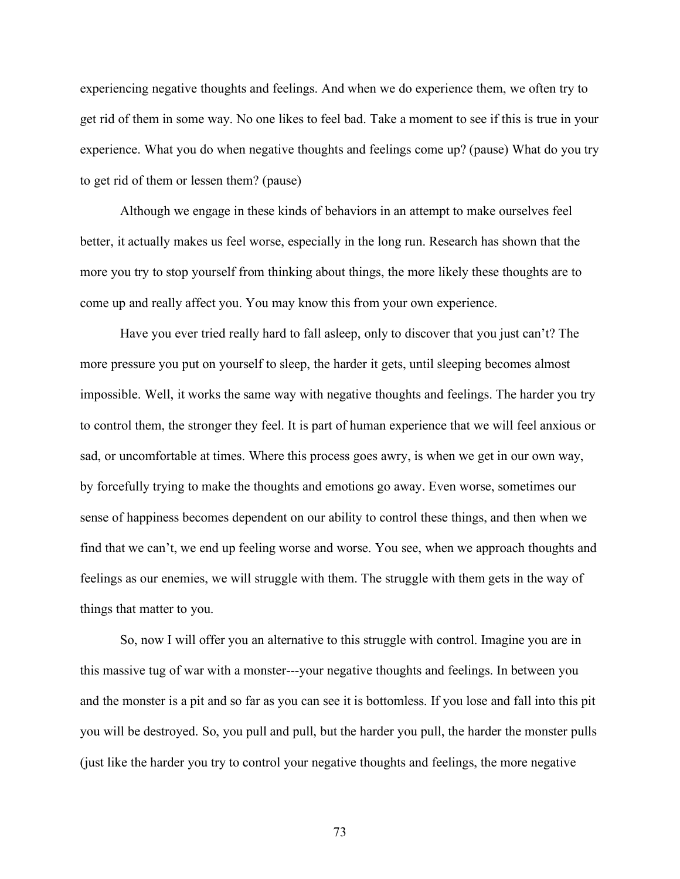experiencing negative thoughts and feelings. And when we do experience them, we often try to get rid of them in some way. No one likes to feel bad. Take a moment to see if this is true in your experience. What you do when negative thoughts and feelings come up? (pause) What do you try to get rid of them or lessen them? (pause)

Although we engage in these kinds of behaviors in an attempt to make ourselves feel better, it actually makes us feel worse, especially in the long run. Research has shown that the more you try to stop yourself from thinking about things, the more likely these thoughts are to come up and really affect you. You may know this from your own experience.

Have you ever tried really hard to fall asleep, only to discover that you just can't? The more pressure you put on yourself to sleep, the harder it gets, until sleeping becomes almost impossible. Well, it works the same way with negative thoughts and feelings. The harder you try to control them, the stronger they feel. It is part of human experience that we will feel anxious or sad, or uncomfortable at times. Where this process goes awry, is when we get in our own way, by forcefully trying to make the thoughts and emotions go away. Even worse, sometimes our sense of happiness becomes dependent on our ability to control these things, and then when we find that we can't, we end up feeling worse and worse. You see, when we approach thoughts and feelings as our enemies, we will struggle with them. The struggle with them gets in the way of things that matter to you.

So, now I will offer you an alternative to this struggle with control. Imagine you are in this massive tug of war with a monster---your negative thoughts and feelings. In between you and the monster is a pit and so far as you can see it is bottomless. If you lose and fall into this pit you will be destroyed. So, you pull and pull, but the harder you pull, the harder the monster pulls (just like the harder you try to control your negative thoughts and feelings, the more negative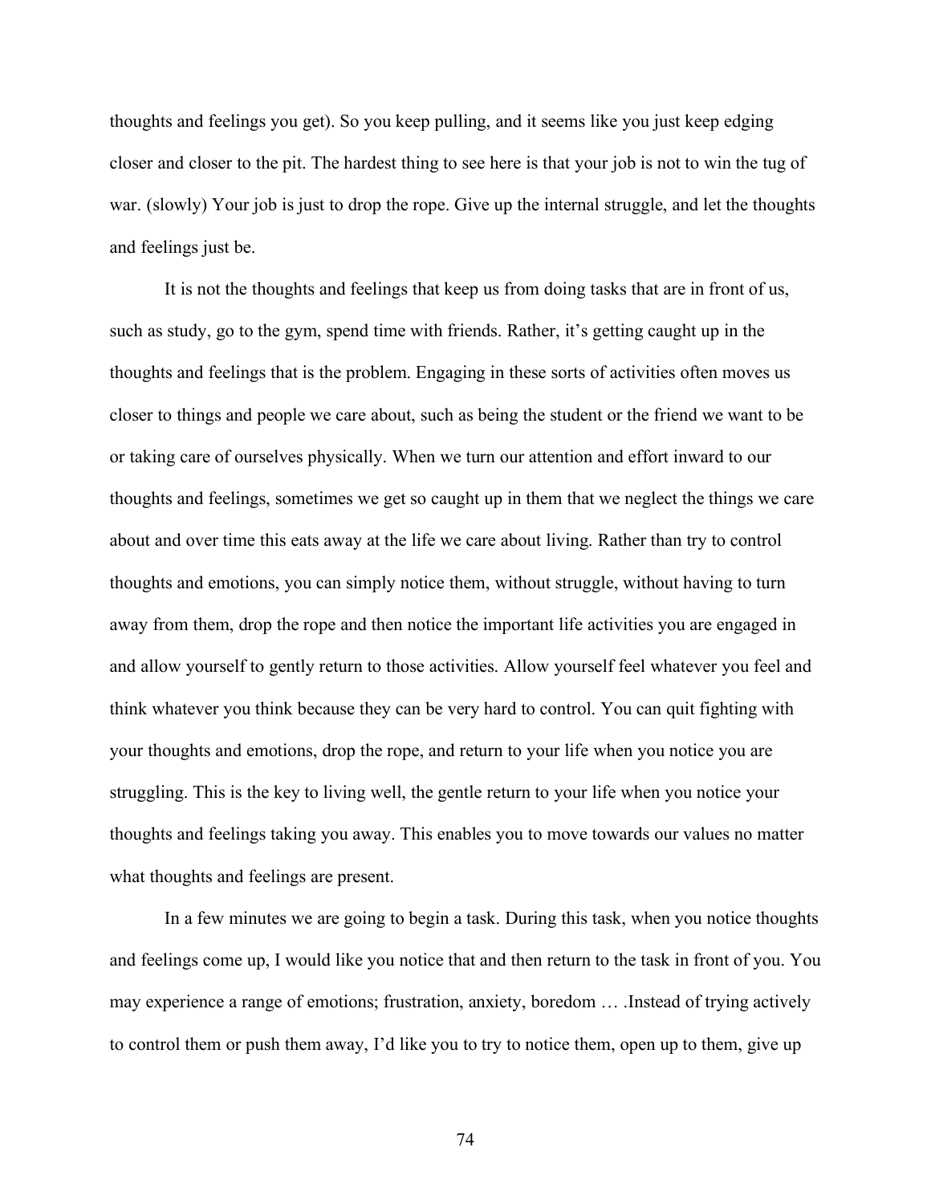thoughts and feelings you get). So you keep pulling, and it seems like you just keep edging closer and closer to the pit. The hardest thing to see here is that your job is not to win the tug of war. (slowly) Your job is just to drop the rope. Give up the internal struggle, and let the thoughts and feelings just be.

It is not the thoughts and feelings that keep us from doing tasks that are in front of us, such as study, go to the gym, spend time with friends. Rather, it's getting caught up in the thoughts and feelings that is the problem. Engaging in these sorts of activities often moves us closer to things and people we care about, such as being the student or the friend we want to be or taking care of ourselves physically. When we turn our attention and effort inward to our thoughts and feelings, sometimes we get so caught up in them that we neglect the things we care about and over time this eats away at the life we care about living. Rather than try to control thoughts and emotions, you can simply notice them, without struggle, without having to turn away from them, drop the rope and then notice the important life activities you are engaged in and allow yourself to gently return to those activities. Allow yourself feel whatever you feel and think whatever you think because they can be very hard to control. You can quit fighting with your thoughts and emotions, drop the rope, and return to your life when you notice you are struggling. This is the key to living well, the gentle return to your life when you notice your thoughts and feelings taking you away. This enables you to move towards our values no matter what thoughts and feelings are present.

In a few minutes we are going to begin a task. During this task, when you notice thoughts and feelings come up, I would like you notice that and then return to the task in front of you. You may experience a range of emotions; frustration, anxiety, boredom … .Instead of trying actively to control them or push them away, I'd like you to try to notice them, open up to them, give up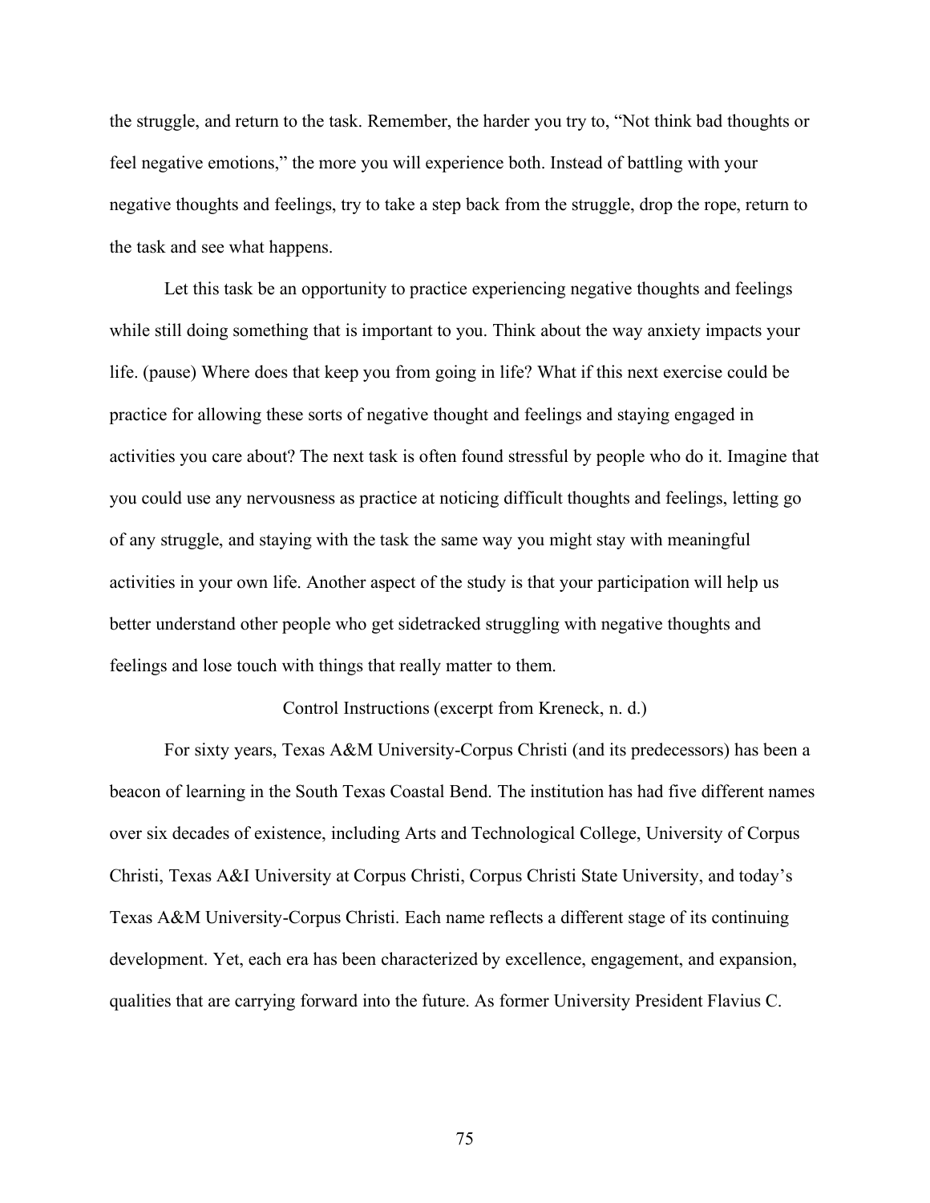the struggle, and return to the task. Remember, the harder you try to, "Not think bad thoughts or feel negative emotions," the more you will experience both. Instead of battling with your negative thoughts and feelings, try to take a step back from the struggle, drop the rope, return to the task and see what happens.

Let this task be an opportunity to practice experiencing negative thoughts and feelings while still doing something that is important to you. Think about the way anxiety impacts your life. (pause) Where does that keep you from going in life? What if this next exercise could be practice for allowing these sorts of negative thought and feelings and staying engaged in activities you care about? The next task is often found stressful by people who do it. Imagine that you could use any nervousness as practice at noticing difficult thoughts and feelings, letting go of any struggle, and staying with the task the same way you might stay with meaningful activities in your own life. Another aspect of the study is that your participation will help us better understand other people who get sidetracked struggling with negative thoughts and feelings and lose touch with things that really matter to them.

Control Instructions (excerpt from Kreneck, n. d.)

For sixty years, Texas A&M University-Corpus Christi (and its predecessors) has been a beacon of learning in the South Texas Coastal Bend. The institution has had five different names over six decades of existence, including Arts and Technological College, University of Corpus Christi, Texas A&I University at Corpus Christi, Corpus Christi State University, and today's Texas A&M University-Corpus Christi. Each name reflects a different stage of its continuing development. Yet, each era has been characterized by excellence, engagement, and expansion, qualities that are carrying forward into the future. As former University President Flavius C.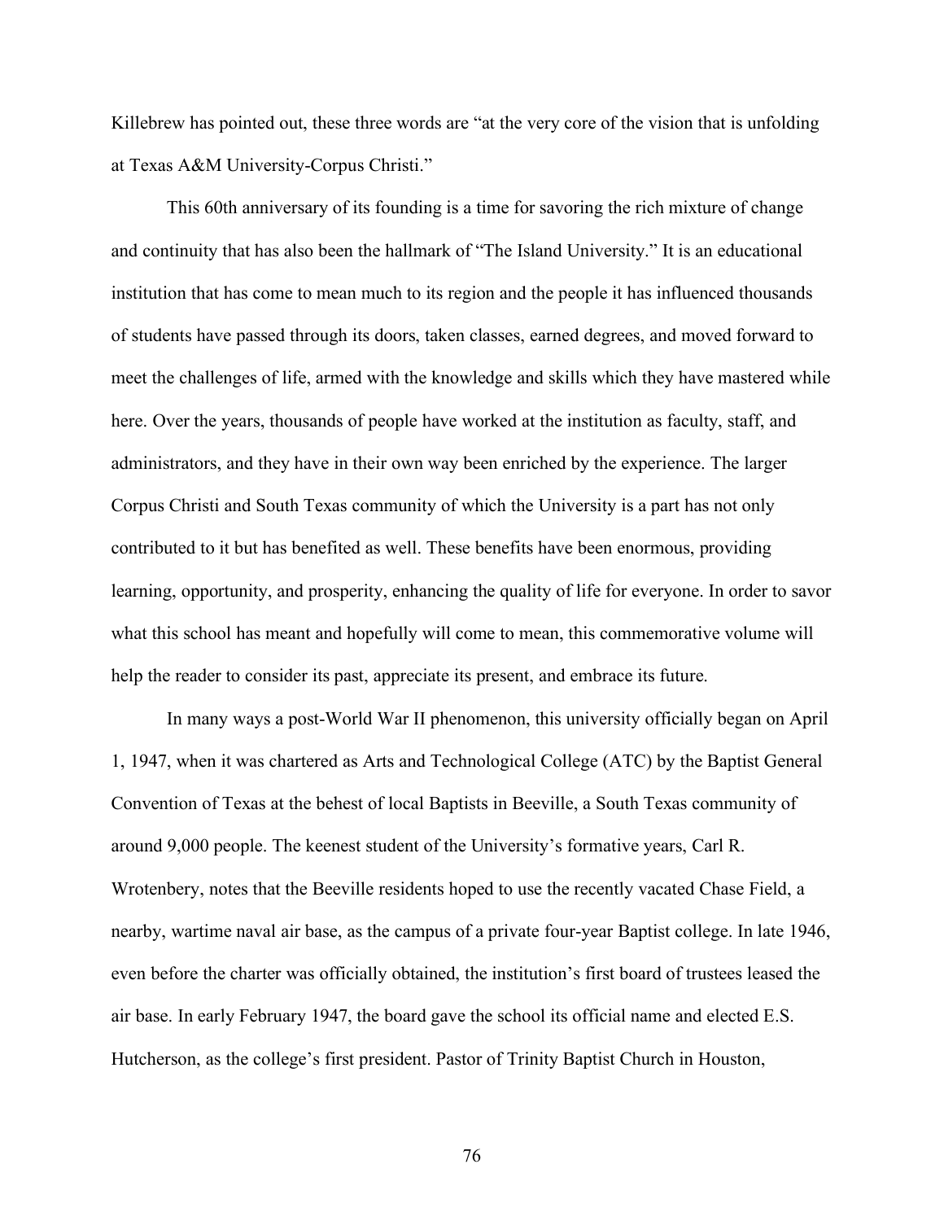Killebrew has pointed out, these three words are "at the very core of the vision that is unfolding at Texas A&M University-Corpus Christi."

This 60th anniversary of its founding is a time for savoring the rich mixture of change and continuity that has also been the hallmark of "The Island University." It is an educational institution that has come to mean much to its region and the people it has influenced thousands of students have passed through its doors, taken classes, earned degrees, and moved forward to meet the challenges of life, armed with the knowledge and skills which they have mastered while here. Over the years, thousands of people have worked at the institution as faculty, staff, and administrators, and they have in their own way been enriched by the experience. The larger Corpus Christi and South Texas community of which the University is a part has not only contributed to it but has benefited as well. These benefits have been enormous, providing learning, opportunity, and prosperity, enhancing the quality of life for everyone. In order to savor what this school has meant and hopefully will come to mean, this commemorative volume will help the reader to consider its past, appreciate its present, and embrace its future.

In many ways a post-World War II phenomenon, this university officially began on April 1, 1947, when it was chartered as Arts and Technological College (ATC) by the Baptist General Convention of Texas at the behest of local Baptists in Beeville, a South Texas community of around 9,000 people. The keenest student of the University's formative years, Carl R. Wrotenbery, notes that the Beeville residents hoped to use the recently vacated Chase Field, a nearby, wartime naval air base, as the campus of a private four-year Baptist college. In late 1946, even before the charter was officially obtained, the institution's first board of trustees leased the air base. In early February 1947, the board gave the school its official name and elected E.S. Hutcherson, as the college's first president. Pastor of Trinity Baptist Church in Houston,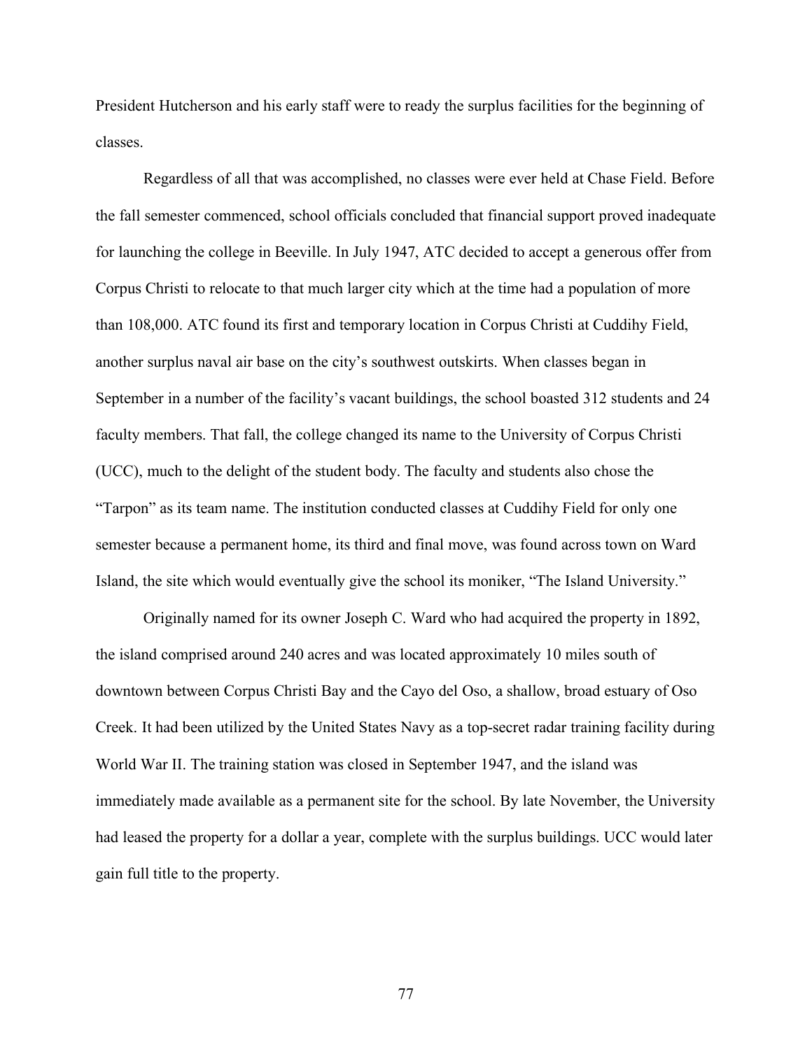President Hutcherson and his early staff were to ready the surplus facilities for the beginning of classes.

Regardless of all that was accomplished, no classes were ever held at Chase Field. Before the fall semester commenced, school officials concluded that financial support proved inadequate for launching the college in Beeville. In July 1947, ATC decided to accept a generous offer from Corpus Christi to relocate to that much larger city which at the time had a population of more than 108,000. ATC found its first and temporary location in Corpus Christi at Cuddihy Field, another surplus naval air base on the city's southwest outskirts. When classes began in September in a number of the facility's vacant buildings, the school boasted 312 students and 24 faculty members. That fall, the college changed its name to the University of Corpus Christi (UCC), much to the delight of the student body. The faculty and students also chose the "Tarpon" as its team name. The institution conducted classes at Cuddihy Field for only one semester because a permanent home, its third and final move, was found across town on Ward Island, the site which would eventually give the school its moniker, "The Island University."

Originally named for its owner Joseph C. Ward who had acquired the property in 1892, the island comprised around 240 acres and was located approximately 10 miles south of downtown between Corpus Christi Bay and the Cayo del Oso, a shallow, broad estuary of Oso Creek. It had been utilized by the United States Navy as a top-secret radar training facility during World War II. The training station was closed in September 1947, and the island was immediately made available as a permanent site for the school. By late November, the University had leased the property for a dollar a year, complete with the surplus buildings. UCC would later gain full title to the property.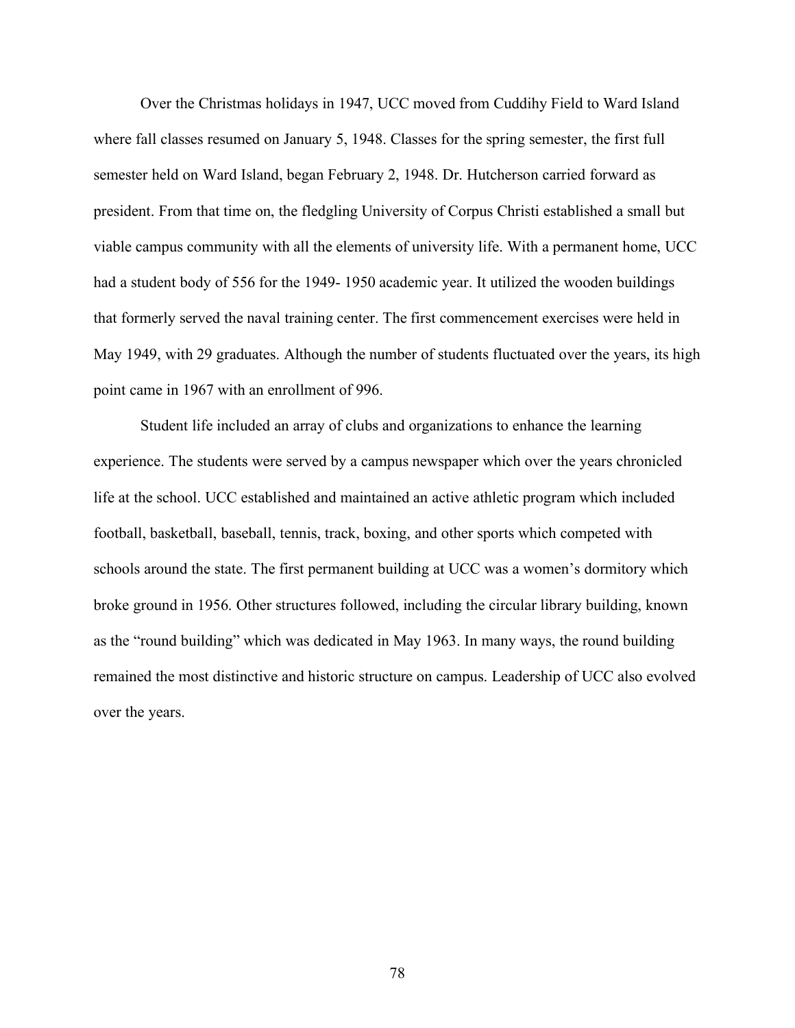Over the Christmas holidays in 1947, UCC moved from Cuddihy Field to Ward Island where fall classes resumed on January 5, 1948. Classes for the spring semester, the first full semester held on Ward Island, began February 2, 1948. Dr. Hutcherson carried forward as president. From that time on, the fledgling University of Corpus Christi established a small but viable campus community with all the elements of university life. With a permanent home, UCC had a student body of 556 for the 1949- 1950 academic year. It utilized the wooden buildings that formerly served the naval training center. The first commencement exercises were held in May 1949, with 29 graduates. Although the number of students fluctuated over the years, its high point came in 1967 with an enrollment of 996.

Student life included an array of clubs and organizations to enhance the learning experience. The students were served by a campus newspaper which over the years chronicled life at the school. UCC established and maintained an active athletic program which included football, basketball, baseball, tennis, track, boxing, and other sports which competed with schools around the state. The first permanent building at UCC was a women's dormitory which broke ground in 1956. Other structures followed, including the circular library building, known as the "round building" which was dedicated in May 1963. In many ways, the round building remained the most distinctive and historic structure on campus. Leadership of UCC also evolved over the years.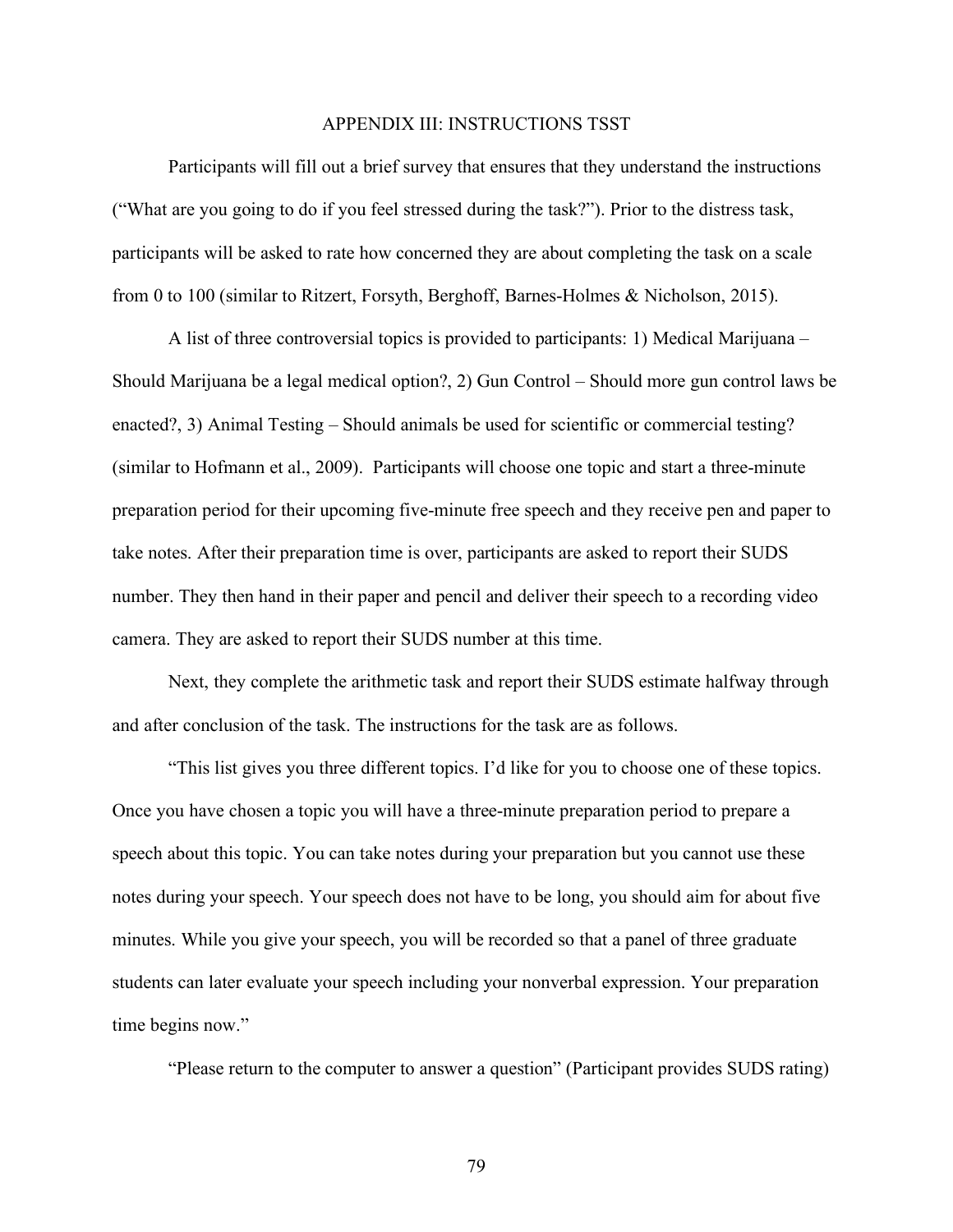# APPENDIX III: INSTRUCTIONS TSST

Participants will fill out a brief survey that ensures that they understand the instructions ("What are you going to do if you feel stressed during the task?"). Prior to the distress task, participants will be asked to rate how concerned they are about completing the task on a scale from 0 to 100 (similar to Ritzert, Forsyth, Berghoff, Barnes-Holmes & Nicholson, 2015).

A list of three controversial topics is provided to participants: 1) Medical Marijuana – Should Marijuana be a legal medical option?, 2) Gun Control – Should more gun control laws be enacted?, 3) Animal Testing – Should animals be used for scientific or commercial testing? (similar to Hofmann et al., 2009). Participants will choose one topic and start a three-minute preparation period for their upcoming five-minute free speech and they receive pen and paper to take notes. After their preparation time is over, participants are asked to report their SUDS number. They then hand in their paper and pencil and deliver their speech to a recording video camera. They are asked to report their SUDS number at this time.

Next, they complete the arithmetic task and report their SUDS estimate halfway through and after conclusion of the task. The instructions for the task are as follows.

"This list gives you three different topics. I'd like for you to choose one of these topics. Once you have chosen a topic you will have a three-minute preparation period to prepare a speech about this topic. You can take notes during your preparation but you cannot use these notes during your speech. Your speech does not have to be long, you should aim for about five minutes. While you give your speech, you will be recorded so that a panel of three graduate students can later evaluate your speech including your nonverbal expression. Your preparation time begins now."

"Please return to the computer to answer a question" (Participant provides SUDS rating)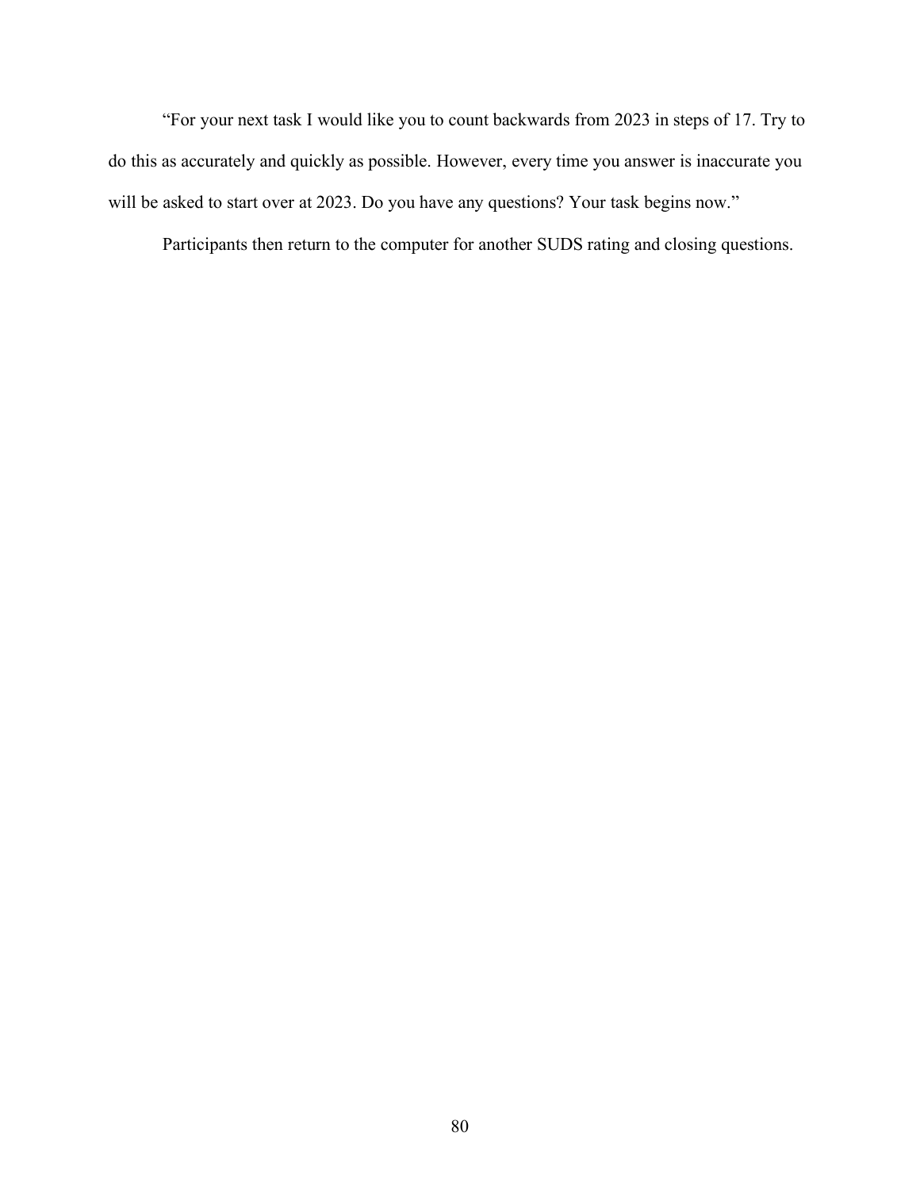"For your next task I would like you to count backwards from 2023 in steps of 17. Try to do this as accurately and quickly as possible. However, every time you answer is inaccurate you will be asked to start over at 2023. Do you have any questions? Your task begins now."

Participants then return to the computer for another SUDS rating and closing questions.